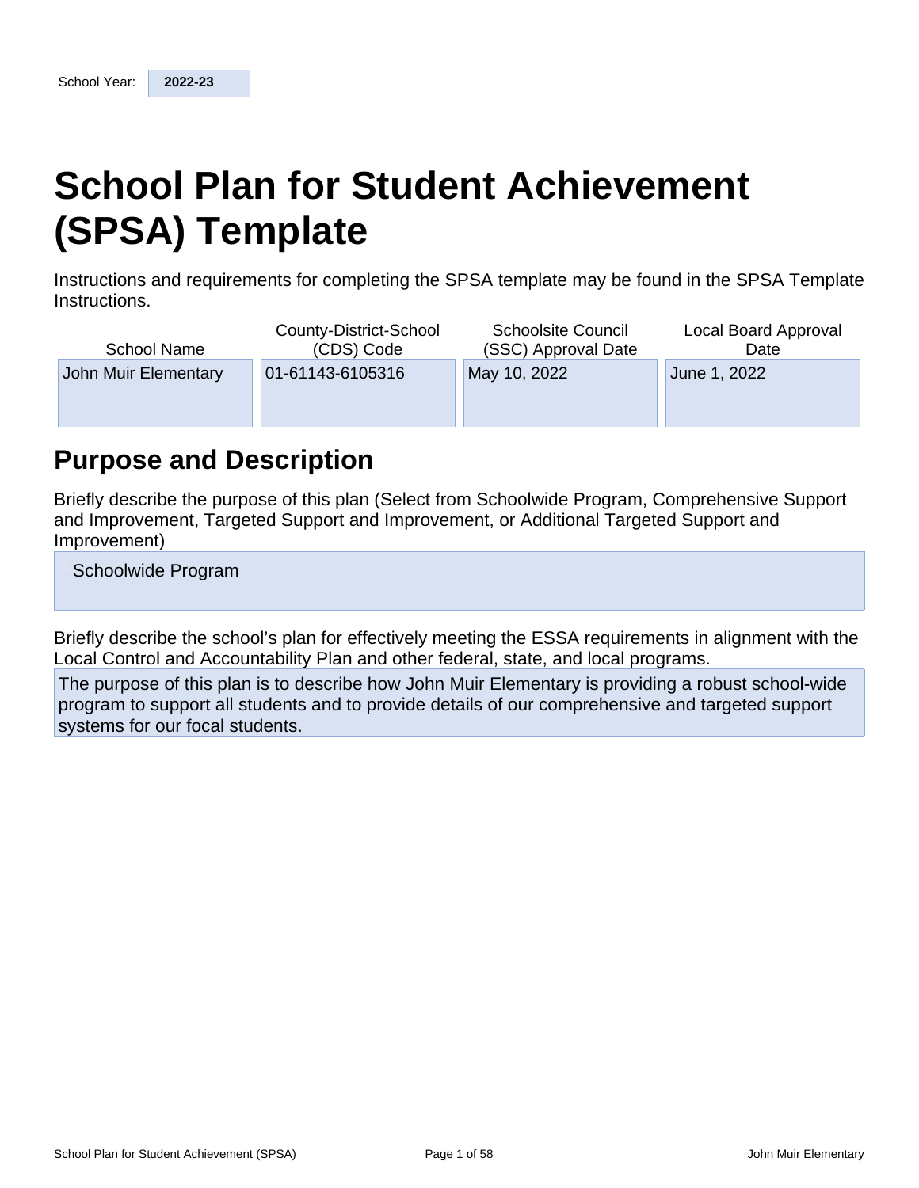School Year: **2022-23**

# School Plan for Student Achievement (SPSA) Template

Instructions and requirements for completing the SPSA template may be found in the SPSA Template Instructions.

| School Name | County-District-School (CDS) Code | Schoolsite Council (SSC) Approval Date | Local Board Approval Date |
|---|---|---|---|
| John Muir Elementary | 01-61143-6105316 | May 10, 2022 | June 1, 2022 |

## Purpose and Description

Briefly describe the purpose of this plan (Select from Schoolwide Program, Comprehensive Support and Improvement, Targeted Support and Improvement, or Additional Targeted Support and Improvement)

Schoolwide Program

Briefly describe the school's plan for effectively meeting the ESSA requirements in alignment with the Local Control and Accountability Plan and other federal, state, and local programs.

The purpose of this plan is to describe how John Muir Elementary is providing a robust school-wide program to support all students and to provide details of our comprehensive and targeted support systems for our focal students.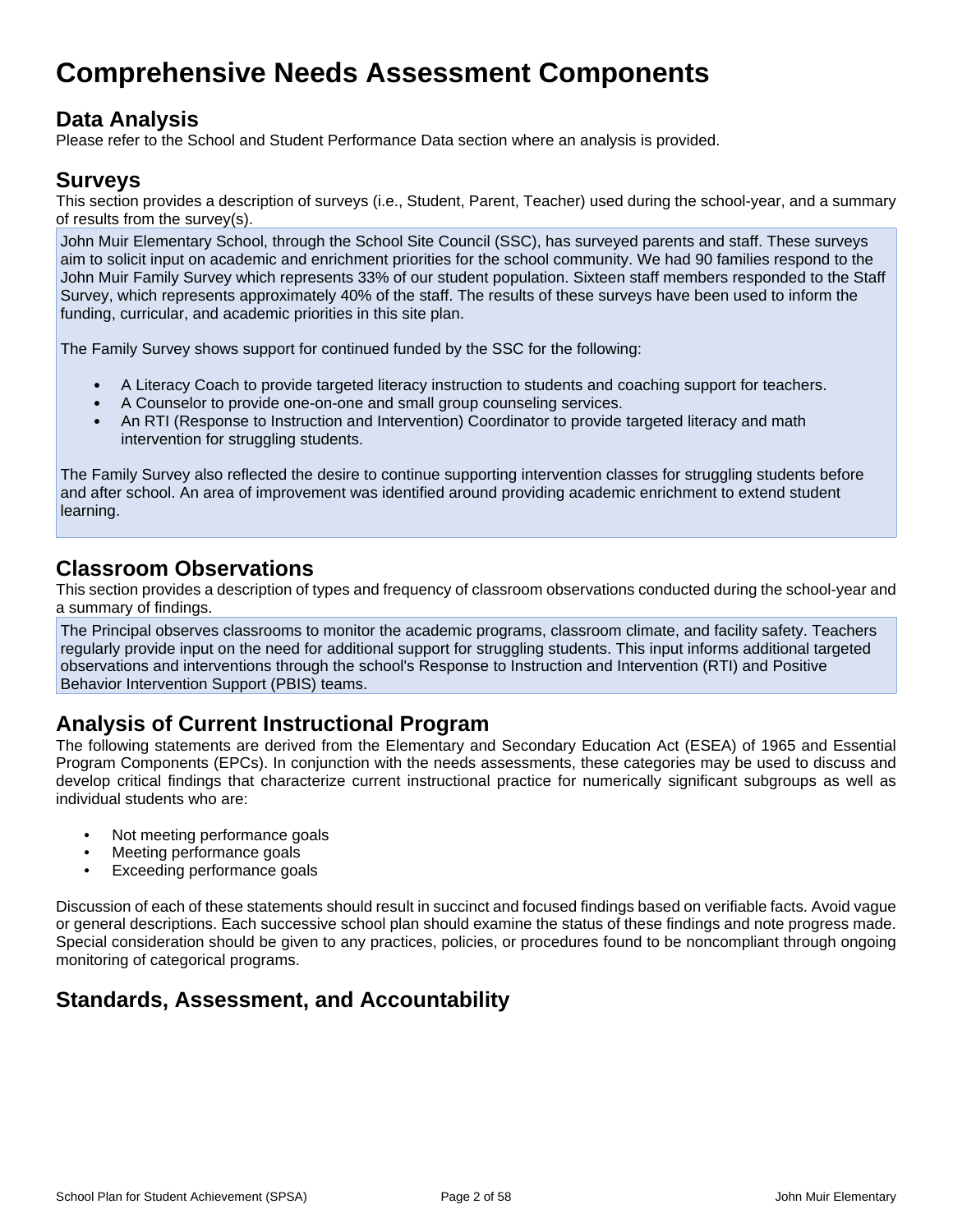# Comprehensive Needs Assessment Components

## Data Analysis

Please refer to the School and Student Performance Data section where an analysis is provided.

## Surveys

This section provides a description of surveys (i.e., Student, Parent, Teacher) used during the school-year, and a summary of results from the survey(s).

John Muir Elementary School, through the School Site Council (SSC), has surveyed parents and staff. These surveys aim to solicit input on academic and enrichment priorities for the school community. We had 90 families respond to the John Muir Family Survey which represents 33% of our student population. Sixteen staff members responded to the Staff Survey, which represents approximately 40% of the staff. The results of these surveys have been used to inform the funding, curricular, and academic priorities in this site plan.

The Family Survey shows support for continued funded by the SSC for the following:

- A Literacy Coach to provide targeted literacy instruction to students and coaching support for teachers.
- A Counselor to provide one-on-one and small group counseling services.
- An RTI (Response to Instruction and Intervention) Coordinator to provide targeted literacy and math intervention for struggling students.

The Family Survey also reflected the desire to continue supporting intervention classes for struggling students before and after school. An area of improvement was identified around providing academic enrichment to extend student learning.

## Classroom Observations

This section provides a description of types and frequency of classroom observations conducted during the school-year and a summary of findings.

The Principal observes classrooms to monitor the academic programs, classroom climate, and facility safety. Teachers regularly provide input on the need for additional support for struggling students. This input informs additional targeted observations and interventions through the school's Response to Instruction and Intervention (RTI) and Positive Behavior Intervention Support (PBIS) teams.

## Analysis of Current Instructional Program

The following statements are derived from the Elementary and Secondary Education Act (ESEA) of 1965 and Essential Program Components (EPCs). In conjunction with the needs assessments, these categories may be used to discuss and develop critical findings that characterize current instructional practice for numerically significant subgroups as well as individual students who are:

- Not meeting performance goals
- Meeting performance goals
- Exceeding performance goals

Discussion of each of these statements should result in succinct and focused findings based on verifiable facts. Avoid vague or general descriptions. Each successive school plan should examine the status of these findings and note progress made. Special consideration should be given to any practices, policies, or procedures found to be noncompliant through ongoing monitoring of categorical programs.

## Standards, Assessment, and Accountability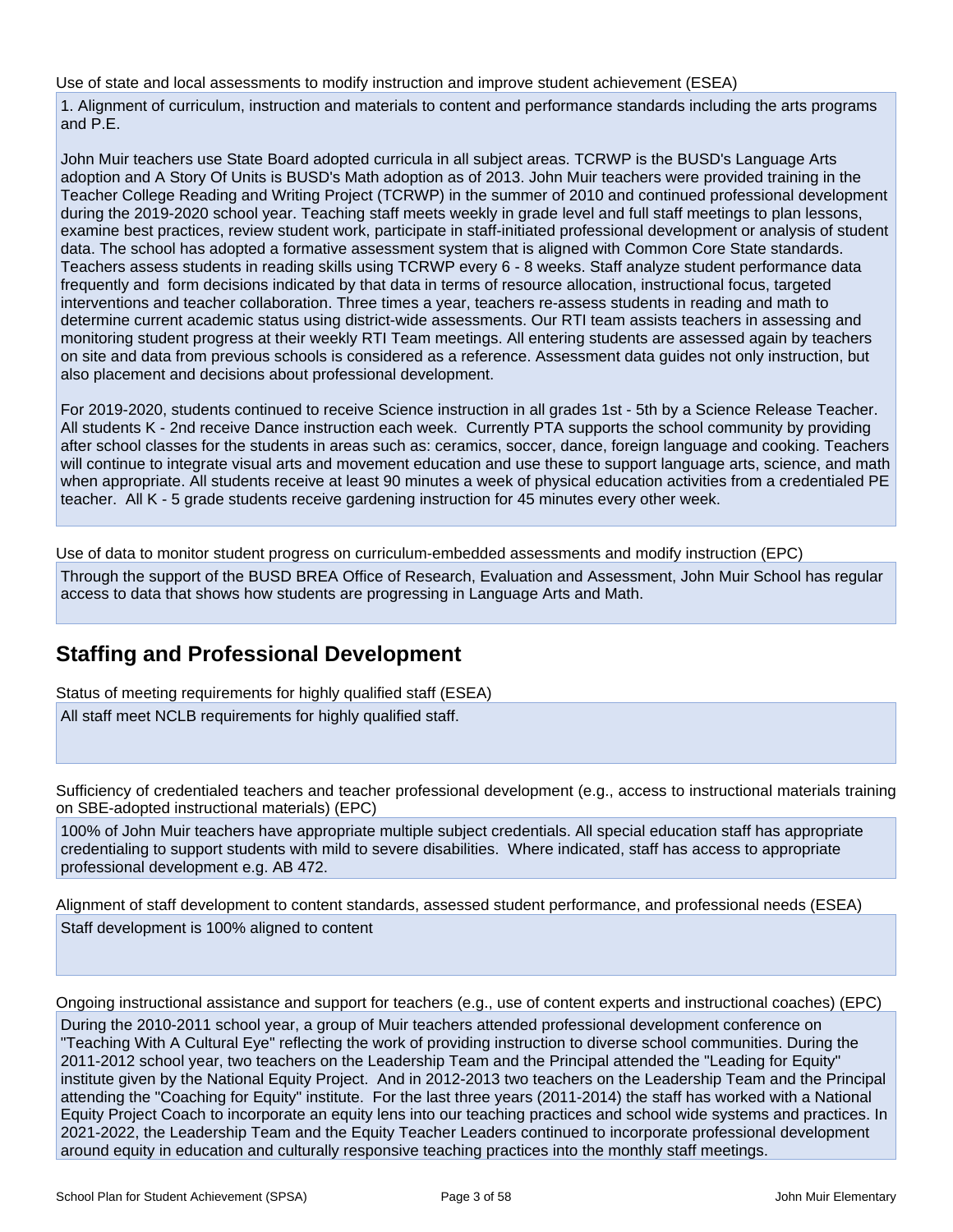Use of state and local assessments to modify instruction and improve student achievement (ESEA)

1. Alignment of curriculum, instruction and materials to content and performance standards including the arts programs and P.E.

John Muir teachers use State Board adopted curricula in all subject areas. TCRWP is the BUSD's Language Arts adoption and A Story Of Units is BUSD's Math adoption as of 2013. John Muir teachers were provided training in the Teacher College Reading and Writing Project (TCRWP) in the summer of 2010 and continued professional development during the 2019-2020 school year. Teaching staff meets weekly in grade level and full staff meetings to plan lessons, examine best practices, review student work, participate in staff-initiated professional development or analysis of student data. The school has adopted a formative assessment system that is aligned with Common Core State standards. Teachers assess students in reading skills using TCRWP every 6 - 8 weeks. Staff analyze student performance data frequently and form decisions indicated by that data in terms of resource allocation, instructional focus, targeted interventions and teacher collaboration. Three times a year, teachers re-assess students in reading and math to determine current academic status using district-wide assessments. Our RTI team assists teachers in assessing and monitoring student progress at their weekly RTI Team meetings. All entering students are assessed again by teachers on site and data from previous schools is considered as a reference. Assessment data guides not only instruction, but also placement and decisions about professional development.

For 2019-2020, students continued to receive Science instruction in all grades 1st - 5th by a Science Release Teacher. All students K - 2nd receive Dance instruction each week. Currently PTA supports the school community by providing after school classes for the students in areas such as: ceramics, soccer, dance, foreign language and cooking. Teachers will continue to integrate visual arts and movement education and use these to support language arts, science, and math when appropriate. All students receive at least 90 minutes a week of physical education activities from a credentialed PE teacher. All K - 5 grade students receive gardening instruction for 45 minutes every other week.

Use of data to monitor student progress on curriculum-embedded assessments and modify instruction (EPC)

Through the support of the BUSD BREA Office of Research, Evaluation and Assessment, John Muir School has regular access to data that shows how students are progressing in Language Arts and Math.

## Staffing and Professional Development

Status of meeting requirements for highly qualified staff (ESEA)

All staff meet NCLB requirements for highly qualified staff.

Sufficiency of credentialed teachers and teacher professional development (e.g., access to instructional materials training on SBE-adopted instructional materials) (EPC)

100% of John Muir teachers have appropriate multiple subject credentials. All special education staff has appropriate credentialing to support students with mild to severe disabilities. Where indicated, staff has access to appropriate professional development e.g. AB 472.

Alignment of staff development to content standards, assessed student performance, and professional needs (ESEA)

Staff development is 100% aligned to content

Ongoing instructional assistance and support for teachers (e.g., use of content experts and instructional coaches) (EPC)

During the 2010-2011 school year, a group of Muir teachers attended professional development conference on "Teaching With A Cultural Eye" reflecting the work of providing instruction to diverse school communities. During the 2011-2012 school year, two teachers on the Leadership Team and the Principal attended the "Leading for Equity" institute given by the National Equity Project. And in 2012-2013 two teachers on the Leadership Team and the Principal attending the "Coaching for Equity" institute. For the last three years (2011-2014) the staff has worked with a National Equity Project Coach to incorporate an equity lens into our teaching practices and school wide systems and practices. In 2021-2022, the Leadership Team and the Equity Teacher Leaders continued to incorporate professional development around equity in education and culturally responsive teaching practices into the monthly staff meetings.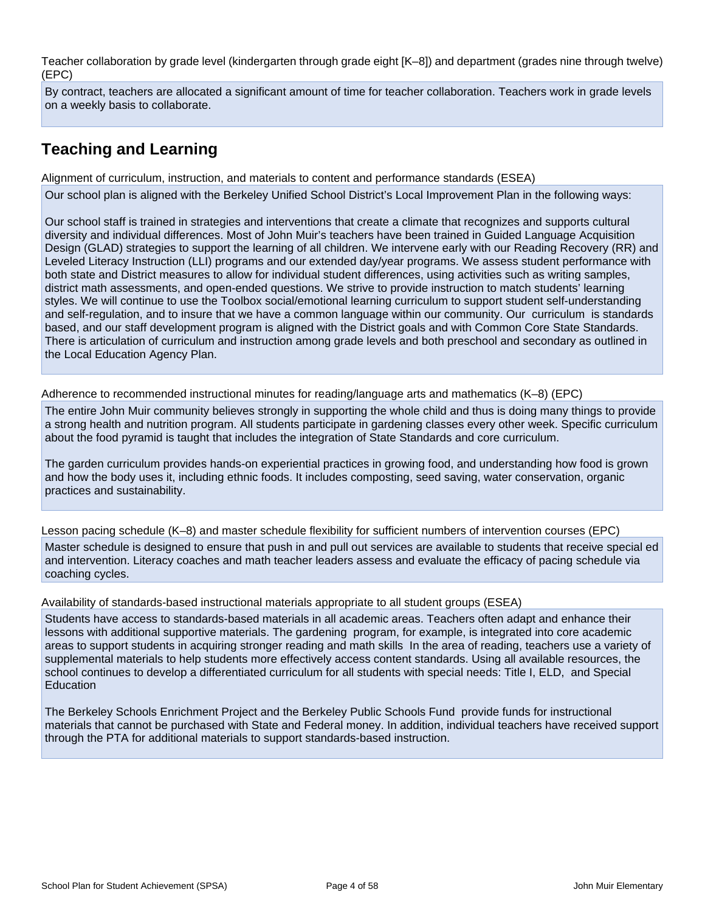Teacher collaboration by grade level (kindergarten through grade eight [K–8]) and department (grades nine through twelve) (EPC)

By contract, teachers are allocated a significant amount of time for teacher collaboration. Teachers work in grade levels on a weekly basis to collaborate.

## Teaching and Learning

Alignment of curriculum, instruction, and materials to content and performance standards (ESEA)

Our school plan is aligned with the Berkeley Unified School District's Local Improvement Plan in the following ways:

Our school staff is trained in strategies and interventions that create a climate that recognizes and supports cultural diversity and individual differences. Most of John Muir's teachers have been trained in Guided Language Acquisition Design (GLAD) strategies to support the learning of all children. We intervene early with our Reading Recovery (RR) and Leveled Literacy Instruction (LLI) programs and our extended day/year programs. We assess student performance with both state and District measures to allow for individual student differences, using activities such as writing samples, district math assessments, and open-ended questions. We strive to provide instruction to match students' learning styles. We will continue to use the Toolbox social/emotional learning curriculum to support student self-understanding and self-regulation, and to insure that we have a common language within our community. Our curriculum is standards based, and our staff development program is aligned with the District goals and with Common Core State Standards. There is articulation of curriculum and instruction among grade levels and both preschool and secondary as outlined in the Local Education Agency Plan.

Adherence to recommended instructional minutes for reading/language arts and mathematics (K–8) (EPC)

The entire John Muir community believes strongly in supporting the whole child and thus is doing many things to provide a strong health and nutrition program. All students participate in gardening classes every other week. Specific curriculum about the food pyramid is taught that includes the integration of State Standards and core curriculum.

The garden curriculum provides hands-on experiential practices in growing food, and understanding how food is grown and how the body uses it, including ethnic foods. It includes composting, seed saving, water conservation, organic practices and sustainability.

Lesson pacing schedule (K–8) and master schedule flexibility for sufficient numbers of intervention courses (EPC)

Master schedule is designed to ensure that push in and pull out services are available to students that receive special ed and intervention. Literacy coaches and math teacher leaders assess and evaluate the efficacy of pacing schedule via coaching cycles.

Availability of standards-based instructional materials appropriate to all student groups (ESEA)

Students have access to standards-based materials in all academic areas. Teachers often adapt and enhance their lessons with additional supportive materials. The gardening program, for example, is integrated into core academic areas to support students in acquiring stronger reading and math skills In the area of reading, teachers use a variety of supplemental materials to help students more effectively access content standards. Using all available resources, the school continues to develop a differentiated curriculum for all students with special needs: Title I, ELD, and Special Education

The Berkeley Schools Enrichment Project and the Berkeley Public Schools Fund provide funds for instructional materials that cannot be purchased with State and Federal money. In addition, individual teachers have received support through the PTA for additional materials to support standards-based instruction.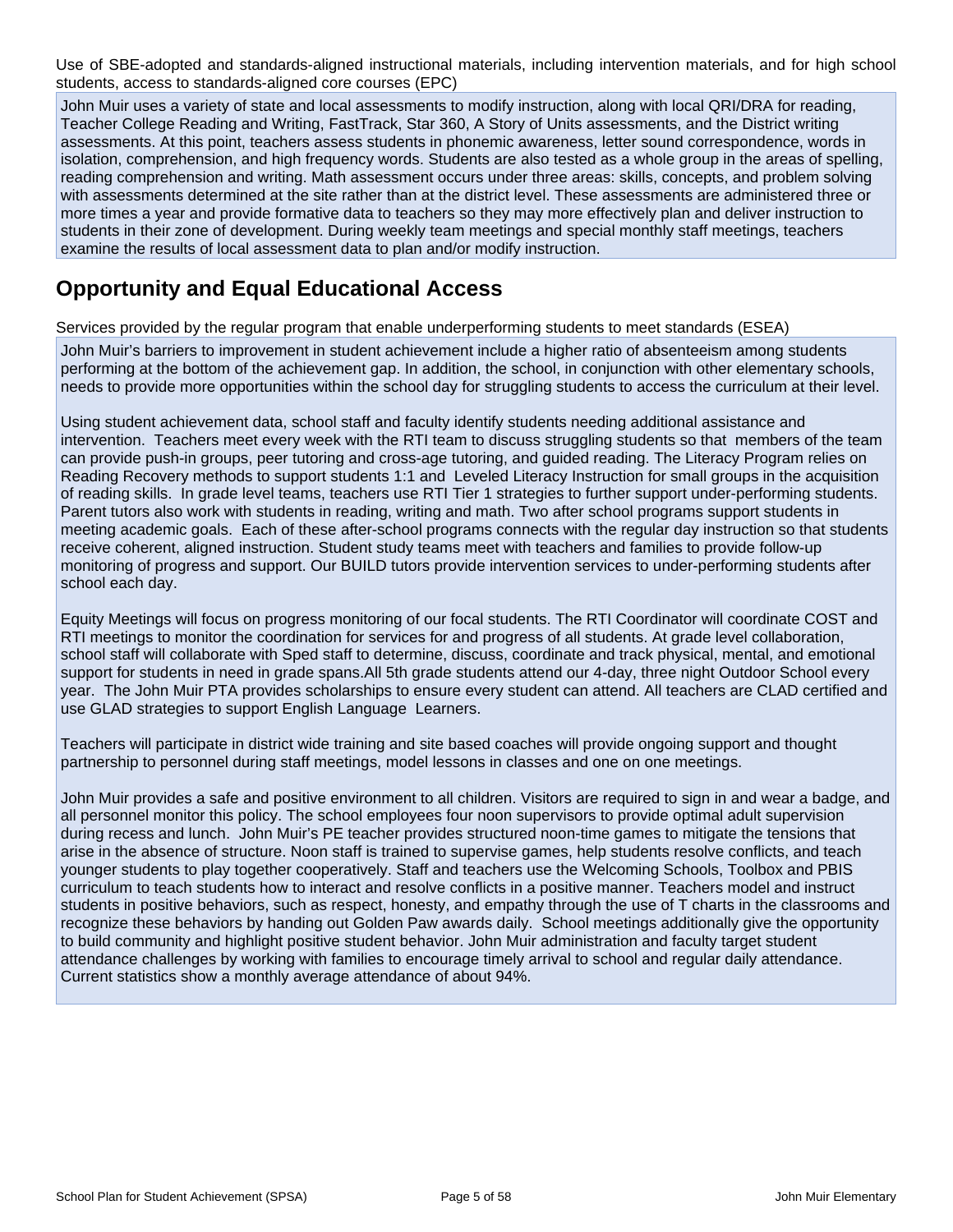Use of SBE-adopted and standards-aligned instructional materials, including intervention materials, and for high school students, access to standards-aligned core courses (EPC)

John Muir uses a variety of state and local assessments to modify instruction, along with local QRI/DRA for reading, Teacher College Reading and Writing, FastTrack, Star 360, A Story of Units assessments, and the District writing assessments. At this point, teachers assess students in phonemic awareness, letter sound correspondence, words in isolation, comprehension, and high frequency words. Students are also tested as a whole group in the areas of spelling, reading comprehension and writing. Math assessment occurs under three areas: skills, concepts, and problem solving with assessments determined at the site rather than at the district level. These assessments are administered three or more times a year and provide formative data to teachers so they may more effectively plan and deliver instruction to students in their zone of development. During weekly team meetings and special monthly staff meetings, teachers examine the results of local assessment data to plan and/or modify instruction.

## Opportunity and Equal Educational Access

Services provided by the regular program that enable underperforming students to meet standards (ESEA)

John Muir's barriers to improvement in student achievement include a higher ratio of absenteeism among students performing at the bottom of the achievement gap. In addition, the school, in conjunction with other elementary schools, needs to provide more opportunities within the school day for struggling students to access the curriculum at their level.

Using student achievement data, school staff and faculty identify students needing additional assistance and intervention. Teachers meet every week with the RTI team to discuss struggling students so that members of the team can provide push-in groups, peer tutoring and cross-age tutoring, and guided reading. The Literacy Program relies on Reading Recovery methods to support students 1:1 and Leveled Literacy Instruction for small groups in the acquisition of reading skills. In grade level teams, teachers use RTI Tier 1 strategies to further support under-performing students. Parent tutors also work with students in reading, writing and math. Two after school programs support students in meeting academic goals. Each of these after-school programs connects with the regular day instruction so that students receive coherent, aligned instruction. Student study teams meet with teachers and families to provide follow-up monitoring of progress and support. Our BUILD tutors provide intervention services to under-performing students after school each day.

Equity Meetings will focus on progress monitoring of our focal students. The RTI Coordinator will coordinate COST and RTI meetings to monitor the coordination for services for and progress of all students. At grade level collaboration, school staff will collaborate with Sped staff to determine, discuss, coordinate and track physical, mental, and emotional support for students in need in grade spans.All 5th grade students attend our 4-day, three night Outdoor School every year. The John Muir PTA provides scholarships to ensure every student can attend. All teachers are CLAD certified and use GLAD strategies to support English Language Learners.

Teachers will participate in district wide training and site based coaches will provide ongoing support and thought partnership to personnel during staff meetings, model lessons in classes and one on one meetings.

John Muir provides a safe and positive environment to all children. Visitors are required to sign in and wear a badge, and all personnel monitor this policy. The school employees four noon supervisors to provide optimal adult supervision during recess and lunch. John Muir's PE teacher provides structured noon-time games to mitigate the tensions that arise in the absence of structure. Noon staff is trained to supervise games, help students resolve conflicts, and teach younger students to play together cooperatively. Staff and teachers use the Welcoming Schools, Toolbox and PBIS curriculum to teach students how to interact and resolve conflicts in a positive manner. Teachers model and instruct students in positive behaviors, such as respect, honesty, and empathy through the use of T charts in the classrooms and recognize these behaviors by handing out Golden Paw awards daily. School meetings additionally give the opportunity to build community and highlight positive student behavior. John Muir administration and faculty target student attendance challenges by working with families to encourage timely arrival to school and regular daily attendance. Current statistics show a monthly average attendance of about 94%.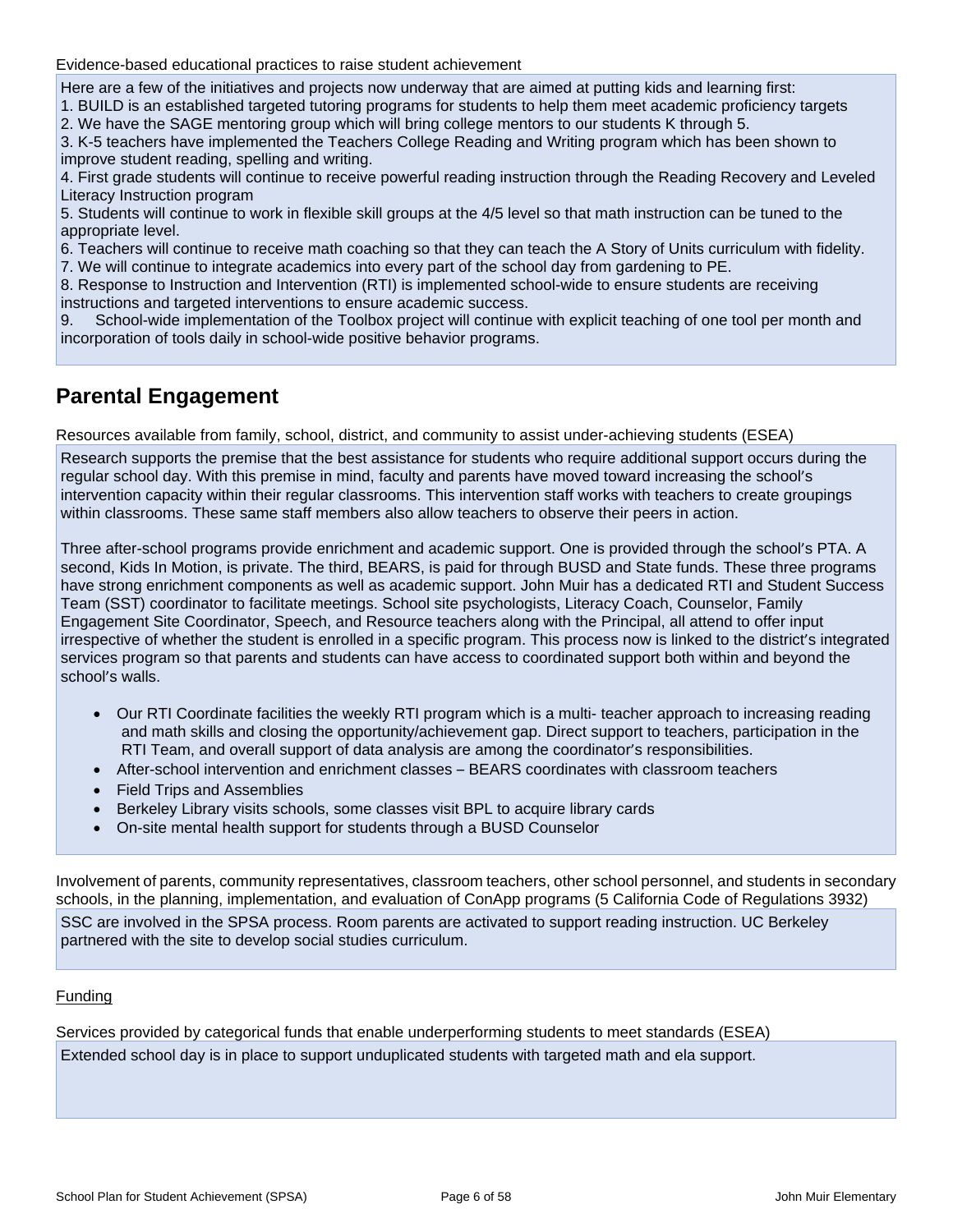Evidence-based educational practices to raise student achievement

Here are a few of the initiatives and projects now underway that are aimed at putting kids and learning first:
1. BUILD is an established targeted tutoring programs for students to help them meet academic proficiency targets
2. We have the SAGE mentoring group which will bring college mentors to our students K through 5.
3. K-5 teachers have implemented the Teachers College Reading and Writing program which has been shown to improve student reading, spelling and writing.
4. First grade students will continue to receive powerful reading instruction through the Reading Recovery and Leveled Literacy Instruction program
5. Students will continue to work in flexible skill groups at the 4/5 level so that math instruction can be tuned to the appropriate level.
6. Teachers will continue to receive math coaching so that they can teach the A Story of Units curriculum with fidelity.
7. We will continue to integrate academics into every part of the school day from gardening to PE.
8. Response to Instruction and Intervention (RTI) is implemented school-wide to ensure students are receiving instructions and targeted interventions to ensure academic success.
9. School-wide implementation of the Toolbox project will continue with explicit teaching of one tool per month and incorporation of tools daily in school-wide positive behavior programs.

## Parental Engagement

Resources available from family, school, district, and community to assist under-achieving students (ESEA)

Research supports the premise that the best assistance for students who require additional support occurs during the regular school day. With this premise in mind, faculty and parents have moved toward increasing the school's intervention capacity within their regular classrooms. This intervention staff works with teachers to create groupings within classrooms. These same staff members also allow teachers to observe their peers in action.

Three after-school programs provide enrichment and academic support. One is provided through the school's PTA. A second, Kids In Motion, is private. The third, BEARS, is paid for through BUSD and State funds. These three programs have strong enrichment components as well as academic support. John Muir has a dedicated RTI and Student Success Team (SST) coordinator to facilitate meetings. School site psychologists, Literacy Coach, Counselor, Family Engagement Site Coordinator, Speech, and Resource teachers along with the Principal, all attend to offer input irrespective of whether the student is enrolled in a specific program. This process now is linked to the district's integrated services program so that parents and students can have access to coordinated support both within and beyond the school's walls.

- Our RTI Coordinate facilities the weekly RTI program which is a multi- teacher approach to increasing reading and math skills and closing the opportunity/achievement gap. Direct support to teachers, participation in the RTI Team, and overall support of data analysis are among the coordinator's responsibilities.
- After-school intervention and enrichment classes – BEARS coordinates with classroom teachers
- Field Trips and Assemblies
- Berkeley Library visits schools, some classes visit BPL to acquire library cards
- On-site mental health support for students through a BUSD Counselor

Involvement of parents, community representatives, classroom teachers, other school personnel, and students in secondary schools, in the planning, implementation, and evaluation of ConApp programs (5 California Code of Regulations 3932)

SSC are involved in the SPSA process. Room parents are activated to support reading instruction. UC Berkeley partnered with the site to develop social studies curriculum.

Funding

Services provided by categorical funds that enable underperforming students to meet standards (ESEA)

Extended school day is in place to support unduplicated students with targeted math and ela support.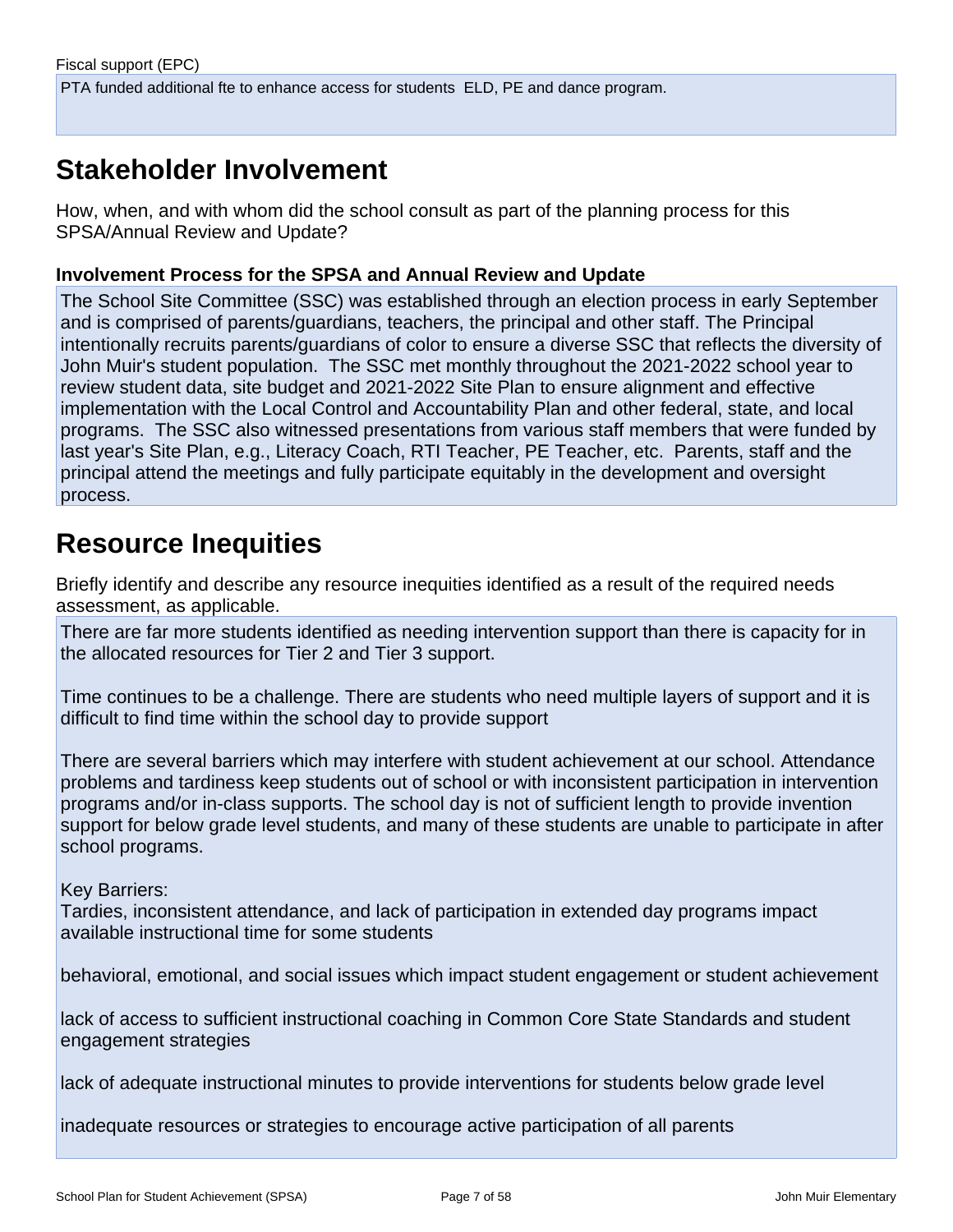Fiscal support (EPC)

PTA funded additional fte to enhance access for students  ELD, PE and dance program.

## Stakeholder Involvement

How, when, and with whom did the school consult as part of the planning process for this SPSA/Annual Review and Update?

### Involvement Process for the SPSA and Annual Review and Update

The School Site Committee (SSC) was established through an election process in early September and is comprised of parents/guardians, teachers, the principal and other staff. The Principal intentionally recruits parents/guardians of color to ensure a diverse SSC that reflects the diversity of John Muir's student population.  The SSC met monthly throughout the 2021-2022 school year to review student data, site budget and 2021-2022 Site Plan to ensure alignment and effective implementation with the Local Control and Accountability Plan and other federal, state, and local programs.  The SSC also witnessed presentations from various staff members that were funded by last year's Site Plan, e.g., Literacy Coach, RTI Teacher, PE Teacher, etc.  Parents, staff and the principal attend the meetings and fully participate equitably in the development and oversight process.

## Resource Inequities

Briefly identify and describe any resource inequities identified as a result of the required needs assessment, as applicable.

There are far more students identified as needing intervention support than there is capacity for in the allocated resources for Tier 2 and Tier 3 support.

Time continues to be a challenge. There are students who need multiple layers of support and it is difficult to find time within the school day to provide support

There are several barriers which may interfere with student achievement at our school. Attendance problems and tardiness keep students out of school or with inconsistent participation in intervention programs and/or in-class supports. The school day is not of sufficient length to provide invention support for below grade level students, and many of these students are unable to participate in after school programs.

Key Barriers:
Tardies, inconsistent attendance, and lack of participation in extended day programs impact available instructional time for some students

behavioral, emotional, and social issues which impact student engagement or student achievement

lack of access to sufficient instructional coaching in Common Core State Standards and student engagement strategies

lack of adequate instructional minutes to provide interventions for students below grade level

inadequate resources or strategies to encourage active participation of all parents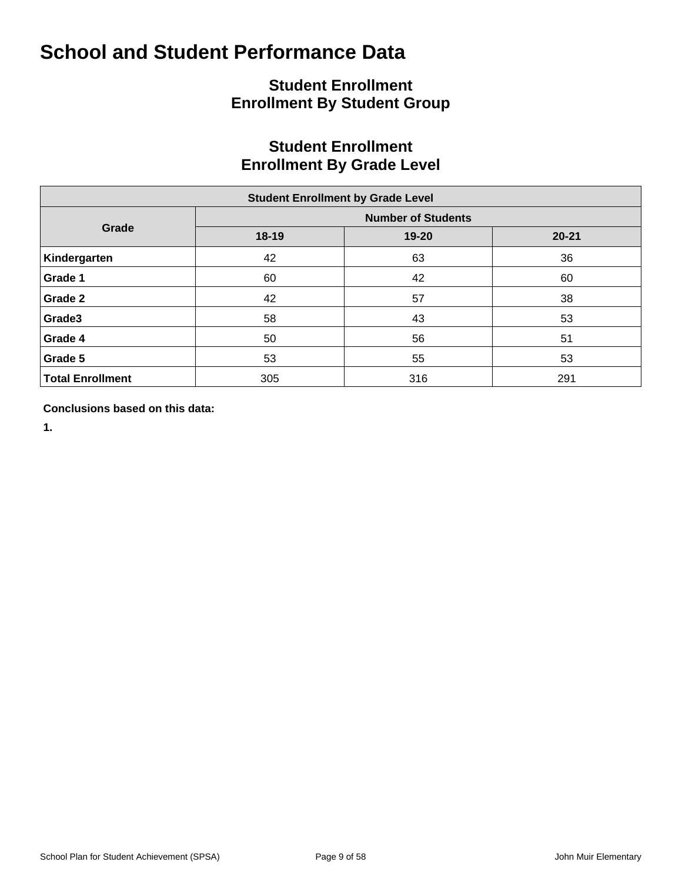# School and Student Performance Data

## Student Enrollment
## Enrollment By Student Group

## Student Enrollment
## Enrollment By Grade Level

| Student Enrollment by Grade Level | | | |
|---|---|---|---|
| Grade | Number of Students | | |
| | 18-19 | 19-20 | 20-21 |
| **Kindergarten** | 42 | 63 | 36 |
| **Grade 1** | 60 | 42 | 60 |
| **Grade 2** | 42 | 57 | 38 |
| **Grade3** | 58 | 43 | 53 |
| **Grade 4** | 50 | 56 | 51 |
| **Grade 5** | 53 | 55 | 53 |
| **Total Enrollment** | 305 | 316 | 291 |

**Conclusions based on this data:**

**1.**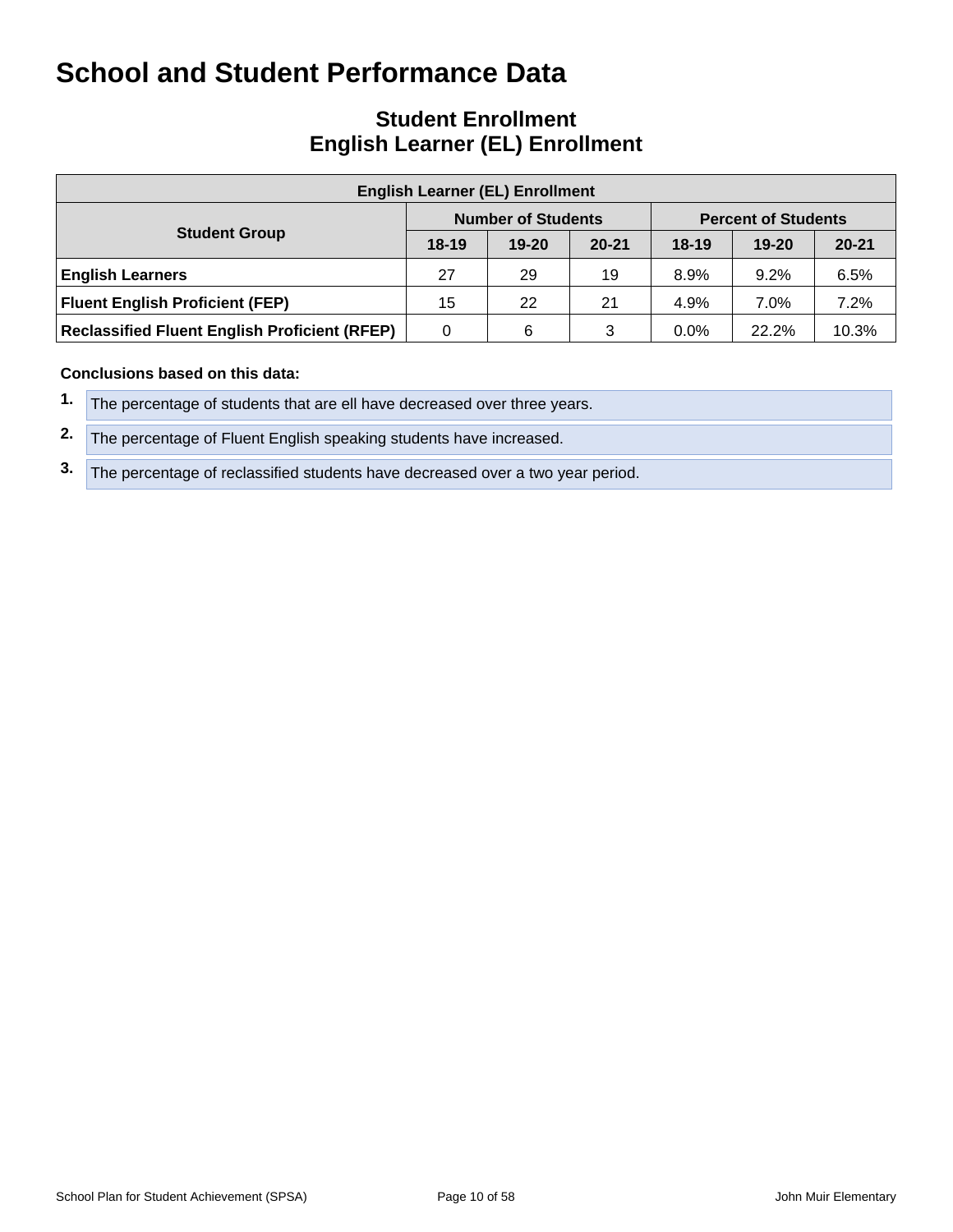# School and Student Performance Data

## Student Enrollment
## English Learner (EL) Enrollment

| English Learner (EL) Enrollment | | | | | | |
|---|---|---|---|---|---|---|
| **Student Group** | **Number of Students** | | | **Percent of Students** | | |
| | **18-19** | **19-20** | **20-21** | **18-19** | **19-20** | **20-21** |
| **English Learners** | 27 | 29 | 19 | 8.9% | 9.2% | 6.5% |
| **Fluent English Proficient (FEP)** | 15 | 22 | 21 | 4.9% | 7.0% | 7.2% |
| **Reclassified Fluent English Proficient (RFEP)** | 0 | 6 | 3 | 0.0% | 22.2% | 10.3% |

**Conclusions based on this data:**

1. The percentage of students that are ell have decreased over three years.
2. The percentage of Fluent English speaking students have increased.
3. The percentage of reclassified students have decreased over a two year period.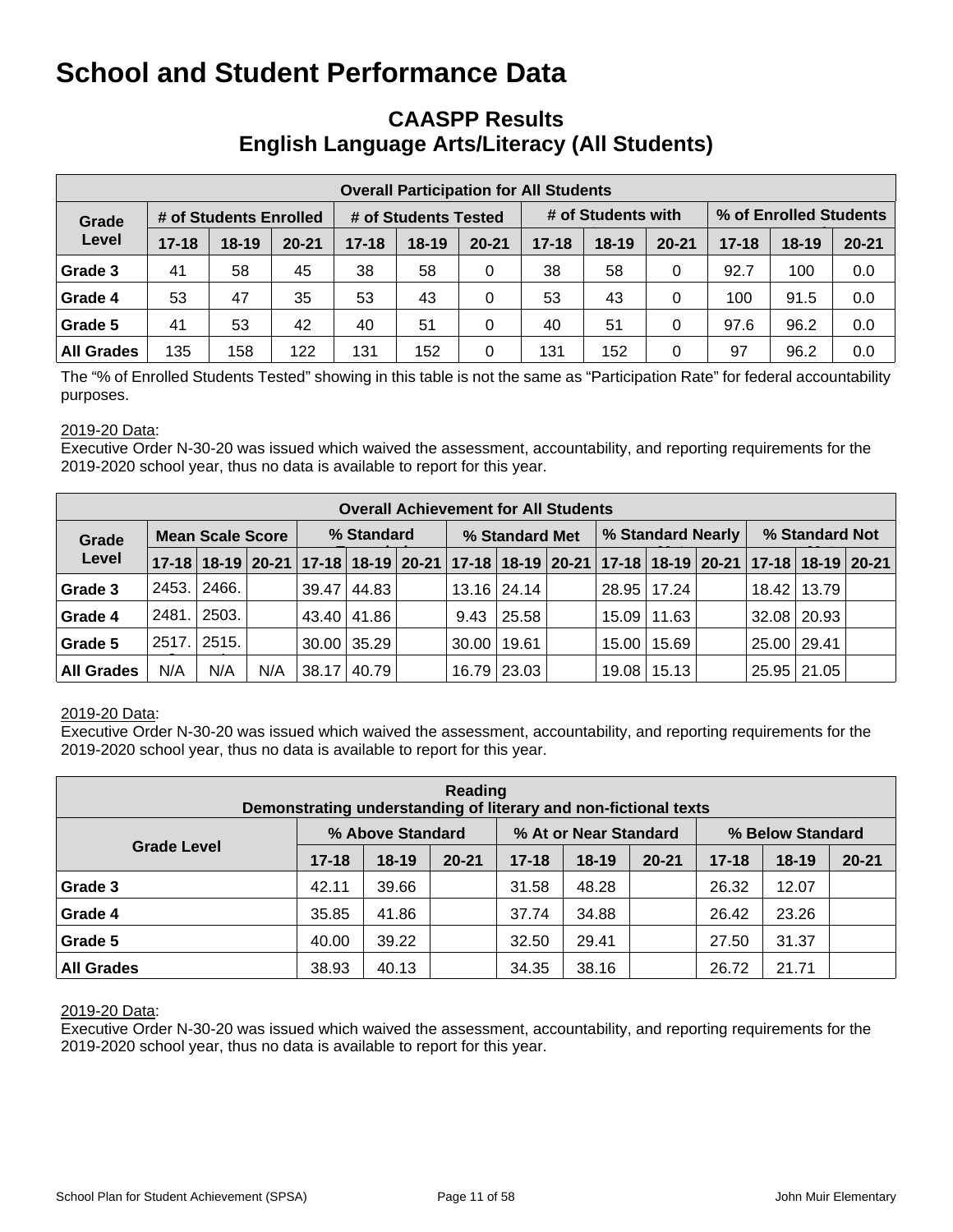# School and Student Performance Data

## CAASPP Results
## English Language Arts/Literacy (All Students)

| Overall Participation for All Students | | | | | | | | | | | | |
|---|---|---|---|---|---|---|---|---|---|---|---|---|
| Grade Level | # of Students Enrolled | | | # of Students Tested | | | # of Students with | | | % of Enrolled Students | | |
| | 17-18 | 18-19 | 20-21 | 17-18 | 18-19 | 20-21 | 17-18 | 18-19 | 20-21 | 17-18 | 18-19 | 20-21 |
| Grade 3 | 41 | 58 | 45 | 38 | 58 | 0 | 38 | 58 | 0 | 92.7 | 100 | 0.0 |
| Grade 4 | 53 | 47 | 35 | 53 | 43 | 0 | 53 | 43 | 0 | 100 | 91.5 | 0.0 |
| Grade 5 | 41 | 53 | 42 | 40 | 51 | 0 | 40 | 51 | 0 | 97.6 | 96.2 | 0.0 |
| All Grades | 135 | 158 | 122 | 131 | 152 | 0 | 131 | 152 | 0 | 97 | 96.2 | 0.0 |

The "% of Enrolled Students Tested" showing in this table is not the same as "Participation Rate" for federal accountability purposes.

2019-20 Data:
Executive Order N-30-20 was issued which waived the assessment, accountability, and reporting requirements for the 2019-2020 school year, thus no data is available to report for this year.

| Overall Achievement for All Students | | | | | | | | | | | | | | | |
|---|---|---|---|---|---|---|---|---|---|---|---|---|---|---|---|
| Grade Level | Mean Scale Score | | | % Standard | | | % Standard Met | | | % Standard Nearly | | | % Standard Not | | |
| | 17-18 | 18-19 | 20-21 | 17-18 | 18-19 | 20-21 | 17-18 | 18-19 | 20-21 | 17-18 | 18-19 | 20-21 | 17-18 | 18-19 | 20-21 |
| Grade 3 | 2453. | 2466. | | 39.47 | 44.83 | | 13.16 | 24.14 | | 28.95 | 17.24 | | 18.42 | 13.79 | |
| Grade 4 | 2481. | 2503. | | 43.40 | 41.86 | | 9.43 | 25.58 | | 15.09 | 11.63 | | 32.08 | 20.93 | |
| Grade 5 | 2517. | 2515. | | 30.00 | 35.29 | | 30.00 | 19.61 | | 15.00 | 15.69 | | 25.00 | 29.41 | |
| All Grades | N/A | N/A | N/A | 38.17 | 40.79 | | 16.79 | 23.03 | | 19.08 | 15.13 | | 25.95 | 21.05 | |

2019-20 Data:
Executive Order N-30-20 was issued which waived the assessment, accountability, and reporting requirements for the 2019-2020 school year, thus no data is available to report for this year.

| Reading<br>Demonstrating understanding of literary and non-fictional texts | | | | | | | | | |
|---|---|---|---|---|---|---|---|---|---|
| Grade Level | % Above Standard | | | % At or Near Standard | | | % Below Standard | | |
| | 17-18 | 18-19 | 20-21 | 17-18 | 18-19 | 20-21 | 17-18 | 18-19 | 20-21 |
| Grade 3 | 42.11 | 39.66 | | 31.58 | 48.28 | | 26.32 | 12.07 | |
| Grade 4 | 35.85 | 41.86 | | 37.74 | 34.88 | | 26.42 | 23.26 | |
| Grade 5 | 40.00 | 39.22 | | 32.50 | 29.41 | | 27.50 | 31.37 | |
| All Grades | 38.93 | 40.13 | | 34.35 | 38.16 | | 26.72 | 21.71 | |

2019-20 Data:
Executive Order N-30-20 was issued which waived the assessment, accountability, and reporting requirements for the 2019-2020 school year, thus no data is available to report for this year.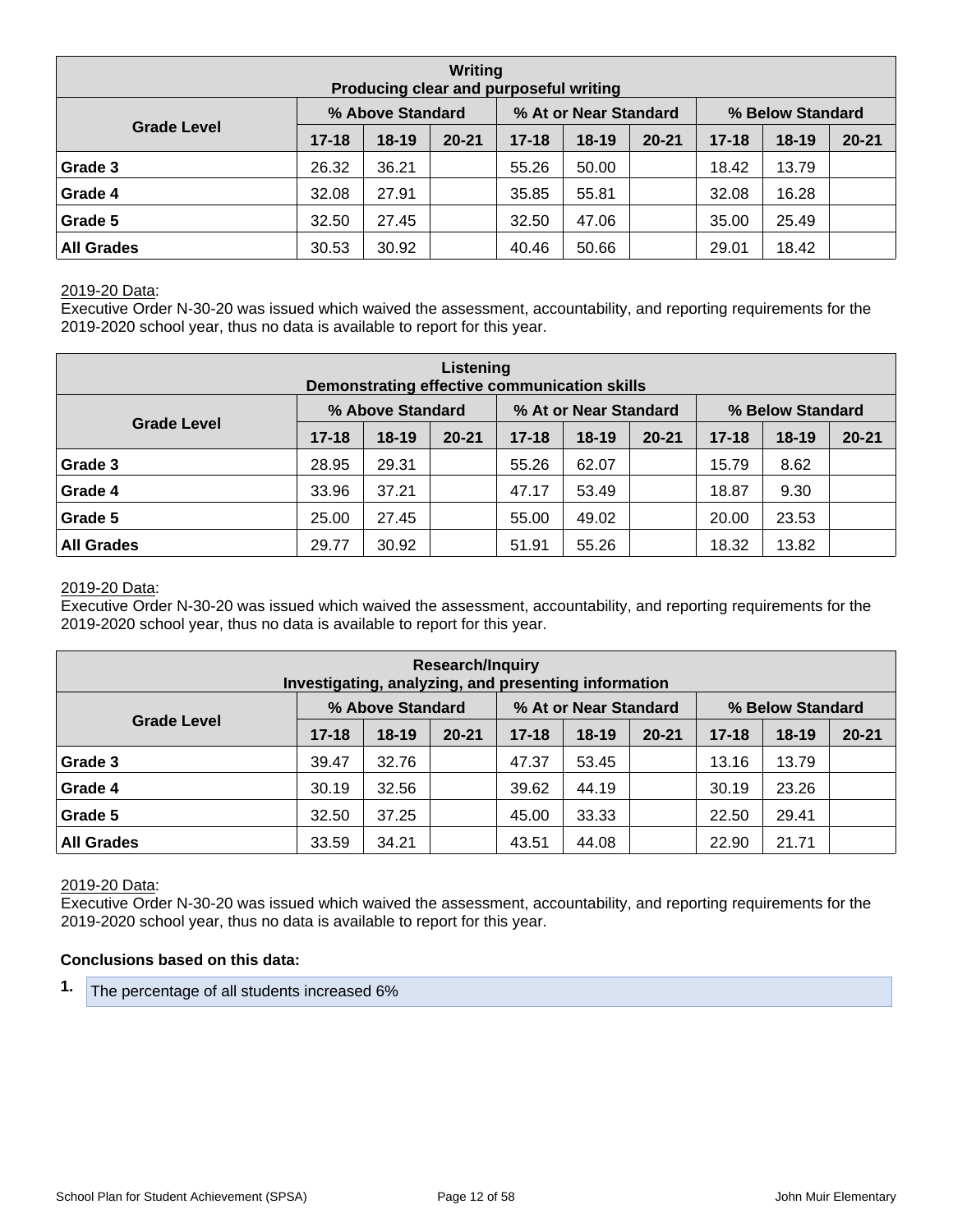| Writing<br>Producing clear and purposeful writing | | | | | | | | | |
|---|---|---|---|---|---|---|---|---|---|
| Grade Level | % Above Standard | | | % At or Near Standard | | | % Below Standard | | |
| | 17-18 | 18-19 | 20-21 | 17-18 | 18-19 | 20-21 | 17-18 | 18-19 | 20-21 |
| Grade 3 | 26.32 | 36.21 | | 55.26 | 50.00 | | 18.42 | 13.79 | |
| Grade 4 | 32.08 | 27.91 | | 35.85 | 55.81 | | 32.08 | 16.28 | |
| Grade 5 | 32.50 | 27.45 | | 32.50 | 47.06 | | 35.00 | 25.49 | |
| All Grades | 30.53 | 30.92 | | 40.46 | 50.66 | | 29.01 | 18.42 | |

2019-20 Data:
Executive Order N-30-20 was issued which waived the assessment, accountability, and reporting requirements for the 2019-2020 school year, thus no data is available to report for this year.

| Listening<br>Demonstrating effective communication skills | | | | | | | | | |
|---|---|---|---|---|---|---|---|---|---|
| Grade Level | % Above Standard | | | % At or Near Standard | | | % Below Standard | | |
| | 17-18 | 18-19 | 20-21 | 17-18 | 18-19 | 20-21 | 17-18 | 18-19 | 20-21 |
| Grade 3 | 28.95 | 29.31 | | 55.26 | 62.07 | | 15.79 | 8.62 | |
| Grade 4 | 33.96 | 37.21 | | 47.17 | 53.49 | | 18.87 | 9.30 | |
| Grade 5 | 25.00 | 27.45 | | 55.00 | 49.02 | | 20.00 | 23.53 | |
| All Grades | 29.77 | 30.92 | | 51.91 | 55.26 | | 18.32 | 13.82 | |

2019-20 Data:
Executive Order N-30-20 was issued which waived the assessment, accountability, and reporting requirements for the 2019-2020 school year, thus no data is available to report for this year.

| Research/Inquiry<br>Investigating, analyzing, and presenting information | | | | | | | | | |
|---|---|---|---|---|---|---|---|---|---|
| Grade Level | % Above Standard | | | % At or Near Standard | | | % Below Standard | | |
| | 17-18 | 18-19 | 20-21 | 17-18 | 18-19 | 20-21 | 17-18 | 18-19 | 20-21 |
| Grade 3 | 39.47 | 32.76 | | 47.37 | 53.45 | | 13.16 | 13.79 | |
| Grade 4 | 30.19 | 32.56 | | 39.62 | 44.19 | | 30.19 | 23.26 | |
| Grade 5 | 32.50 | 37.25 | | 45.00 | 33.33 | | 22.50 | 29.41 | |
| All Grades | 33.59 | 34.21 | | 43.51 | 44.08 | | 22.90 | 21.71 | |

2019-20 Data:
Executive Order N-30-20 was issued which waived the assessment, accountability, and reporting requirements for the 2019-2020 school year, thus no data is available to report for this year.

**Conclusions based on this data:**

1. The percentage of all students increased 6%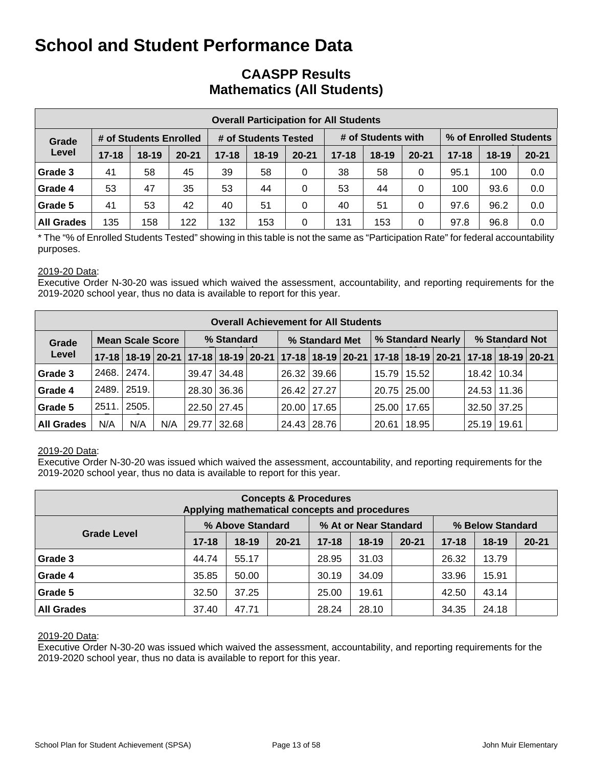# School and Student Performance Data

## CAASPP Results
## Mathematics (All Students)

| Overall Participation for All Students | | | | | | | | | | | | |
|---|---|---|---|---|---|---|---|---|---|---|---|---|
| Grade Level | # of Students Enrolled | | | # of Students Tested | | | # of Students with | | | % of Enrolled Students | | |
| | 17-18 | 18-19 | 20-21 | 17-18 | 18-19 | 20-21 | 17-18 | 18-19 | 20-21 | 17-18 | 18-19 | 20-21 |
| Grade 3 | 41 | 58 | 45 | 39 | 58 | 0 | 38 | 58 | 0 | 95.1 | 100 | 0.0 |
| Grade 4 | 53 | 47 | 35 | 53 | 44 | 0 | 53 | 44 | 0 | 100 | 93.6 | 0.0 |
| Grade 5 | 41 | 53 | 42 | 40 | 51 | 0 | 40 | 51 | 0 | 97.6 | 96.2 | 0.0 |
| All Grades | 135 | 158 | 122 | 132 | 153 | 0 | 131 | 153 | 0 | 97.8 | 96.8 | 0.0 |

* The "% of Enrolled Students Tested" showing in this table is not the same as "Participation Rate" for federal accountability purposes.

2019-20 Data:
Executive Order N-30-20 was issued which waived the assessment, accountability, and reporting requirements for the 2019-2020 school year, thus no data is available to report for this year.

| Overall Achievement for All Students | | | | | | | | | | | | | | | |
|---|---|---|---|---|---|---|---|---|---|---|---|---|---|---|---|
| Grade Level | Mean Scale Score | | | % Standard | | | % Standard Met | | | % Standard Nearly | | | % Standard Not | | |
| | 17-18 | 18-19 | 20-21 | 17-18 | 18-19 | 20-21 | 17-18 | 18-19 | 20-21 | 17-18 | 18-19 | 20-21 | 17-18 | 18-19 | 20-21 |
| Grade 3 | 2468. | 2474. | | 39.47 | 34.48 | | 26.32 | 39.66 | | 15.79 | 15.52 | | 18.42 | 10.34 | |
| Grade 4 | 2489. | 2519. | | 28.30 | 36.36 | | 26.42 | 27.27 | | 20.75 | 25.00 | | 24.53 | 11.36 | |
| Grade 5 | 2511. | 2505. | | 22.50 | 27.45 | | 20.00 | 17.65 | | 25.00 | 17.65 | | 32.50 | 37.25 | |
| All Grades | N/A | N/A | N/A | 29.77 | 32.68 | | 24.43 | 28.76 | | 20.61 | 18.95 | | 25.19 | 19.61 | |

2019-20 Data:
Executive Order N-30-20 was issued which waived the assessment, accountability, and reporting requirements for the 2019-2020 school year, thus no data is available to report for this year.

| Concepts & Procedures<br>Applying mathematical concepts and procedures | | | | | | | | | |
|---|---|---|---|---|---|---|---|---|---|
| Grade Level | % Above Standard | | | % At or Near Standard | | | % Below Standard | | |
| | 17-18 | 18-19 | 20-21 | 17-18 | 18-19 | 20-21 | 17-18 | 18-19 | 20-21 |
| Grade 3 | 44.74 | 55.17 | | 28.95 | 31.03 | | 26.32 | 13.79 | |
| Grade 4 | 35.85 | 50.00 | | 30.19 | 34.09 | | 33.96 | 15.91 | |
| Grade 5 | 32.50 | 37.25 | | 25.00 | 19.61 | | 42.50 | 43.14 | |
| All Grades | 37.40 | 47.71 | | 28.24 | 28.10 | | 34.35 | 24.18 | |

2019-20 Data:
Executive Order N-30-20 was issued which waived the assessment, accountability, and reporting requirements for the 2019-2020 school year, thus no data is available to report for this year.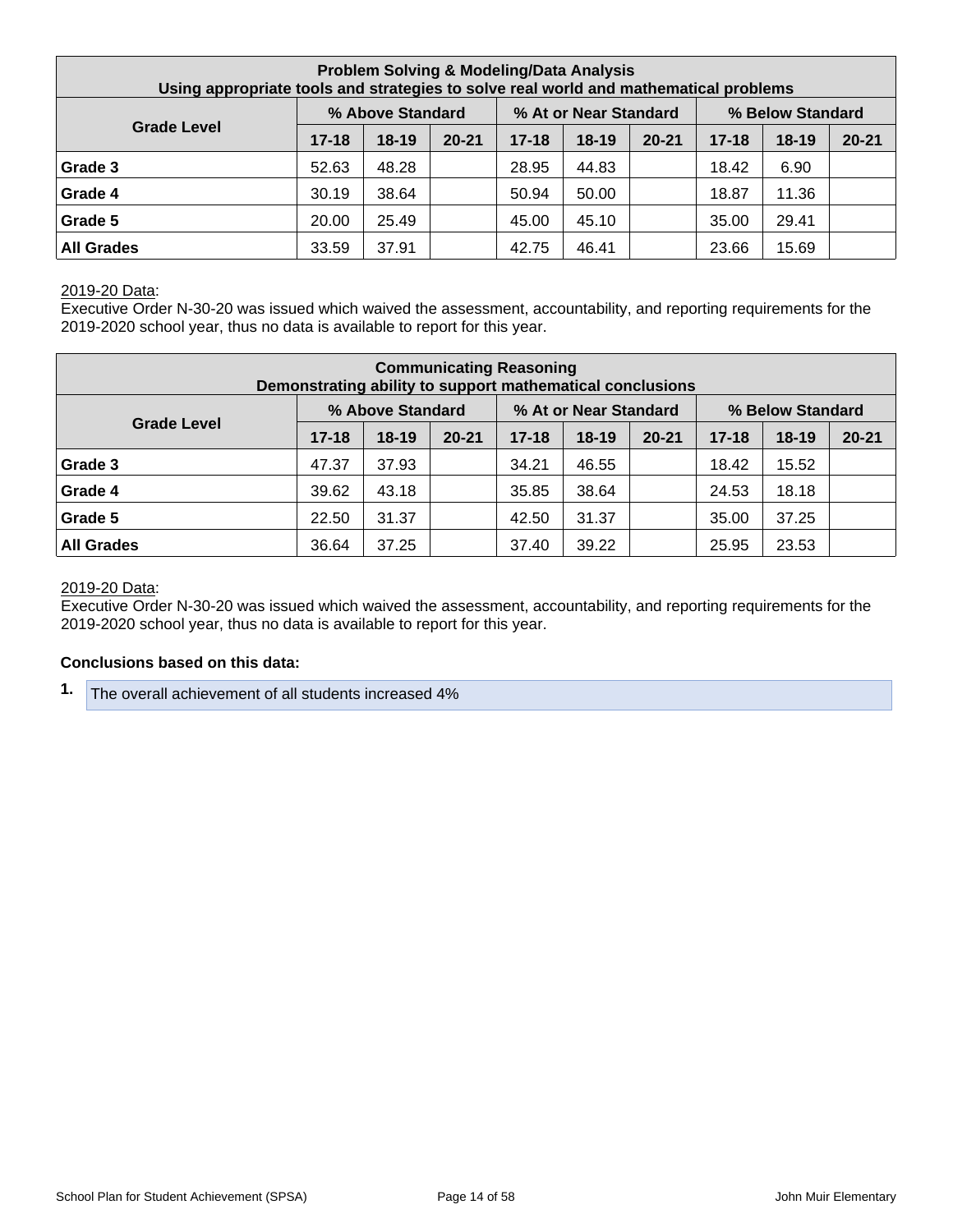| Problem Solving & Modeling/Data Analysis<br>Using appropriate tools and strategies to solve real world and mathematical problems | | | | | | | | | |
|---|---|---|---|---|---|---|---|---|---|
| Grade Level | % Above Standard | | | % At or Near Standard | | | % Below Standard | | |
| | 17-18 | 18-19 | 20-21 | 17-18 | 18-19 | 20-21 | 17-18 | 18-19 | 20-21 |
| **Grade 3** | 52.63 | 48.28 | | 28.95 | 44.83 | | 18.42 | 6.90 | |
| **Grade 4** | 30.19 | 38.64 | | 50.94 | 50.00 | | 18.87 | 11.36 | |
| **Grade 5** | 20.00 | 25.49 | | 45.00 | 45.10 | | 35.00 | 29.41 | |
| **All Grades** | 33.59 | 37.91 | | 42.75 | 46.41 | | 23.66 | 15.69 | |

2019-20 Data:
Executive Order N-30-20 was issued which waived the assessment, accountability, and reporting requirements for the 2019-2020 school year, thus no data is available to report for this year.

| Communicating Reasoning<br>Demonstrating ability to support mathematical conclusions | | | | | | | | | |
|---|---|---|---|---|---|---|---|---|---|
| Grade Level | % Above Standard | | | % At or Near Standard | | | % Below Standard | | |
| | 17-18 | 18-19 | 20-21 | 17-18 | 18-19 | 20-21 | 17-18 | 18-19 | 20-21 |
| **Grade 3** | 47.37 | 37.93 | | 34.21 | 46.55 | | 18.42 | 15.52 | |
| **Grade 4** | 39.62 | 43.18 | | 35.85 | 38.64 | | 24.53 | 18.18 | |
| **Grade 5** | 22.50 | 31.37 | | 42.50 | 31.37 | | 35.00 | 37.25 | |
| **All Grades** | 36.64 | 37.25 | | 37.40 | 39.22 | | 25.95 | 23.53 | |

2019-20 Data:
Executive Order N-30-20 was issued which waived the assessment, accountability, and reporting requirements for the 2019-2020 school year, thus no data is available to report for this year.

**Conclusions based on this data:**

1. The overall achievement of all students increased 4%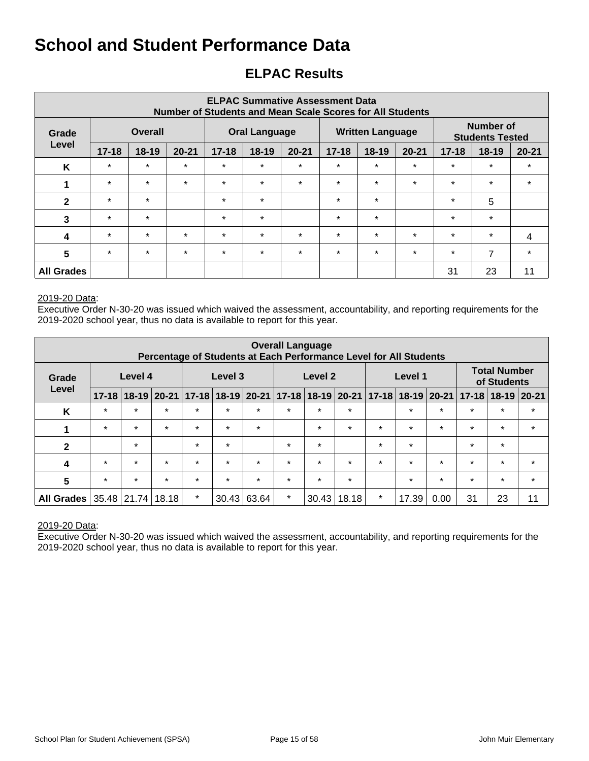# School and Student Performance Data

## ELPAC Results

| ELPAC Summative Assessment Data Number of Students and Mean Scale Scores for All Students | | | | | | | | | | | | |
|---|---|---|---|---|---|---|---|---|---|---|---|---|
| Grade Level | Overall | | | Oral Language | | | Written Language | | | Number of Students Tested | | |
| | 17-18 | 18-19 | 20-21 | 17-18 | 18-19 | 20-21 | 17-18 | 18-19 | 20-21 | 17-18 | 18-19 | 20-21 |
| K | * | * | * | * | * | * | * | * | * | * | * | * |
| 1 | * | * | * | * | * | * | * | * | * | * | * | * |
| 2 | * | * | | * | * | | * | * | | * | 5 | |
| 3 | * | * | | * | * | | * | * | | * | * | |
| 4 | * | * | * | * | * | * | * | * | * | * | * | 4 |
| 5 | * | * | * | * | * | * | * | * | * | * | 7 | * |
| All Grades | | | | | | | | | | 31 | 23 | 11 |

2019-20 Data:
Executive Order N-30-20 was issued which waived the assessment, accountability, and reporting requirements for the 2019-2020 school year, thus no data is available to report for this year.

| Overall Language Percentage of Students at Each Performance Level for All Students | | | | | | | | | | | | | | | |
|---|---|---|---|---|---|---|---|---|---|---|---|---|---|---|---|
| Grade Level | Level 4 | | | Level 3 | | | Level 2 | | | Level 1 | | | Total Number of Students | | |
| | 17-18 | 18-19 | 20-21 | 17-18 | 18-19 | 20-21 | 17-18 | 18-19 | 20-21 | 17-18 | 18-19 | 20-21 | 17-18 | 18-19 | 20-21 |
| K | * | * | * | * | * | * | * | * | * | | * | * | * | * | * |
| 1 | * | * | * | * | * | * | | * | * | * | * | * | * | * | * |
| 2 | | * | | * | * | | * | * | | * | * | | * | * | |
| 4 | * | * | * | * | * | * | * | * | * | * | * | * | * | * | * |
| 5 | * | * | * | * | * | * | * | * | * | | * | * | * | * | * |
| All Grades | 35.48 | 21.74 | 18.18 | * | 30.43 | 63.64 | * | 30.43 | 18.18 | * | 17.39 | 0.00 | 31 | 23 | 11 |

2019-20 Data:
Executive Order N-30-20 was issued which waived the assessment, accountability, and reporting requirements for the 2019-2020 school year, thus no data is available to report for this year.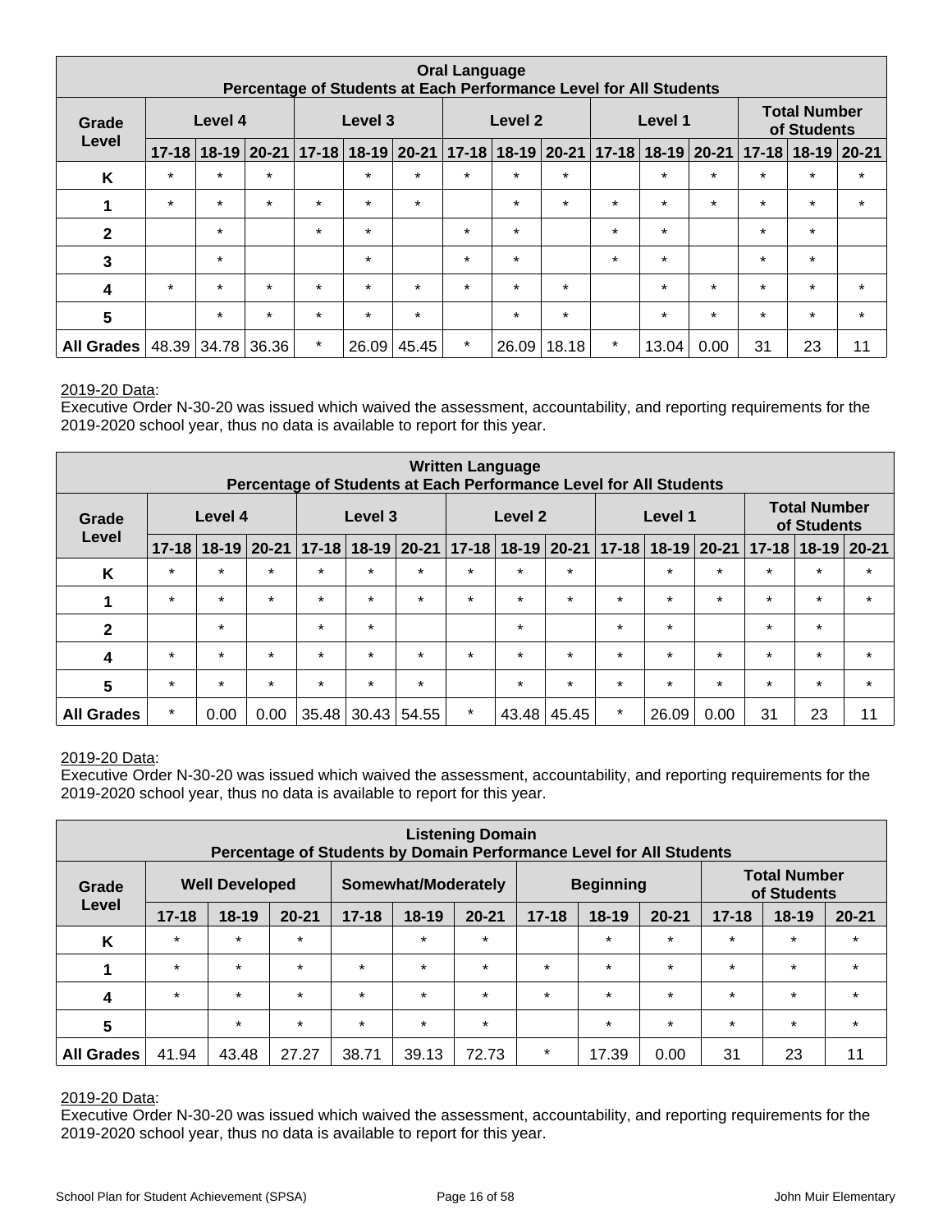| Oral Language<br>Percentage of Students at Each Performance Level for All Students | | | | | | | | | | | | | | | |
|---|---|---|---|---|---|---|---|---|---|---|---|---|---|---|---|
| Grade Level | Level 4 | | | Level 3 | | | Level 2 | | | Level 1 | | | Total Number of Students | | |
| | 17-18 | 18-19 | 20-21 | 17-18 | 18-19 | 20-21 | 17-18 | 18-19 | 20-21 | 17-18 | 18-19 | 20-21 | 17-18 | 18-19 | 20-21 |
| K | * | * | * | | * | * | * | * | * | | * | * | * | * | * |
| 1 | * | * | * | * | * | * | | * | * | * | * | * | * | * | * |
| 2 | | * | | * | * | | * | * | | * | * | | * | * | |
| 3 | | * | | | * | | * | * | | * | * | | * | * | |
| 4 | * | * | * | * | * | * | * | * | * | | * | * | * | * | * |
| 5 | | * | * | * | * | * | | * | * | | * | * | * | * | * |
| All Grades | 48.39 | 34.78 | 36.36 | * | 26.09 | 45.45 | * | 26.09 | 18.18 | * | 13.04 | 0.00 | 31 | 23 | 11 |

2019-20 Data:
Executive Order N-30-20 was issued which waived the assessment, accountability, and reporting requirements for the 2019-2020 school year, thus no data is available to report for this year.

| Written Language<br>Percentage of Students at Each Performance Level for All Students | | | | | | | | | | | | | | | |
|---|---|---|---|---|---|---|---|---|---|---|---|---|---|---|---|
| Grade Level | Level 4 | | | Level 3 | | | Level 2 | | | Level 1 | | | Total Number of Students | | |
| | 17-18 | 18-19 | 20-21 | 17-18 | 18-19 | 20-21 | 17-18 | 18-19 | 20-21 | 17-18 | 18-19 | 20-21 | 17-18 | 18-19 | 20-21 |
| K | * | * | * | * | * | * | * | * | * | | * | * | * | * | * |
| 1 | * | * | * | * | * | * | * | * | * | * | * | * | * | * | * |
| 2 | | * | | * | * | | | * | | * | * | | * | * | |
| 4 | * | * | * | * | * | * | * | * | * | * | * | * | * | * | * |
| 5 | * | * | * | * | * | * | | * | * | * | * | * | * | * | * |
| All Grades | * | 0.00 | 0.00 | 35.48 | 30.43 | 54.55 | * | 43.48 | 45.45 | * | 26.09 | 0.00 | 31 | 23 | 11 |

2019-20 Data:
Executive Order N-30-20 was issued which waived the assessment, accountability, and reporting requirements for the 2019-2020 school year, thus no data is available to report for this year.

| Listening Domain<br>Percentage of Students by Domain Performance Level for All Students | | | | | | | | | | | | |
|---|---|---|---|---|---|---|---|---|---|---|---|---|
| Grade Level | Well Developed | | | Somewhat/Moderately | | | Beginning | | | Total Number of Students | | |
| | 17-18 | 18-19 | 20-21 | 17-18 | 18-19 | 20-21 | 17-18 | 18-19 | 20-21 | 17-18 | 18-19 | 20-21 |
| K | * | * | * | | * | * | | * | * | * | * | * |
| 1 | * | * | * | * | * | * | * | * | * | * | * | * |
| 4 | * | * | * | * | * | * | * | * | * | * | * | * |
| 5 | | * | * | * | * | * | | * | * | * | * | * |
| All Grades | 41.94 | 43.48 | 27.27 | 38.71 | 39.13 | 72.73 | * | 17.39 | 0.00 | 31 | 23 | 11 |

2019-20 Data:
Executive Order N-30-20 was issued which waived the assessment, accountability, and reporting requirements for the 2019-2020 school year, thus no data is available to report for this year.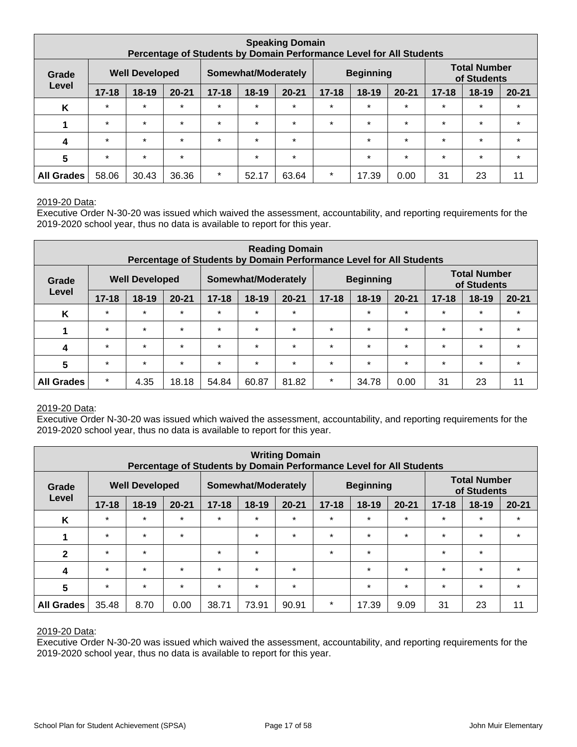| Speaking Domain<br>Percentage of Students by Domain Performance Level for All Students | | | | | | | | | | | | |
|---|---|---|---|---|---|---|---|---|---|---|---|---|
| Grade Level | Well Developed | | | Somewhat/Moderately | | | Beginning | | | Total Number of Students | | |
| | 17-18 | 18-19 | 20-21 | 17-18 | 18-19 | 20-21 | 17-18 | 18-19 | 20-21 | 17-18 | 18-19 | 20-21 |
| K | * | * | * | * | * | * | * | * | * | * | * | * |
| 1 | * | * | * | * | * | * | * | * | * | * | * | * |
| 4 | * | * | * | * | * | * | | * | * | * | * | * |
| 5 | * | * | * | | * | * | | * | * | * | * | * |
| All Grades | 58.06 | 30.43 | 36.36 | * | 52.17 | 63.64 | * | 17.39 | 0.00 | 31 | 23 | 11 |

2019-20 Data:
Executive Order N-30-20 was issued which waived the assessment, accountability, and reporting requirements for the 2019-2020 school year, thus no data is available to report for this year.

| Reading Domain<br>Percentage of Students by Domain Performance Level for All Students | | | | | | | | | | | | |
|---|---|---|---|---|---|---|---|---|---|---|---|---|
| Grade Level | Well Developed | | | Somewhat/Moderately | | | Beginning | | | Total Number of Students | | |
| | 17-18 | 18-19 | 20-21 | 17-18 | 18-19 | 20-21 | 17-18 | 18-19 | 20-21 | 17-18 | 18-19 | 20-21 |
| K | * | * | * | * | * | * | | * | * | * | * | * |
| 1 | * | * | * | * | * | * | * | * | * | * | * | * |
| 4 | * | * | * | * | * | * | * | * | * | * | * | * |
| 5 | * | * | * | * | * | * | * | * | * | * | * | * |
| All Grades | * | 4.35 | 18.18 | 54.84 | 60.87 | 81.82 | * | 34.78 | 0.00 | 31 | 23 | 11 |

2019-20 Data:
Executive Order N-30-20 was issued which waived the assessment, accountability, and reporting requirements for the 2019-2020 school year, thus no data is available to report for this year.

| Writing Domain<br>Percentage of Students by Domain Performance Level for All Students | | | | | | | | | | | | |
|---|---|---|---|---|---|---|---|---|---|---|---|---|
| Grade Level | Well Developed | | | Somewhat/Moderately | | | Beginning | | | Total Number of Students | | |
| | 17-18 | 18-19 | 20-21 | 17-18 | 18-19 | 20-21 | 17-18 | 18-19 | 20-21 | 17-18 | 18-19 | 20-21 |
| K | * | * | * | * | * | * | * | * | * | * | * | * |
| 1 | * | * | * | | * | * | * | * | * | * | * | * |
| 2 | * | * | | * | * | | * | * | | * | * | |
| 4 | * | * | * | * | * | * | | * | * | * | * | * |
| 5 | * | * | * | * | * | * | | * | * | * | * | * |
| All Grades | 35.48 | 8.70 | 0.00 | 38.71 | 73.91 | 90.91 | * | 17.39 | 9.09 | 31 | 23 | 11 |

2019-20 Data:
Executive Order N-30-20 was issued which waived the assessment, accountability, and reporting requirements for the 2019-2020 school year, thus no data is available to report for this year.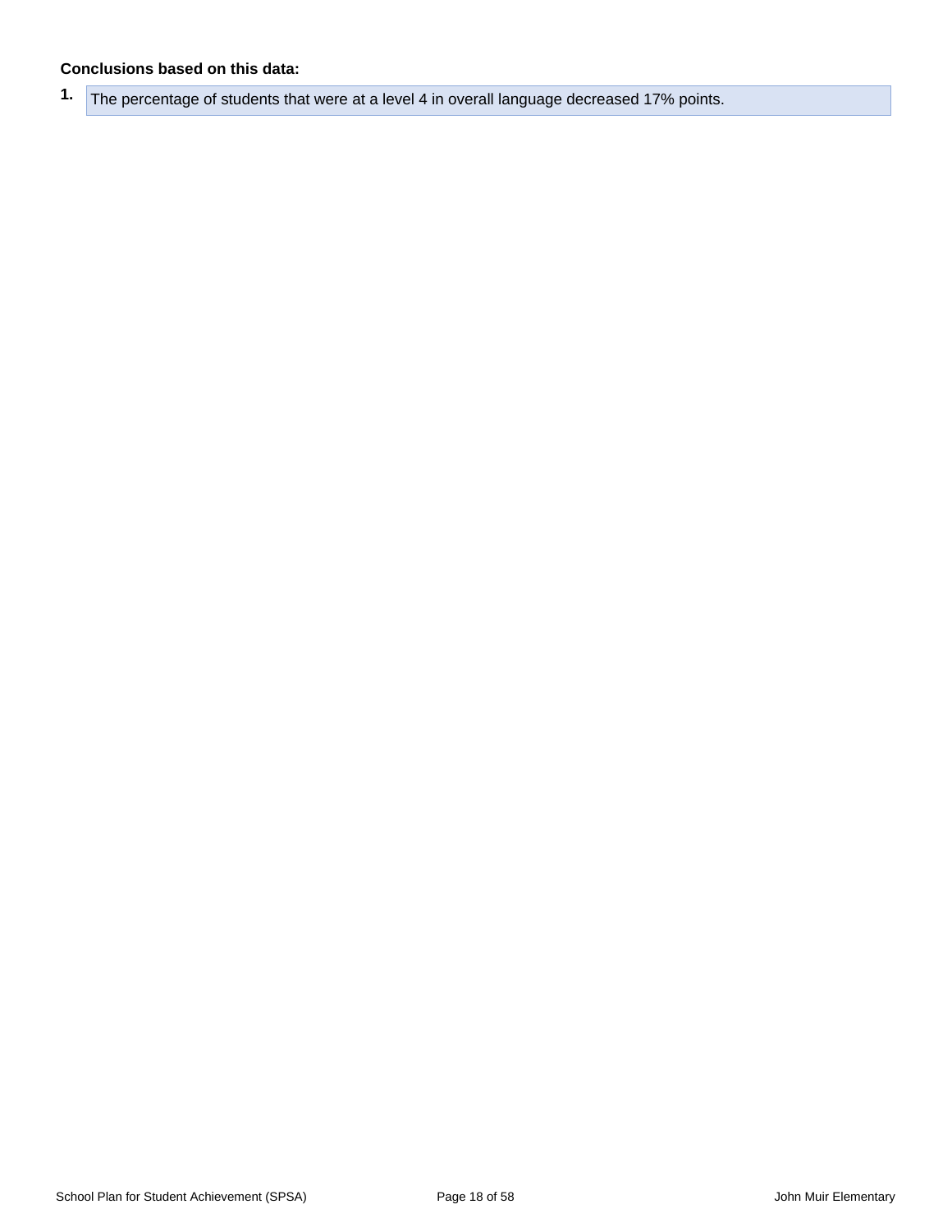**Conclusions based on this data:**

1. The percentage of students that were at a level 4 in overall language decreased 17% points.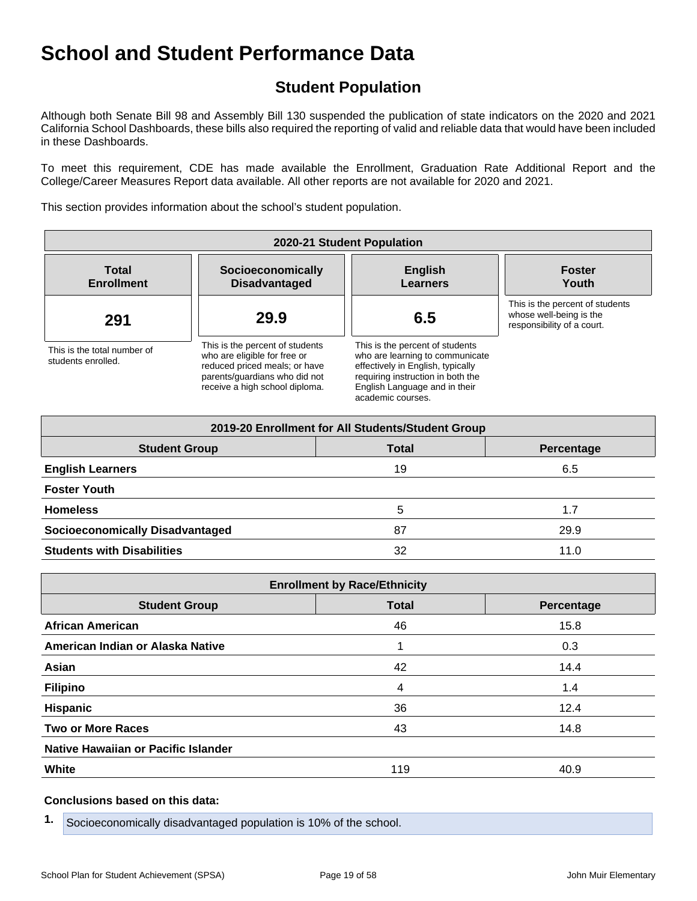# School and Student Performance Data

## Student Population

Although both Senate Bill 98 and Assembly Bill 130 suspended the publication of state indicators on the 2020 and 2021 California School Dashboards, these bills also required the reporting of valid and reliable data that would have been included in these Dashboards.

To meet this requirement, CDE has made available the Enrollment, Graduation Rate Additional Report and the College/Career Measures Report data available. All other reports are not available for 2020 and 2021.

This section provides information about the school's student population.

| 2020-21 Student Population | | | |
|---|---|---|---|
| **Total Enrollment** | **Socioeconomically Disadvantaged** | **English Learners** | **Foster Youth** |
| **291** | **29.9** | **6.5** | |
| This is the total number of students enrolled. | This is the percent of students who are eligible for free or reduced priced meals; or have parents/guardians who did not receive a high school diploma. | This is the percent of students who are learning to communicate effectively in English, typically requiring instruction in both the English Language and in their academic courses. | This is the percent of students whose well-being is the responsibility of a court. |

| 2019-20 Enrollment for All Students/Student Group | | |
|---|---|---|
| **Student Group** | **Total** | **Percentage** |
| **English Learners** | 19 | 6.5 |
| **Foster Youth** | | |
| **Homeless** | 5 | 1.7 |
| **Socioeconomically Disadvantaged** | 87 | 29.9 |
| **Students with Disabilities** | 32 | 11.0 |

| Enrollment by Race/Ethnicity | | |
|---|---|---|
| **Student Group** | **Total** | **Percentage** |
| **African American** | 46 | 15.8 |
| **American Indian or Alaska Native** | 1 | 0.3 |
| **Asian** | 42 | 14.4 |
| **Filipino** | 4 | 1.4 |
| **Hispanic** | 36 | 12.4 |
| **Two or More Races** | 43 | 14.8 |
| **Native Hawaiian or Pacific Islander** | | |
| **White** | 119 | 40.9 |

**Conclusions based on this data:**

1. Socioeconomically disadvantaged population is 10% of the school.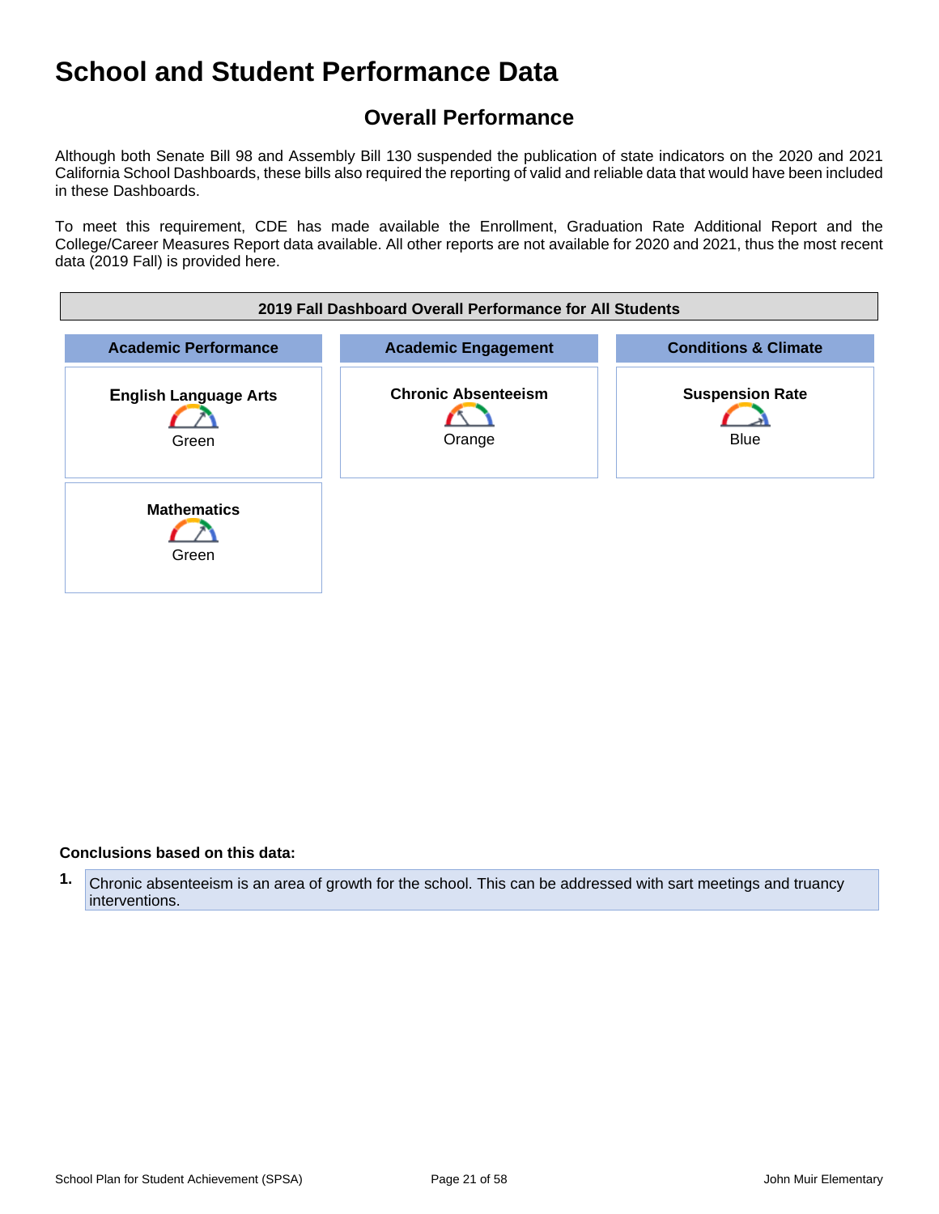# School and Student Performance Data

## Overall Performance

Although both Senate Bill 98 and Assembly Bill 130 suspended the publication of state indicators on the 2020 and 2021 California School Dashboards, these bills also required the reporting of valid and reliable data that would have been included in these Dashboards.

To meet this requirement, CDE has made available the Enrollment, Graduation Rate Additional Report and the College/Career Measures Report data available. All other reports are not available for 2020 and 2021, thus the most recent data (2019 Fall) is provided here.

| 2019 Fall Dashboard Overall Performance for All Students | | |
|---|---|---|
| **Academic Performance** | **Academic Engagement** | **Conditions & Climate** |
| **English Language Arts**<br>Green | **Chronic Absenteeism**<br>Orange | **Suspension Rate**<br>Blue |
| **Mathematics**<br>Green | | |

**Conclusions based on this data:**

1. Chronic absenteeism is an area of growth for the school. This can be addressed with sart meetings and truancy interventions.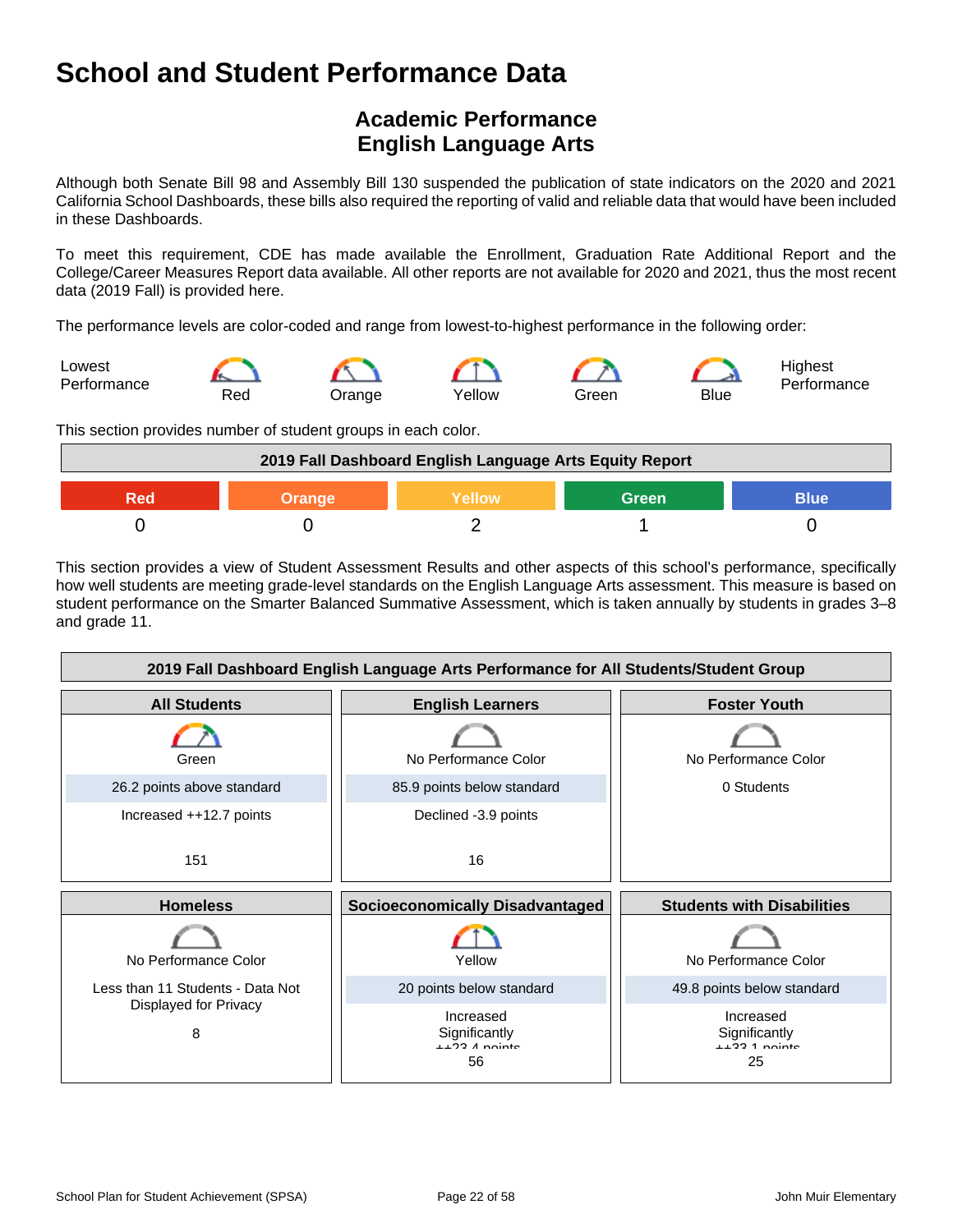# School and Student Performance Data

## Academic Performance
## English Language Arts

Although both Senate Bill 98 and Assembly Bill 130 suspended the publication of state indicators on the 2020 and 2021 California School Dashboards, these bills also required the reporting of valid and reliable data that would have been included in these Dashboards.

To meet this requirement, CDE has made available the Enrollment, Graduation Rate Additional Report and the College/Career Measures Report data available. All other reports are not available for 2020 and 2021, thus the most recent data (2019 Fall) is provided here.

The performance levels are color-coded and range from lowest-to-highest performance in the following order:

Lowest Performance — Red — Orange — Yellow — Green — Blue — Highest Performance

This section provides number of student groups in each color.

| 2019 Fall Dashboard English Language Arts Equity Report | | | | |
|---|---|---|---|---|
| Red | Orange | Yellow | Green | Blue |
| 0 | 0 | 2 | 1 | 0 |

This section provides a view of Student Assessment Results and other aspects of this school's performance, specifically how well students are meeting grade-level standards on the English Language Arts assessment. This measure is based on student performance on the Smarter Balanced Summative Assessment, which is taken annually by students in grades 3–8 and grade 11.

| 2019 Fall Dashboard English Language Arts Performance for All Students/Student Group | | |
|---|---|---|
| **All Students** | **English Learners** | **Foster Youth** |
| Green | No Performance Color | No Performance Color |
| 26.2 points above standard | 85.9 points below standard | 0 Students |
| Increased ++12.7 points | Declined -3.9 points | |
| 151 | 16 | |
| **Homeless** | **Socioeconomically Disadvantaged** | **Students with Disabilities** |
| No Performance Color | Yellow | No Performance Color |
| Less than 11 Students - Data Not Displayed for Privacy | 20 points below standard | 49.8 points below standard |
| | Increased Significantly ++23.4 points | Increased Significantly ++33.1 points |
| 8 | 56 | 25 |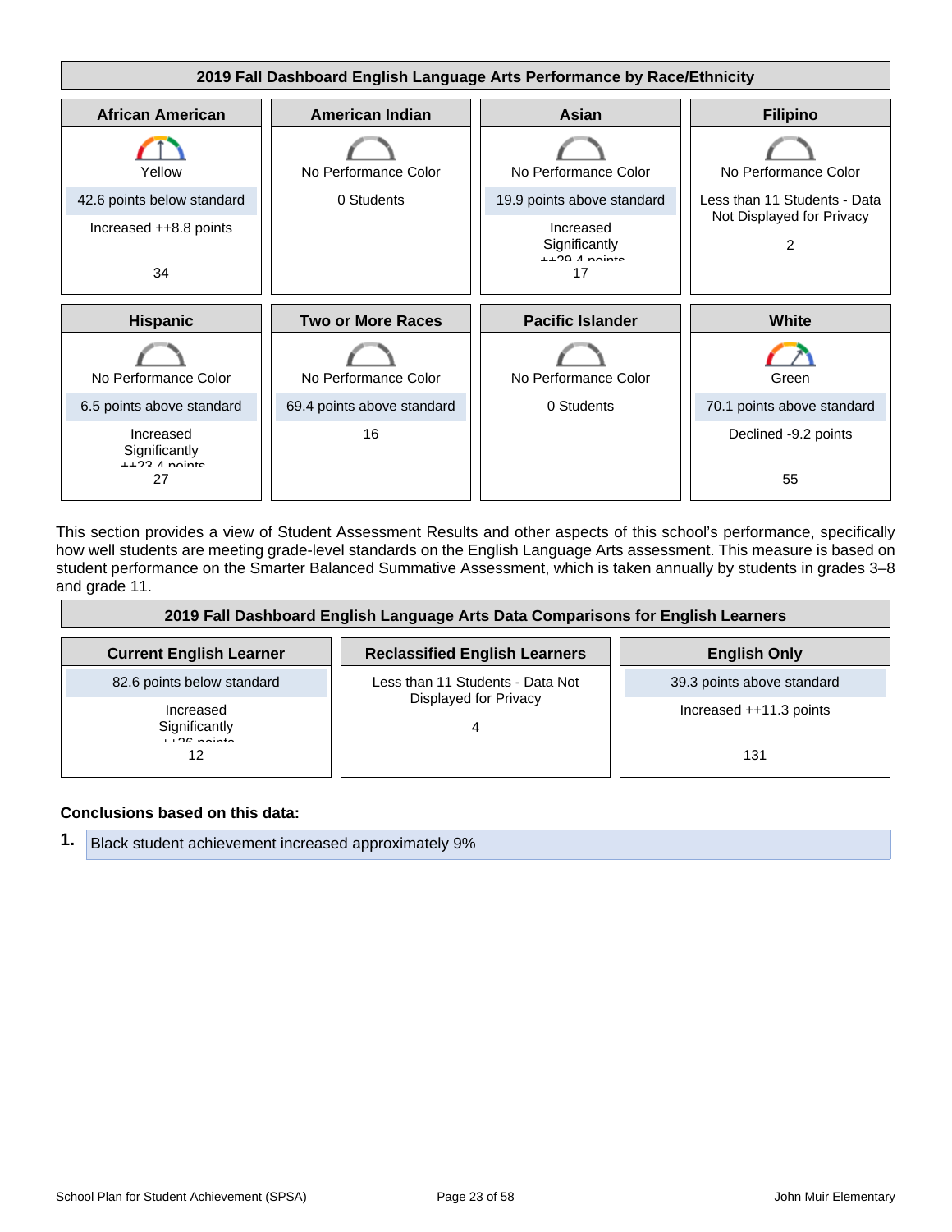## 2019 Fall Dashboard English Language Arts Performance by Race/Ethnicity

| African American | American Indian | Asian | Filipino |
|---|---|---|---|
| Yellow | No Performance Color | No Performance Color | No Performance Color |
| 42.6 points below standard | 0 Students | 19.9 points above standard | Less than 11 Students - Data Not Displayed for Privacy |
| Increased ++8.8 points | | Increased Significantly ++29.4 points | 2 |
| 34 | | 17 | |

| Hispanic | Two or More Races | Pacific Islander | White |
|---|---|---|---|
| No Performance Color | No Performance Color | No Performance Color | Green |
| 6.5 points above standard | 69.4 points above standard | 0 Students | 70.1 points above standard |
| Increased Significantly ++23.4 points | 16 | | Declined -9.2 points |
| 27 | | | 55 |

This section provides a view of Student Assessment Results and other aspects of this school's performance, specifically how well students are meeting grade-level standards on the English Language Arts assessment. This measure is based on student performance on the Smarter Balanced Summative Assessment, which is taken annually by students in grades 3–8 and grade 11.

## 2019 Fall Dashboard English Language Arts Data Comparisons for English Learners

| Current English Learner | Reclassified English Learners | English Only |
|---|---|---|
| 82.6 points below standard | Less than 11 Students - Data Not Displayed for Privacy | 39.3 points above standard |
| Increased Significantly ++26 points | 4 | Increased ++11.3 points |
| 12 | | 131 |

**Conclusions based on this data:**

1. Black student achievement increased approximately 9%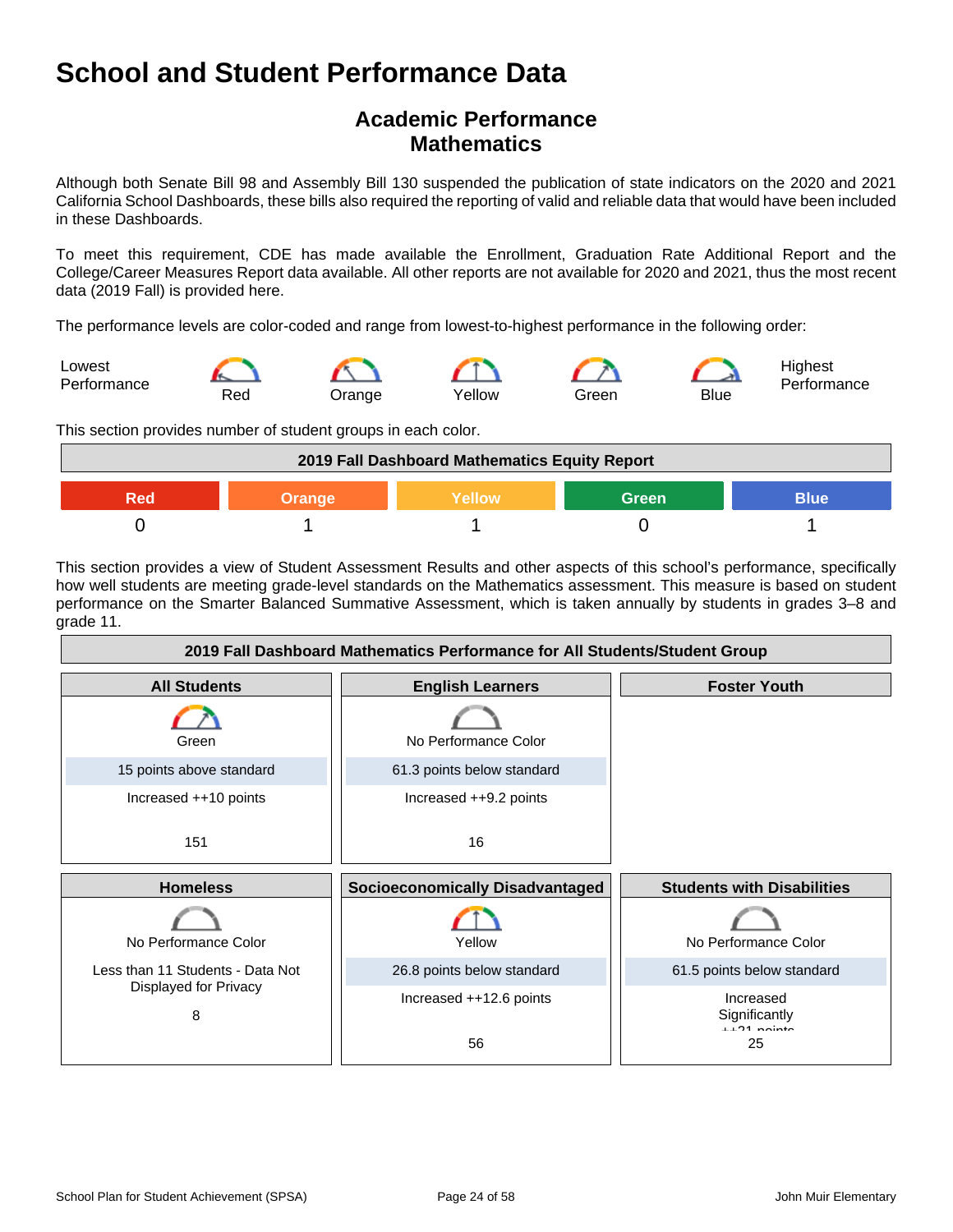# School and Student Performance Data

## Academic Performance
## Mathematics

Although both Senate Bill 98 and Assembly Bill 130 suspended the publication of state indicators on the 2020 and 2021 California School Dashboards, these bills also required the reporting of valid and reliable data that would have been included in these Dashboards.

To meet this requirement, CDE has made available the Enrollment, Graduation Rate Additional Report and the College/Career Measures Report data available. All other reports are not available for 2020 and 2021, thus the most recent data (2019 Fall) is provided here.

The performance levels are color-coded and range from lowest-to-highest performance in the following order:

Lowest Performance — Red — Orange — Yellow — Green — Blue — Highest Performance

This section provides number of student groups in each color.

| 2019 Fall Dashboard Mathematics Equity Report | | | | |
|---|---|---|---|---|
| Red | Orange | Yellow | Green | Blue |
| 0 | 1 | 1 | 0 | 1 |

This section provides a view of Student Assessment Results and other aspects of this school's performance, specifically how well students are meeting grade-level standards on the Mathematics assessment. This measure is based on student performance on the Smarter Balanced Summative Assessment, which is taken annually by students in grades 3–8 and grade 11.

| 2019 Fall Dashboard Mathematics Performance for All Students/Student Group | | |
|---|---|---|
| **All Students** | **English Learners** | **Foster Youth** |
| Green | No Performance Color | |
| 15 points above standard | 61.3 points below standard | |
| Increased ++10 points | Increased ++9.2 points | |
| 151 | 16 | |
| **Homeless** | **Socioeconomically Disadvantaged** | **Students with Disabilities** |
| No Performance Color | Yellow | No Performance Color |
| Less than 11 Students - Data Not Displayed for Privacy | 26.8 points below standard | 61.5 points below standard |
| | Increased ++12.6 points | Increased Significantly ++21 points |
| 8 | 56 | 25 |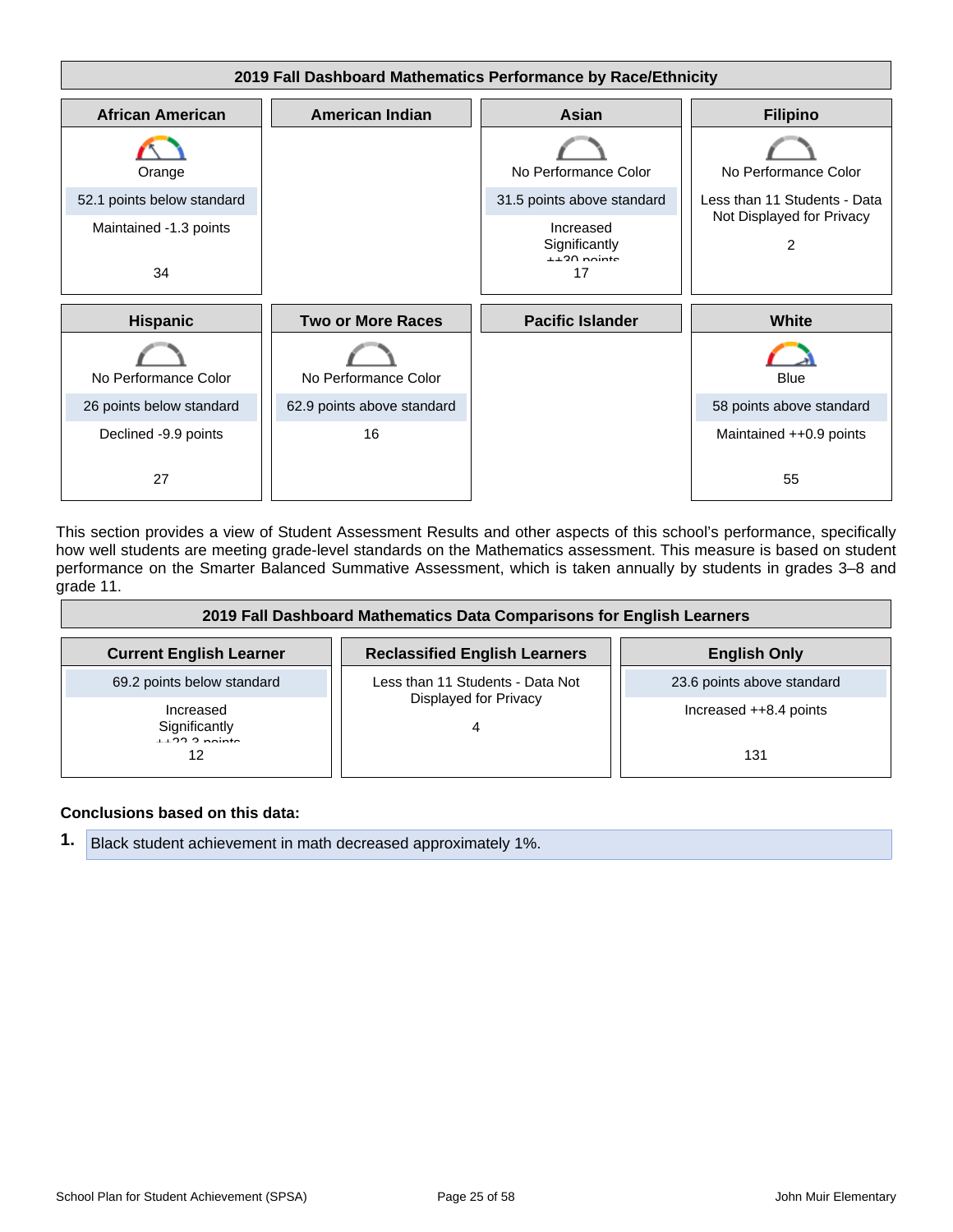## 2019 Fall Dashboard Mathematics Performance by Race/Ethnicity

| African American | American Indian | Asian | Filipino |
|---|---|---|---|
| Orange | | No Performance Color | No Performance Color |
| 52.1 points below standard | | 31.5 points above standard | Less than 11 Students - Data Not Displayed for Privacy |
| Maintained -1.3 points | | Increased Significantly ++30 points | |
| 34 | | 17 | 2 |

| Hispanic | Two or More Races | Pacific Islander | White |
|---|---|---|---|
| No Performance Color | No Performance Color | | Blue |
| 26 points below standard | 62.9 points above standard | | 58 points above standard |
| Declined -9.9 points | | | Maintained ++0.9 points |
| 27 | 16 | | 55 |

This section provides a view of Student Assessment Results and other aspects of this school's performance, specifically how well students are meeting grade-level standards on the Mathematics assessment. This measure is based on student performance on the Smarter Balanced Summative Assessment, which is taken annually by students in grades 3–8 and grade 11.

## 2019 Fall Dashboard Mathematics Data Comparisons for English Learners

| Current English Learner | Reclassified English Learners | English Only |
|---|---|---|
| 69.2 points below standard | Less than 11 Students - Data Not Displayed for Privacy | 23.6 points above standard |
| Increased Significantly ++22.3 points | | Increased ++8.4 points |
| 12 | 4 | 131 |

**Conclusions based on this data:**

1. Black student achievement in math decreased approximately 1%.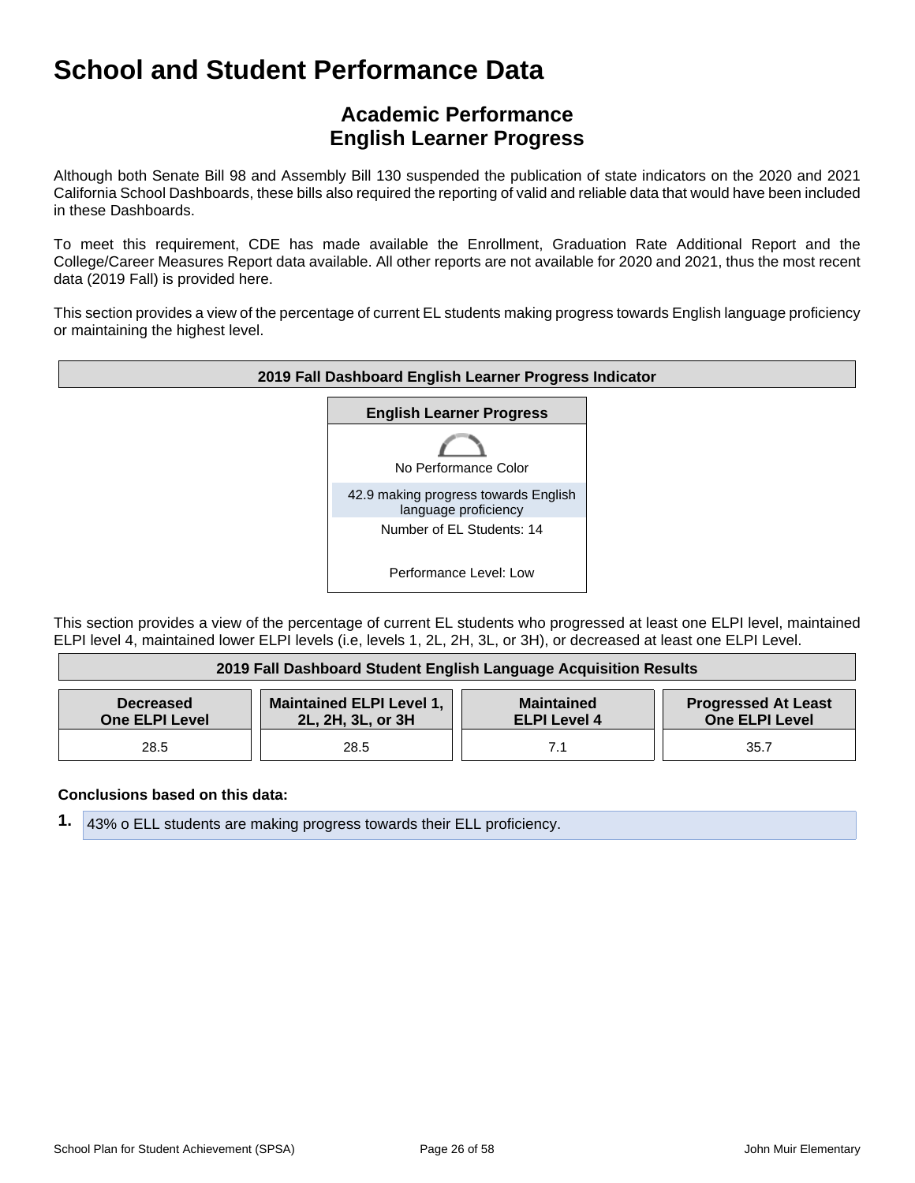# School and Student Performance Data

## Academic Performance
## English Learner Progress

Although both Senate Bill 98 and Assembly Bill 130 suspended the publication of state indicators on the 2020 and 2021 California School Dashboards, these bills also required the reporting of valid and reliable data that would have been included in these Dashboards.

To meet this requirement, CDE has made available the Enrollment, Graduation Rate Additional Report and the College/Career Measures Report data available. All other reports are not available for 2020 and 2021, thus the most recent data (2019 Fall) is provided here.

This section provides a view of the percentage of current EL students making progress towards English language proficiency or maintaining the highest level.

| 2019 Fall Dashboard English Learner Progress Indicator |
|---|
| **English Learner Progress** |
| No Performance Color |
| 42.9 making progress towards English language proficiency |
| Number of EL Students: 14 |
| Performance Level: Low |

This section provides a view of the percentage of current EL students who progressed at least one ELPI level, maintained ELPI level 4, maintained lower ELPI levels (i.e, levels 1, 2L, 2H, 3L, or 3H), or decreased at least one ELPI Level.

| Decreased One ELPI Level | Maintained ELPI Level 1, 2L, 2H, 3L, or 3H | Maintained ELPI Level 4 | Progressed At Least One ELPI Level |
|---|---|---|---|
| 28.5 | 28.5 | 7.1 | 35.7 |

**Conclusions based on this data:**

1. 43% o ELL students are making progress towards their ELL proficiency.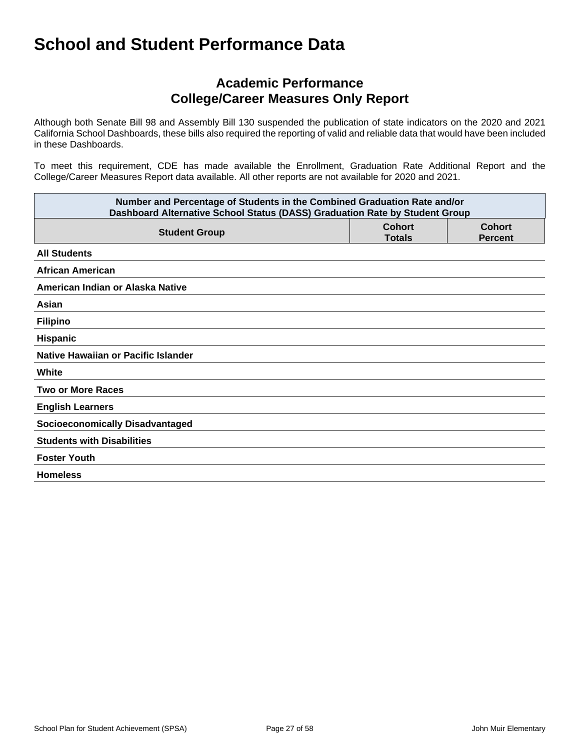# School and Student Performance Data

## Academic Performance
## College/Career Measures Only Report

Although both Senate Bill 98 and Assembly Bill 130 suspended the publication of state indicators on the 2020 and 2021 California School Dashboards, these bills also required the reporting of valid and reliable data that would have been included in these Dashboards.

To meet this requirement, CDE has made available the Enrollment, Graduation Rate Additional Report and the College/Career Measures Report data available. All other reports are not available for 2020 and 2021.

| Number and Percentage of Students in the Combined Graduation Rate and/or Dashboard Alternative School Status (DASS) Graduation Rate by Student Group | | |
|---|---|---|
| **Student Group** | **Cohort Totals** | **Cohort Percent** |
| **All Students** | | |
| **African American** | | |
| **American Indian or Alaska Native** | | |
| **Asian** | | |
| **Filipino** | | |
| **Hispanic** | | |
| **Native Hawaiian or Pacific Islander** | | |
| **White** | | |
| **Two or More Races** | | |
| **English Learners** | | |
| **Socioeconomically Disadvantaged** | | |
| **Students with Disabilities** | | |
| **Foster Youth** | | |
| **Homeless** | | |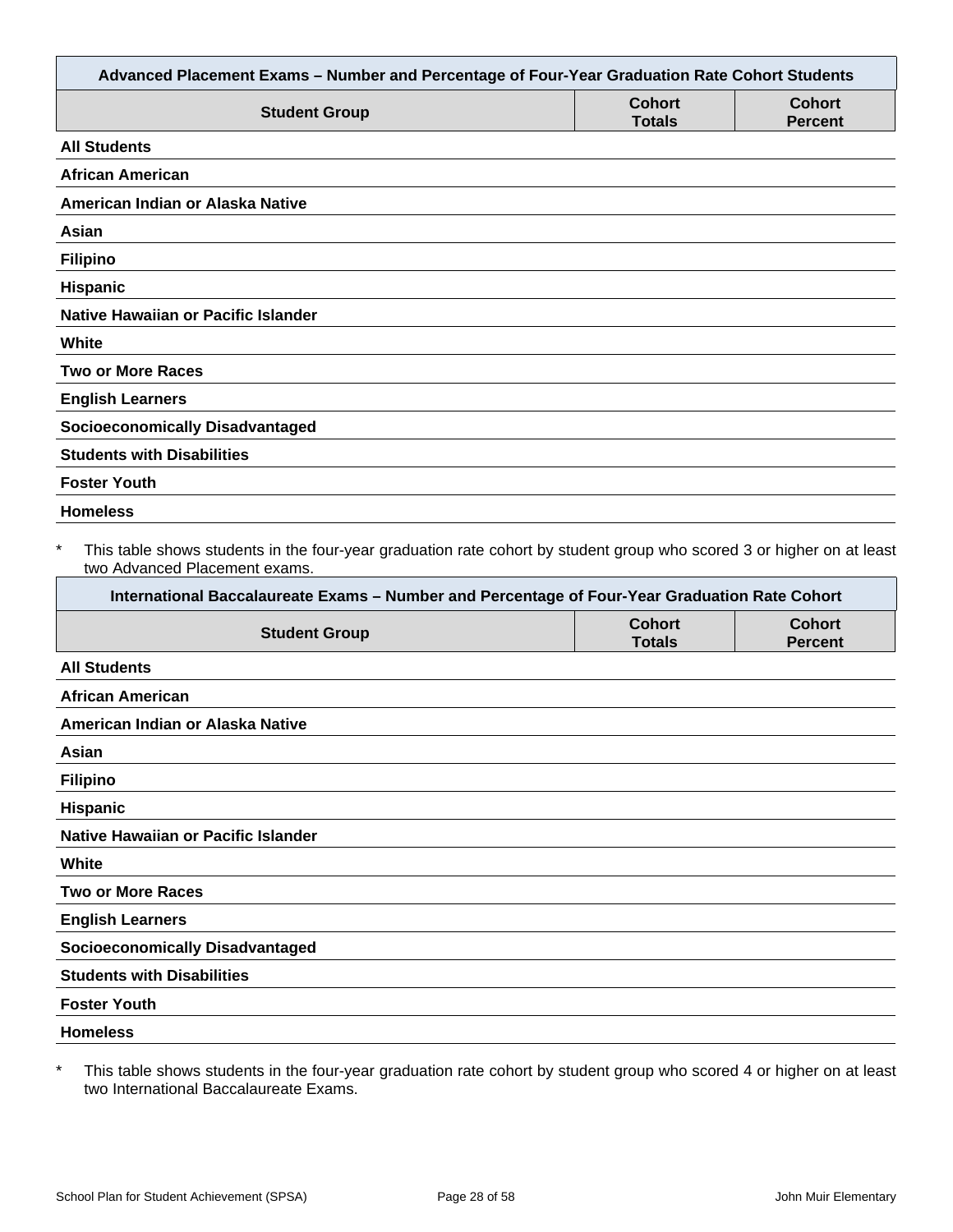| Advanced Placement Exams – Number and Percentage of Four-Year Graduation Rate Cohort Students | | |
|---|---|---|
| **Student Group** | **Cohort Totals** | **Cohort Percent** |
| **All Students** | | |
| **African American** | | |
| **American Indian or Alaska Native** | | |
| **Asian** | | |
| **Filipino** | | |
| **Hispanic** | | |
| **Native Hawaiian or Pacific Islander** | | |
| **White** | | |
| **Two or More Races** | | |
| **English Learners** | | |
| **Socioeconomically Disadvantaged** | | |
| **Students with Disabilities** | | |
| **Foster Youth** | | |
| **Homeless** | | |

\* This table shows students in the four-year graduation rate cohort by student group who scored 3 or higher on at least two Advanced Placement exams.

| International Baccalaureate Exams – Number and Percentage of Four-Year Graduation Rate Cohort | | |
|---|---|---|
| **Student Group** | **Cohort Totals** | **Cohort Percent** |
| **All Students** | | |
| **African American** | | |
| **American Indian or Alaska Native** | | |
| **Asian** | | |
| **Filipino** | | |
| **Hispanic** | | |
| **Native Hawaiian or Pacific Islander** | | |
| **White** | | |
| **Two or More Races** | | |
| **English Learners** | | |
| **Socioeconomically Disadvantaged** | | |
| **Students with Disabilities** | | |
| **Foster Youth** | | |
| **Homeless** | | |

\* This table shows students in the four-year graduation rate cohort by student group who scored 4 or higher on at least two International Baccalaureate Exams.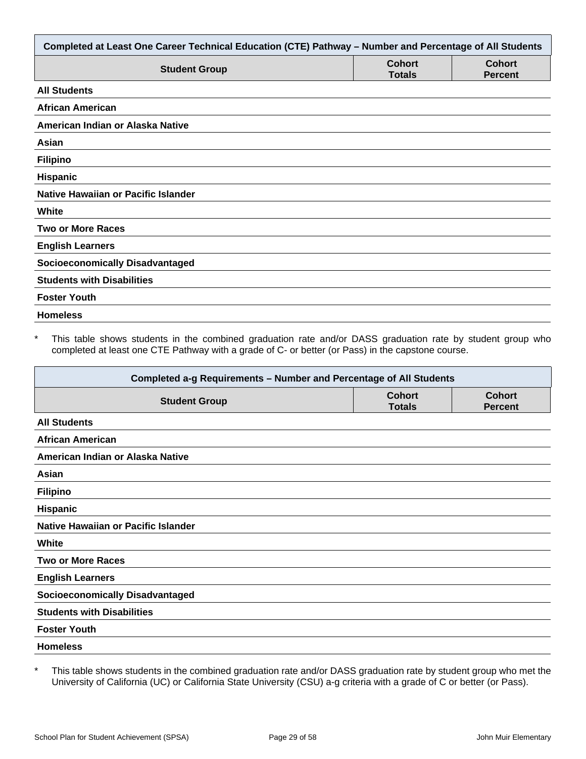| Completed at Least One Career Technical Education (CTE) Pathway – Number and Percentage of All Students | | |
|---|---|---|
| **Student Group** | **Cohort Totals** | **Cohort Percent** |
| **All Students** | | |
| **African American** | | |
| **American Indian or Alaska Native** | | |
| **Asian** | | |
| **Filipino** | | |
| **Hispanic** | | |
| **Native Hawaiian or Pacific Islander** | | |
| **White** | | |
| **Two or More Races** | | |
| **English Learners** | | |
| **Socioeconomically Disadvantaged** | | |
| **Students with Disabilities** | | |
| **Foster Youth** | | |
| **Homeless** | | |

* This table shows students in the combined graduation rate and/or DASS graduation rate by student group who completed at least one CTE Pathway with a grade of C- or better (or Pass) in the capstone course.

| Completed a-g Requirements – Number and Percentage of All Students | | |
|---|---|---|
| **Student Group** | **Cohort Totals** | **Cohort Percent** |
| **All Students** | | |
| **African American** | | |
| **American Indian or Alaska Native** | | |
| **Asian** | | |
| **Filipino** | | |
| **Hispanic** | | |
| **Native Hawaiian or Pacific Islander** | | |
| **White** | | |
| **Two or More Races** | | |
| **English Learners** | | |
| **Socioeconomically Disadvantaged** | | |
| **Students with Disabilities** | | |
| **Foster Youth** | | |
| **Homeless** | | |

* This table shows students in the combined graduation rate and/or DASS graduation rate by student group who met the University of California (UC) or California State University (CSU) a-g criteria with a grade of C or better (or Pass).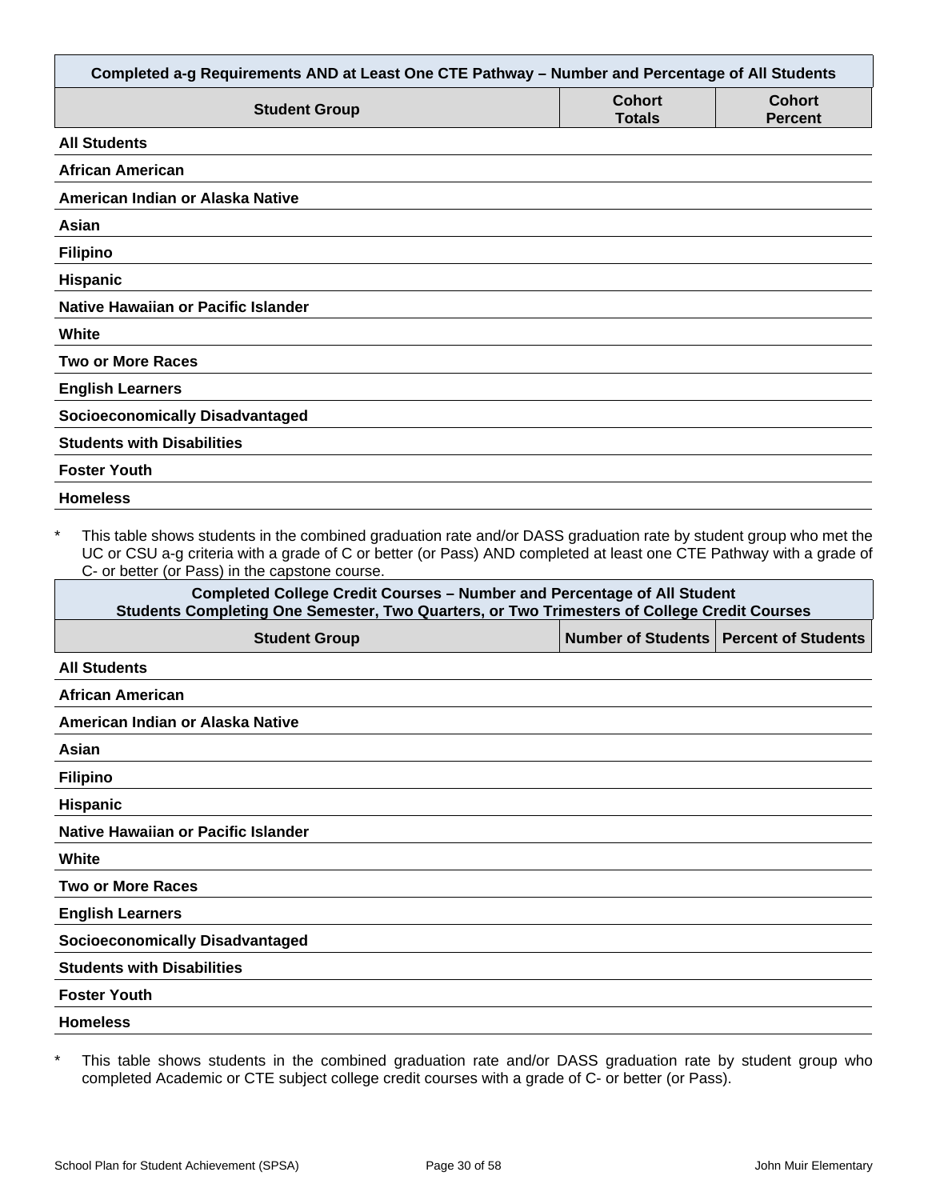| Completed a-g Requirements AND at Least One CTE Pathway – Number and Percentage of All Students | | |
|---|---|---|
| **Student Group** | **Cohort Totals** | **Cohort Percent** |
| **All Students** | | |
| **African American** | | |
| **American Indian or Alaska Native** | | |
| **Asian** | | |
| **Filipino** | | |
| **Hispanic** | | |
| **Native Hawaiian or Pacific Islander** | | |
| **White** | | |
| **Two or More Races** | | |
| **English Learners** | | |
| **Socioeconomically Disadvantaged** | | |
| **Students with Disabilities** | | |
| **Foster Youth** | | |
| **Homeless** | | |

* This table shows students in the combined graduation rate and/or DASS graduation rate by student group who met the UC or CSU a-g criteria with a grade of C or better (or Pass) AND completed at least one CTE Pathway with a grade of C- or better (or Pass) in the capstone course.

| Completed College Credit Courses – Number and Percentage of All Student Students Completing One Semester, Two Quarters, or Two Trimesters of College Credit Courses | | |
|---|---|---|
| **Student Group** | **Number of Students** | **Percent of Students** |
| **All Students** | | |
| **African American** | | |
| **American Indian or Alaska Native** | | |
| **Asian** | | |
| **Filipino** | | |
| **Hispanic** | | |
| **Native Hawaiian or Pacific Islander** | | |
| **White** | | |
| **Two or More Races** | | |
| **English Learners** | | |
| **Socioeconomically Disadvantaged** | | |
| **Students with Disabilities** | | |
| **Foster Youth** | | |
| **Homeless** | | |

* This table shows students in the combined graduation rate and/or DASS graduation rate by student group who completed Academic or CTE subject college credit courses with a grade of C- or better (or Pass).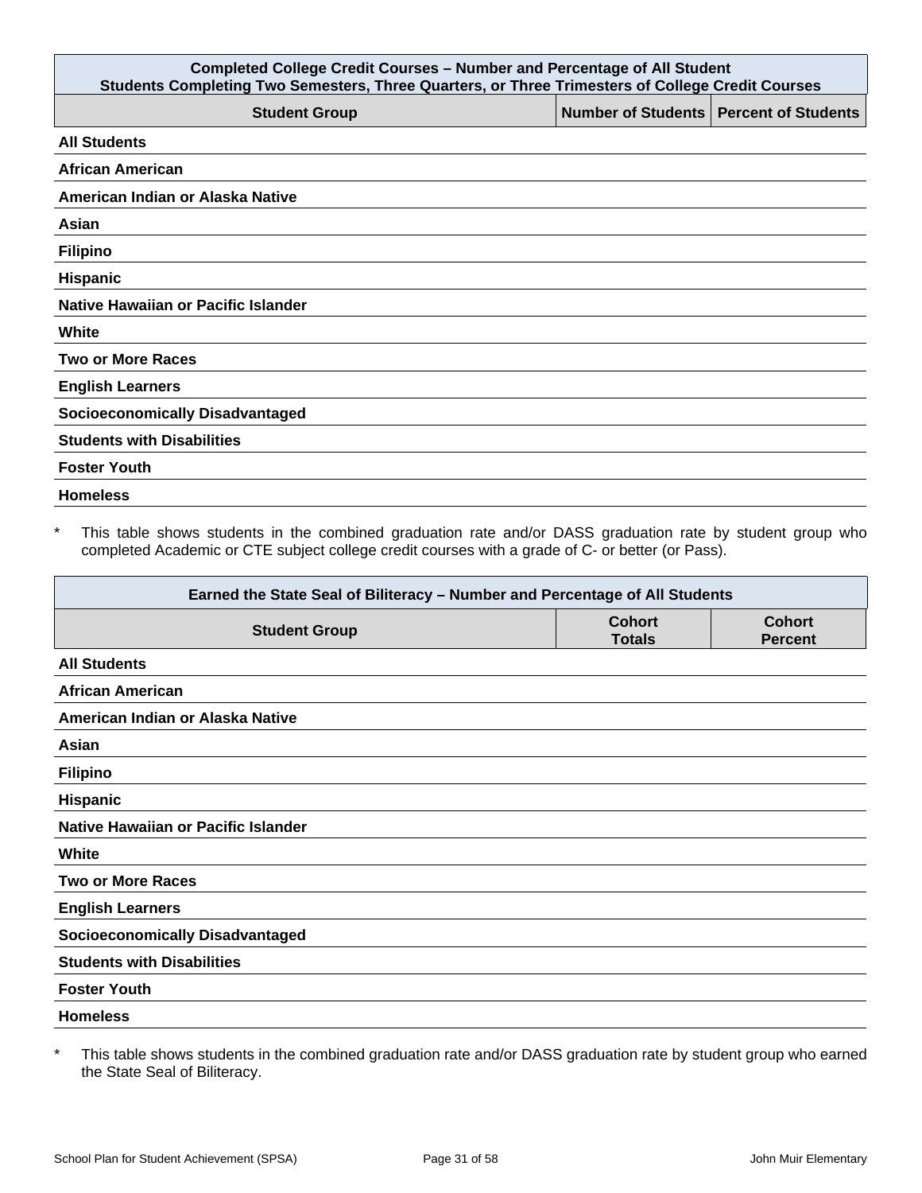| Completed College Credit Courses – Number and Percentage of All Student<br>Students Completing Two Semesters, Three Quarters, or Three Trimesters of College Credit Courses | | |
|---|---|---|
| **Student Group** | **Number of Students** | **Percent of Students** |
| **All Students** | | |
| **African American** | | |
| **American Indian or Alaska Native** | | |
| **Asian** | | |
| **Filipino** | | |
| **Hispanic** | | |
| **Native Hawaiian or Pacific Islander** | | |
| **White** | | |
| **Two or More Races** | | |
| **English Learners** | | |
| **Socioeconomically Disadvantaged** | | |
| **Students with Disabilities** | | |
| **Foster Youth** | | |
| **Homeless** | | |

\* This table shows students in the combined graduation rate and/or DASS graduation rate by student group who completed Academic or CTE subject college credit courses with a grade of C- or better (or Pass).

| Earned the State Seal of Biliteracy – Number and Percentage of All Students | | |
|---|---|---|
| **Student Group** | **Cohort Totals** | **Cohort Percent** |
| **All Students** | | |
| **African American** | | |
| **American Indian or Alaska Native** | | |
| **Asian** | | |
| **Filipino** | | |
| **Hispanic** | | |
| **Native Hawaiian or Pacific Islander** | | |
| **White** | | |
| **Two or More Races** | | |
| **English Learners** | | |
| **Socioeconomically Disadvantaged** | | |
| **Students with Disabilities** | | |
| **Foster Youth** | | |
| **Homeless** | | |

\* This table shows students in the combined graduation rate and/or DASS graduation rate by student group who earned the State Seal of Biliteracy.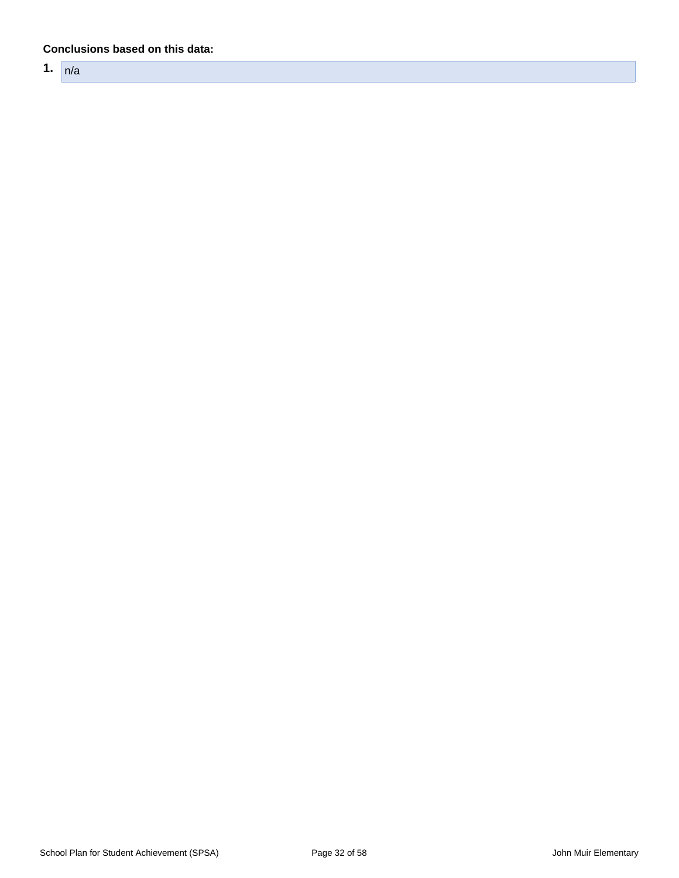**Conclusions based on this data:**

1. n/a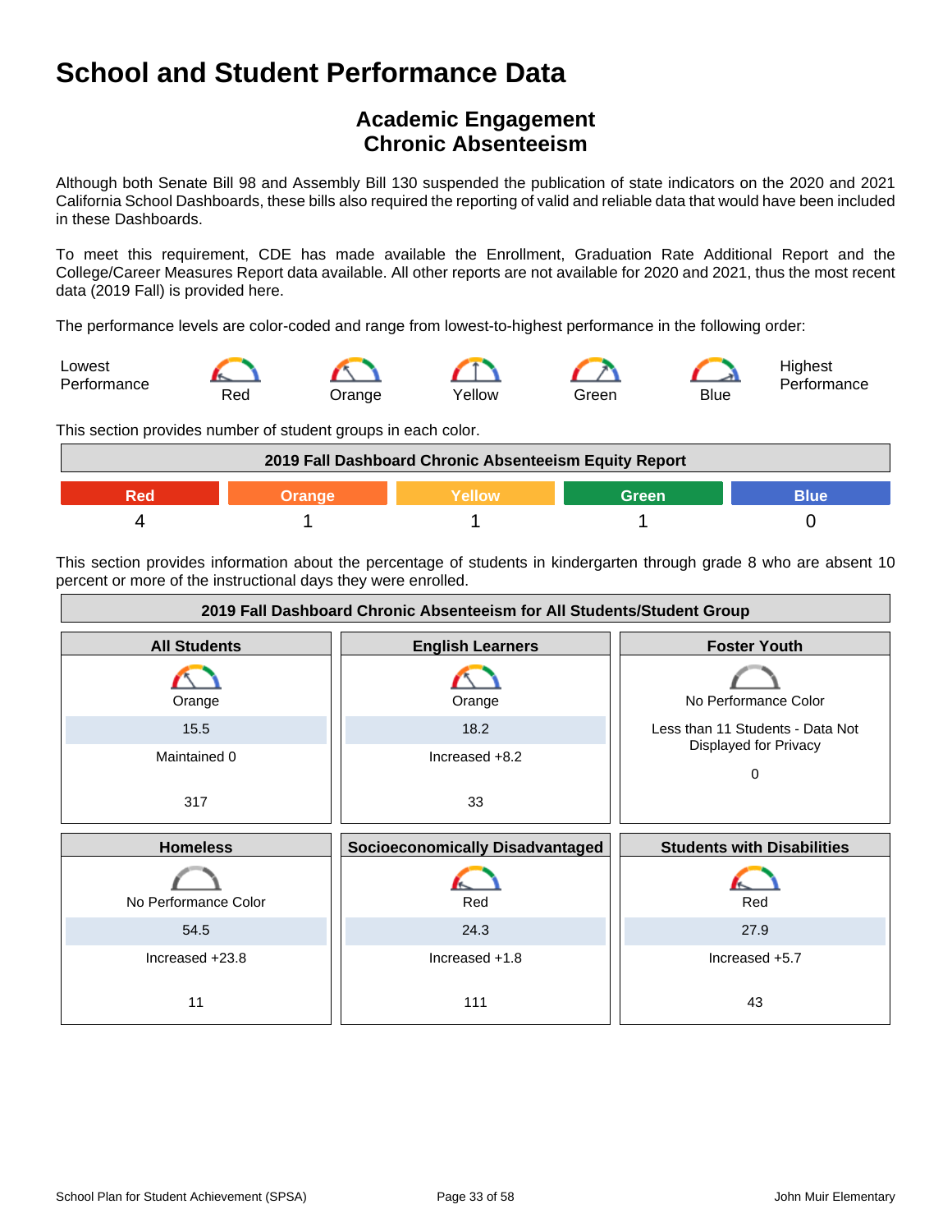# School and Student Performance Data

## Academic Engagement
## Chronic Absenteeism

Although both Senate Bill 98 and Assembly Bill 130 suspended the publication of state indicators on the 2020 and 2021 California School Dashboards, these bills also required the reporting of valid and reliable data that would have been included in these Dashboards.

To meet this requirement, CDE has made available the Enrollment, Graduation Rate Additional Report and the College/Career Measures Report data available. All other reports are not available for 2020 and 2021, thus the most recent data (2019 Fall) is provided here.

The performance levels are color-coded and range from lowest-to-highest performance in the following order:

Lowest Performance — Red — Orange — Yellow — Green — Blue — Highest Performance

This section provides number of student groups in each color.

| 2019 Fall Dashboard Chronic Absenteeism Equity Report | | | | |
|---|---|---|---|---|
| Red | Orange | Yellow | Green | Blue |
| 4 | 1 | 1 | 1 | 0 |

This section provides information about the percentage of students in kindergarten through grade 8 who are absent 10 percent or more of the instructional days they were enrolled.

| 2019 Fall Dashboard Chronic Absenteeism for All Students/Student Group | | |
|---|---|---|
| **All Students** | **English Learners** | **Foster Youth** |
| Orange | Orange | No Performance Color |
| 15.5 | 18.2 | Less than 11 Students - Data Not Displayed for Privacy |
| Maintained 0 | Increased +8.2 | 0 |
| 317 | 33 | |
| **Homeless** | **Socioeconomically Disadvantaged** | **Students with Disabilities** |
| No Performance Color | Red | Red |
| 54.5 | 24.3 | 27.9 |
| Increased +23.8 | Increased +1.8 | Increased +5.7 |
| 11 | 111 | 43 |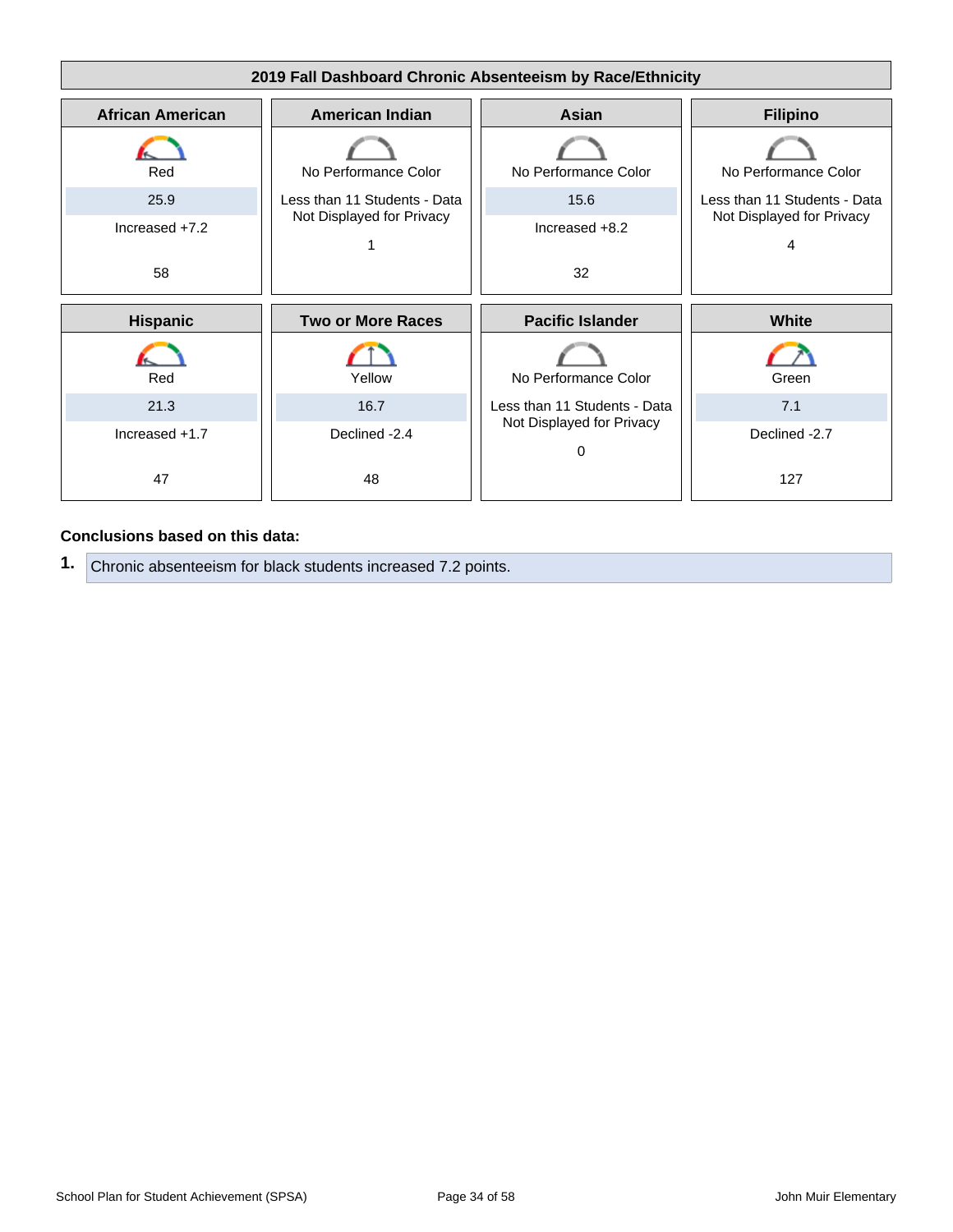## 2019 Fall Dashboard Chronic Absenteeism by Race/Ethnicity

| African American | American Indian | Asian | Filipino |
|---|---|---|---|
| Red | No Performance Color | No Performance Color | No Performance Color |
| 25.9 | Less than 11 Students - Data Not Displayed for Privacy | 15.6 | Less than 11 Students - Data Not Displayed for Privacy |
| Increased +7.2 | | Increased +8.2 | |
| 58 | 1 | 32 | 4 |

| Hispanic | Two or More Races | Pacific Islander | White |
|---|---|---|---|
| Red | Yellow | No Performance Color | Green |
| 21.3 | 16.7 | Less than 11 Students - Data Not Displayed for Privacy | 7.1 |
| Increased +1.7 | Declined -2.4 | | Declined -2.7 |
| 47 | 48 | 0 | 127 |

**Conclusions based on this data:**

1. Chronic absenteeism for black students increased 7.2 points.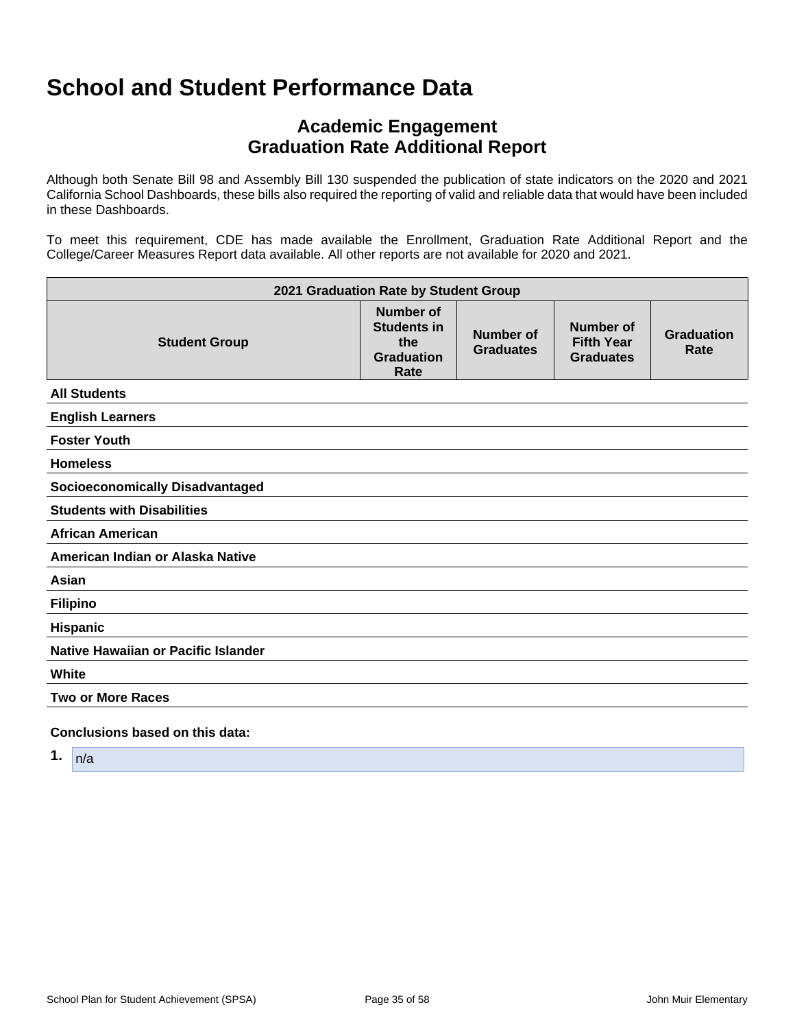# School and Student Performance Data

## Academic Engagement
## Graduation Rate Additional Report

Although both Senate Bill 98 and Assembly Bill 130 suspended the publication of state indicators on the 2020 and 2021 California School Dashboards, these bills also required the reporting of valid and reliable data that would have been included in these Dashboards.

To meet this requirement, CDE has made available the Enrollment, Graduation Rate Additional Report and the College/Career Measures Report data available. All other reports are not available for 2020 and 2021.

| 2021 Graduation Rate by Student Group | | | | |
|---|---|---|---|---|
| **Student Group** | **Number of Students in the Graduation Rate** | **Number of Graduates** | **Number of Fifth Year Graduates** | **Graduation Rate** |
| **All Students** | | | | |
| **English Learners** | | | | |
| **Foster Youth** | | | | |
| **Homeless** | | | | |
| **Socioeconomically Disadvantaged** | | | | |
| **Students with Disabilities** | | | | |
| **African American** | | | | |
| **American Indian or Alaska Native** | | | | |
| **Asian** | | | | |
| **Filipino** | | | | |
| **Hispanic** | | | | |
| **Native Hawaiian or Pacific Islander** | | | | |
| **White** | | | | |
| **Two or More Races** | | | | |

**Conclusions based on this data:**

1. n/a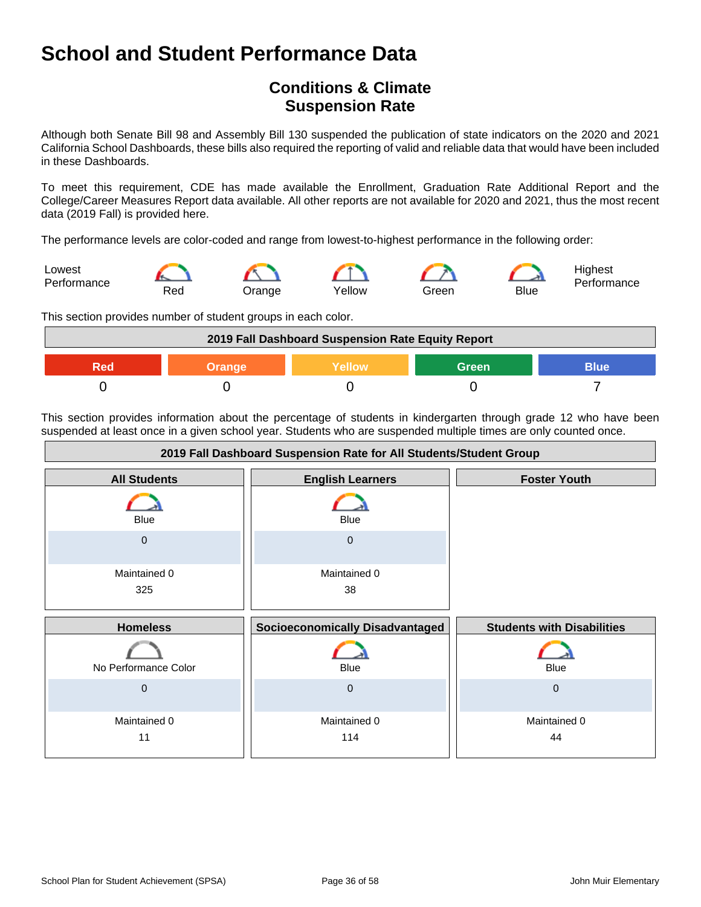# School and Student Performance Data

## Conditions & Climate
## Suspension Rate

Although both Senate Bill 98 and Assembly Bill 130 suspended the publication of state indicators on the 2020 and 2021 California School Dashboards, these bills also required the reporting of valid and reliable data that would have been included in these Dashboards.

To meet this requirement, CDE has made available the Enrollment, Graduation Rate Additional Report and the College/Career Measures Report data available. All other reports are not available for 2020 and 2021, thus the most recent data (2019 Fall) is provided here.

The performance levels are color-coded and range from lowest-to-highest performance in the following order:

Lowest Performance — Red — Orange — Yellow — Green — Blue — Highest Performance

This section provides number of student groups in each color.

| 2019 Fall Dashboard Suspension Rate Equity Report | | | | |
|---|---|---|---|---|
| Red | Orange | Yellow | Green | Blue |
| 0 | 0 | 0 | 0 | 7 |

This section provides information about the percentage of students in kindergarten through grade 12 who have been suspended at least once in a given school year. Students who are suspended multiple times are only counted once.

| 2019 Fall Dashboard Suspension Rate for All Students/Student Group | | |
|---|---|---|
| **All Students** | **English Learners** | **Foster Youth** |
| Blue<br>0<br>Maintained 0<br>325 | Blue<br>0<br>Maintained 0<br>38 | |
| **Homeless** | **Socioeconomically Disadvantaged** | **Students with Disabilities** |
| No Performance Color<br>0<br>Maintained 0<br>11 | Blue<br>0<br>Maintained 0<br>114 | Blue<br>0<br>Maintained 0<br>44 |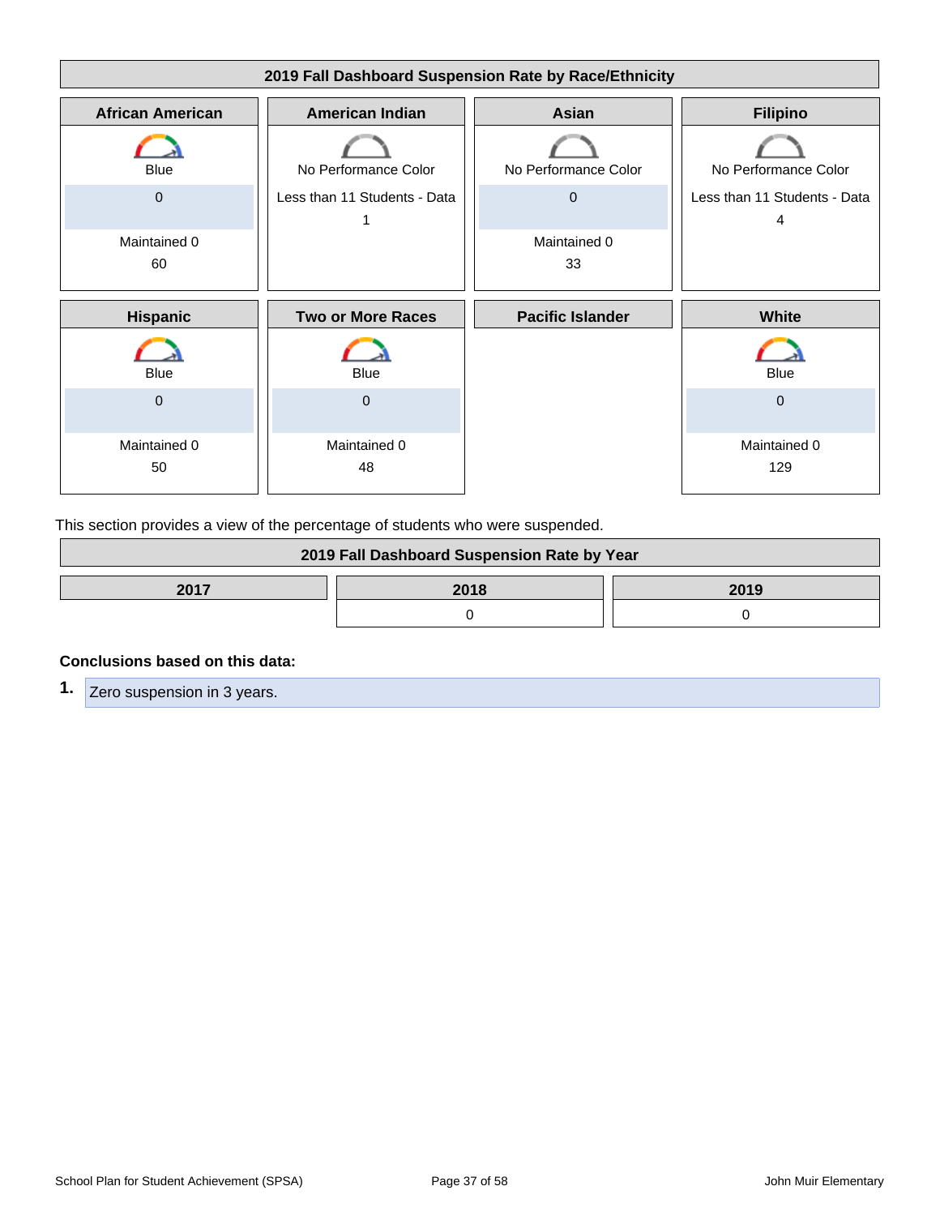## 2019 Fall Dashboard Suspension Rate by Race/Ethnicity

| African American | American Indian | Asian | Filipino |
| --- | --- | --- | --- |
| Blue | No Performance Color | No Performance Color | No Performance Color |
| 0 | Less than 11 Students - Data 1 | 0 | Less than 11 Students - Data 4 |
| Maintained 0 | | Maintained 0 | |
| 60 | | 33 | |

| Hispanic | Two or More Races | Pacific Islander | White |
| --- | --- | --- | --- |
| Blue | Blue | | Blue |
| 0 | 0 | | 0 |
| Maintained 0 | Maintained 0 | | Maintained 0 |
| 50 | 48 | | 129 |

This section provides a view of the percentage of students who were suspended.

## 2019 Fall Dashboard Suspension Rate by Year

| 2017 | 2018 | 2019 |
| --- | --- | --- |
| | 0 | 0 |

**Conclusions based on this data:**

1. Zero suspension in 3 years.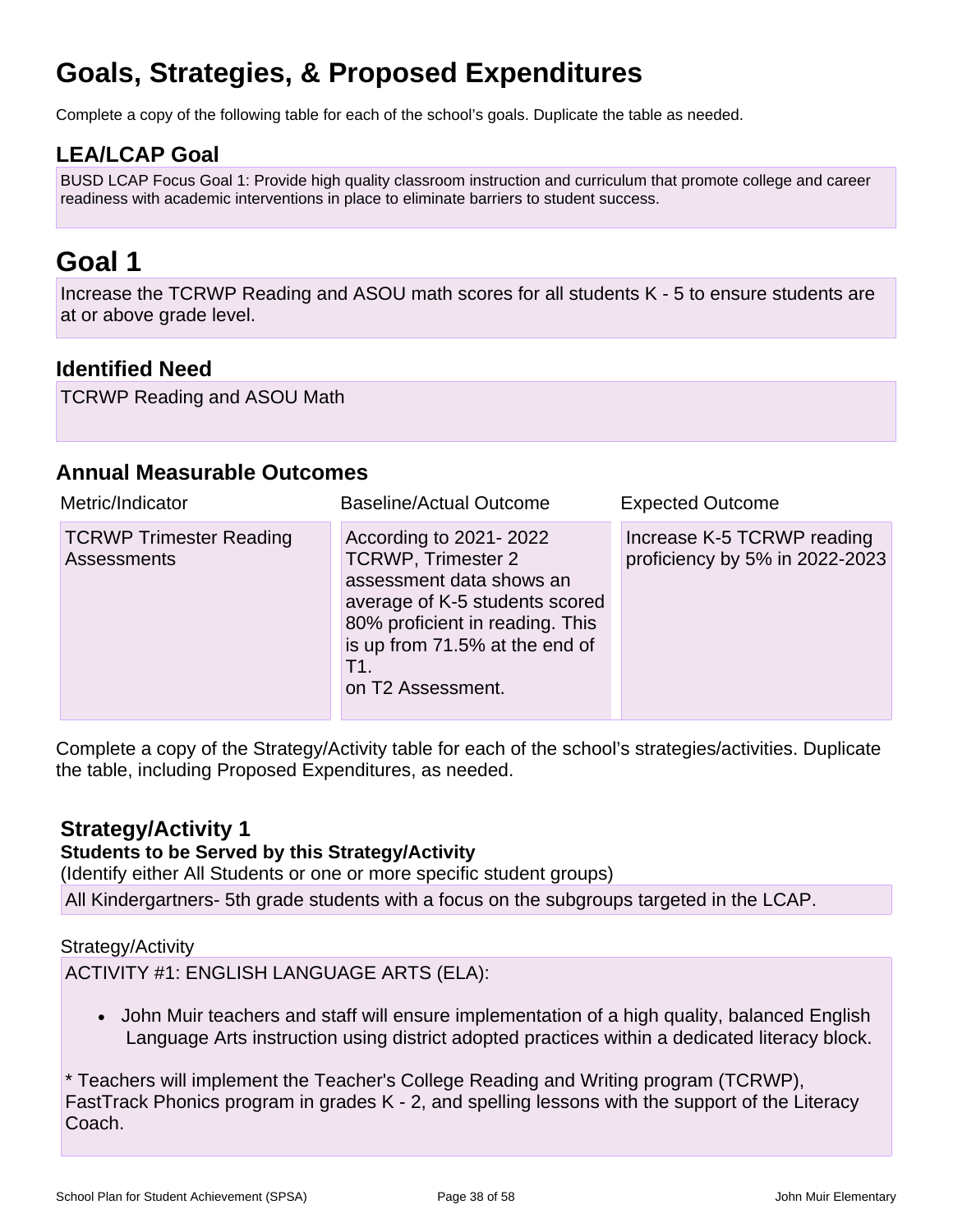# Goals, Strategies, & Proposed Expenditures

Complete a copy of the following table for each of the school's goals. Duplicate the table as needed.

## LEA/LCAP Goal

BUSD LCAP Focus Goal 1: Provide high quality classroom instruction and curriculum that promote college and career readiness with academic interventions in place to eliminate barriers to student success.

# Goal 1

Increase the TCRWP Reading and ASOU math scores for all students K - 5 to ensure students are at or above grade level.

## Identified Need

TCRWP Reading and ASOU Math

## Annual Measurable Outcomes

| Metric/Indicator | Baseline/Actual Outcome | Expected Outcome |
|---|---|---|
| TCRWP Trimester Reading Assessments | According to 2021- 2022 TCRWP, Trimester 2 assessment data shows an average of K-5 students scored 80% proficient in reading. This is up from 71.5% at the end of T1. on T2 Assessment. | Increase K-5 TCRWP reading proficiency by 5% in 2022-2023 |

Complete a copy of the Strategy/Activity table for each of the school's strategies/activities. Duplicate the table, including Proposed Expenditures, as needed.

### Strategy/Activity 1

**Students to be Served by this Strategy/Activity**

(Identify either All Students or one or more specific student groups)

All Kindergartners- 5th grade students with a focus on the subgroups targeted in the LCAP.

Strategy/Activity

ACTIVITY #1: ENGLISH LANGUAGE ARTS (ELA):

- John Muir teachers and staff will ensure implementation of a high quality, balanced English Language Arts instruction using district adopted practices within a dedicated literacy block.

* Teachers will implement the Teacher's College Reading and Writing program (TCRWP), FastTrack Phonics program in grades K - 2, and spelling lessons with the support of the Literacy Coach.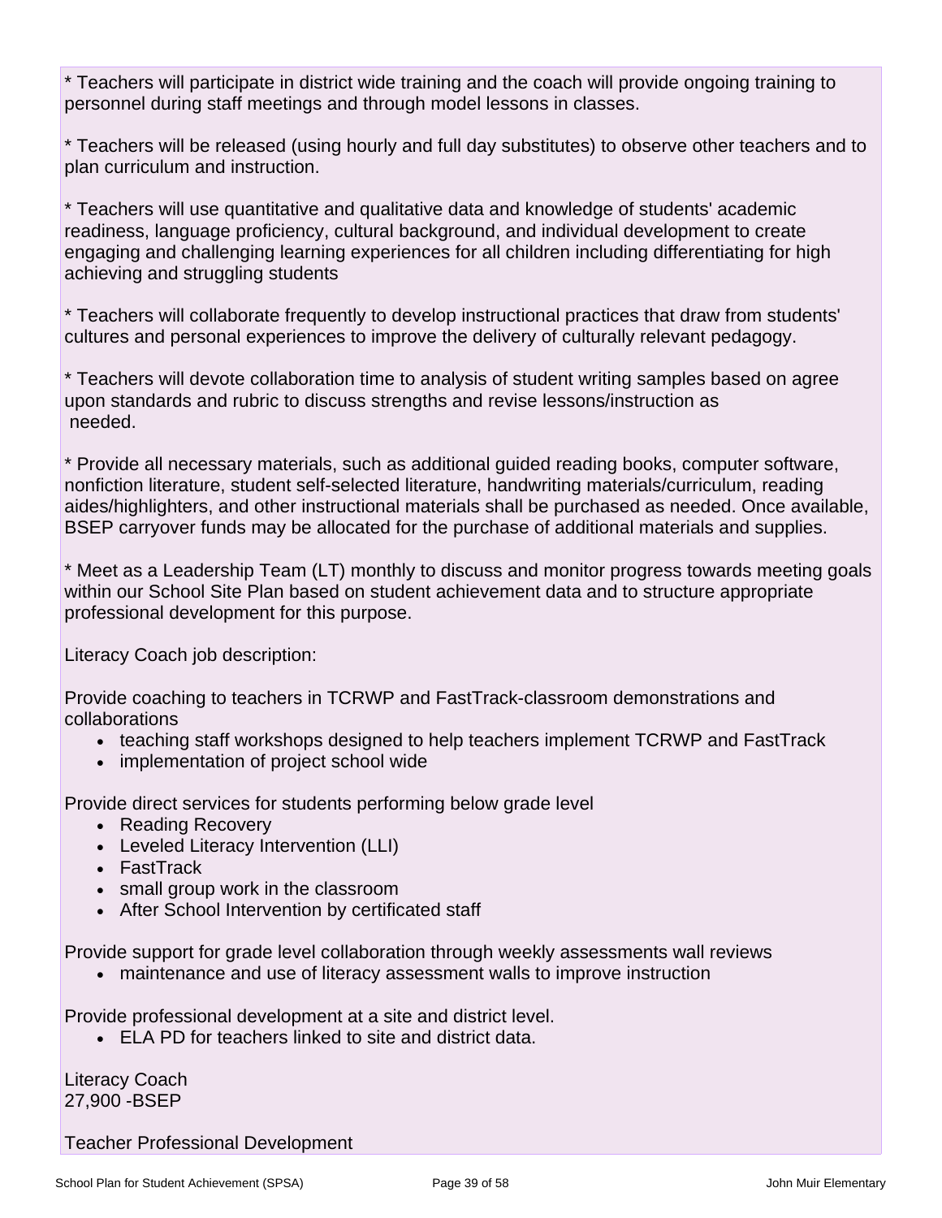* Teachers will participate in district wide training and the coach will provide ongoing training to personnel during staff meetings and through model lessons in classes.

* Teachers will be released (using hourly and full day substitutes) to observe other teachers and to plan curriculum and instruction.

* Teachers will use quantitative and qualitative data and knowledge of students' academic readiness, language proficiency, cultural background, and individual development to create engaging and challenging learning experiences for all children including differentiating for high achieving and struggling students

* Teachers will collaborate frequently to develop instructional practices that draw from students' cultures and personal experiences to improve the delivery of culturally relevant pedagogy.

* Teachers will devote collaboration time to analysis of student writing samples based on agree upon standards and rubric to discuss strengths and revise lessons/instruction as needed.

* Provide all necessary materials, such as additional guided reading books, computer software, nonfiction literature, student self-selected literature, handwriting materials/curriculum, reading aides/highlighters, and other instructional materials shall be purchased as needed. Once available, BSEP carryover funds may be allocated for the purchase of additional materials and supplies.

* Meet as a Leadership Team (LT) monthly to discuss and monitor progress towards meeting goals within our School Site Plan based on student achievement data and to structure appropriate professional development for this purpose.

Literacy Coach job description:

Provide coaching to teachers in TCRWP and FastTrack-classroom demonstrations and collaborations

- teaching staff workshops designed to help teachers implement TCRWP and FastTrack
- implementation of project school wide

Provide direct services for students performing below grade level

- Reading Recovery
- Leveled Literacy Intervention (LLI)
- FastTrack
- small group work in the classroom
- After School Intervention by certificated staff

Provide support for grade level collaboration through weekly assessments wall reviews

- maintenance and use of literacy assessment walls to improve instruction

Provide professional development at a site and district level.

- ELA PD for teachers linked to site and district data.

Literacy Coach
27,900 -BSEP

Teacher Professional Development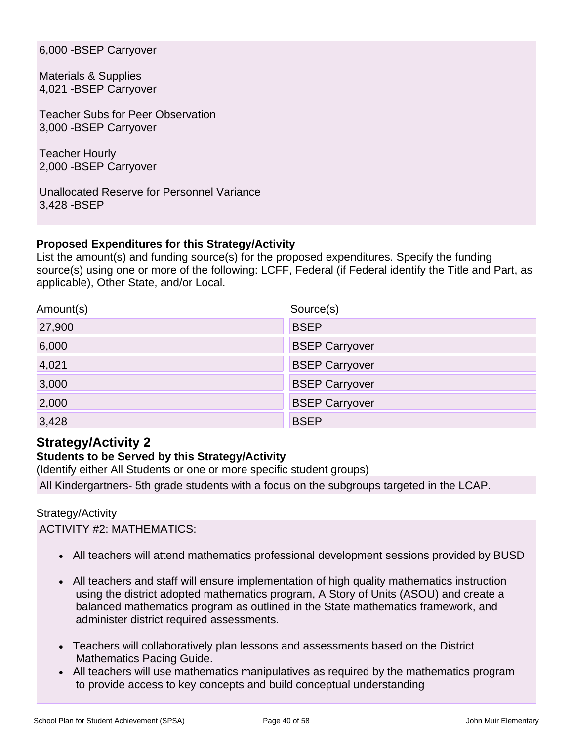6,000 -BSEP Carryover

Materials & Supplies
4,021 -BSEP Carryover

Teacher Subs for Peer Observation
3,000 -BSEP Carryover

Teacher Hourly
2,000 -BSEP Carryover

Unallocated Reserve for Personnel Variance
3,428 -BSEP

**Proposed Expenditures for this Strategy/Activity**
List the amount(s) and funding source(s) for the proposed expenditures. Specify the funding source(s) using one or more of the following: LCFF, Federal (if Federal identify the Title and Part, as applicable), Other State, and/or Local.

| Amount(s) | Source(s) |
|---|---|
| 27,900 | BSEP |
| 6,000 | BSEP Carryover |
| 4,021 | BSEP Carryover |
| 3,000 | BSEP Carryover |
| 2,000 | BSEP Carryover |
| 3,428 | BSEP |

## Strategy/Activity 2

**Students to be Served by this Strategy/Activity**
(Identify either All Students or one or more specific student groups)

All Kindergartners- 5th grade students with a focus on the subgroups targeted in the LCAP.

Strategy/Activity

ACTIVITY #2: MATHEMATICS:

- All teachers will attend mathematics professional development sessions provided by BUSD
- All teachers and staff will ensure implementation of high quality mathematics instruction using the district adopted mathematics program, A Story of Units (ASOU) and create a balanced mathematics program as outlined in the State mathematics framework, and administer district required assessments.
- Teachers will collaboratively plan lessons and assessments based on the District Mathematics Pacing Guide.
- All teachers will use mathematics manipulatives as required by the mathematics program to provide access to key concepts and build conceptual understanding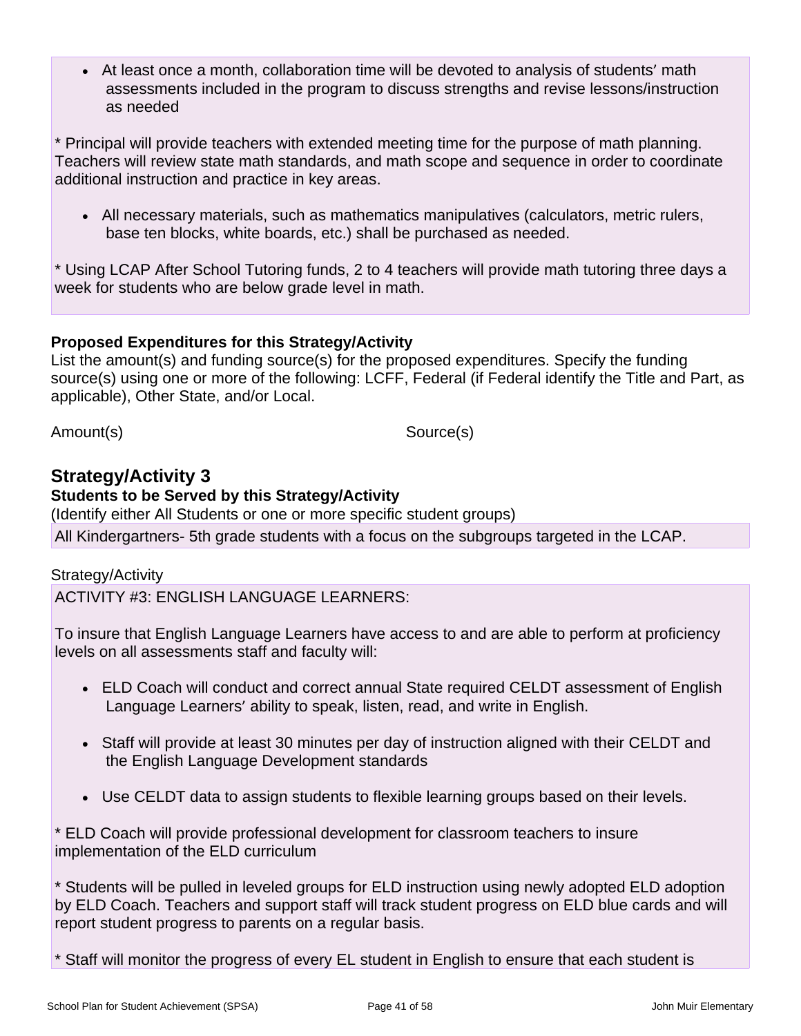- At least once a month, collaboration time will be devoted to analysis of students' math assessments included in the program to discuss strengths and revise lessons/instruction as needed

* Principal will provide teachers with extended meeting time for the purpose of math planning. Teachers will review state math standards, and math scope and sequence in order to coordinate additional instruction and practice in key areas.

- All necessary materials, such as mathematics manipulatives (calculators, metric rulers, base ten blocks, white boards, etc.) shall be purchased as needed.

* Using LCAP After School Tutoring funds, 2 to 4 teachers will provide math tutoring three days a week for students who are below grade level in math.

**Proposed Expenditures for this Strategy/Activity**

List the amount(s) and funding source(s) for the proposed expenditures. Specify the funding source(s) using one or more of the following: LCFF, Federal (if Federal identify the Title and Part, as applicable), Other State, and/or Local.

| Amount(s) | Source(s) |
|---|---|

## Strategy/Activity 3

**Students to be Served by this Strategy/Activity**

(Identify either All Students or one or more specific student groups)

All Kindergartners- 5th grade students with a focus on the subgroups targeted in the LCAP.

Strategy/Activity

ACTIVITY #3: ENGLISH LANGUAGE LEARNERS:

To insure that English Language Learners have access to and are able to perform at proficiency levels on all assessments staff and faculty will:

- ELD Coach will conduct and correct annual State required CELDT assessment of English Language Learners' ability to speak, listen, read, and write in English.

- Staff will provide at least 30 minutes per day of instruction aligned with their CELDT and the English Language Development standards

- Use CELDT data to assign students to flexible learning groups based on their levels.

* ELD Coach will provide professional development for classroom teachers to insure implementation of the ELD curriculum

* Students will be pulled in leveled groups for ELD instruction using newly adopted ELD adoption by ELD Coach. Teachers and support staff will track student progress on ELD blue cards and will report student progress to parents on a regular basis.

* Staff will monitor the progress of every EL student in English to ensure that each student is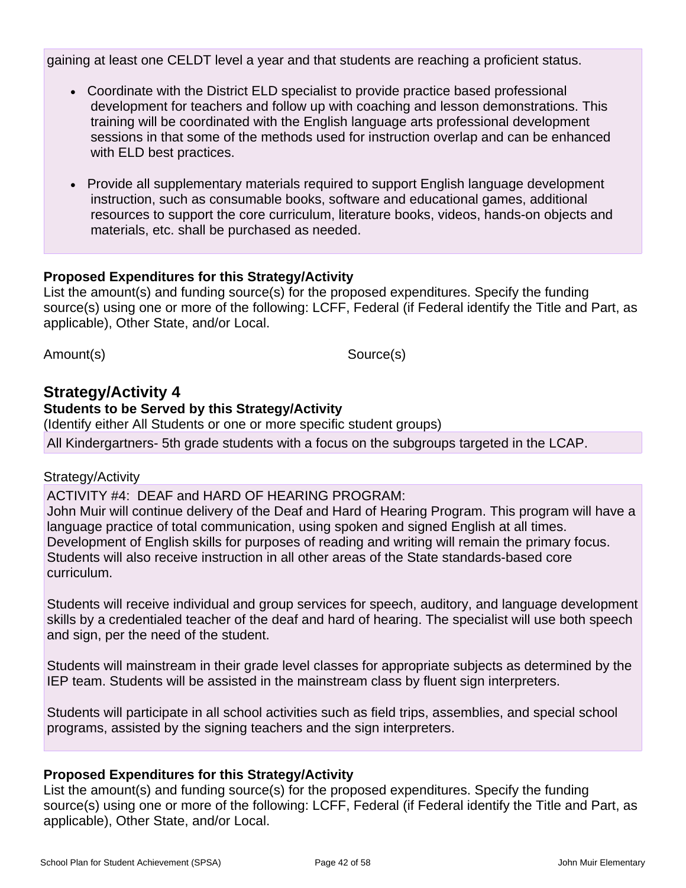gaining at least one CELDT level a year and that students are reaching a proficient status.

- Coordinate with the District ELD specialist to provide practice based professional development for teachers and follow up with coaching and lesson demonstrations. This training will be coordinated with the English language arts professional development sessions in that some of the methods used for instruction overlap and can be enhanced with ELD best practices.

- Provide all supplementary materials required to support English language development instruction, such as consumable books, software and educational games, additional resources to support the core curriculum, literature books, videos, hands-on objects and materials, etc. shall be purchased as needed.

**Proposed Expenditures for this Strategy/Activity**

List the amount(s) and funding source(s) for the proposed expenditures. Specify the funding source(s) using one or more of the following: LCFF, Federal (if Federal identify the Title and Part, as applicable), Other State, and/or Local.

| Amount(s) | Source(s) |
|---|---|

## Strategy/Activity 4

**Students to be Served by this Strategy/Activity**

(Identify either All Students or one or more specific student groups)

All Kindergartners- 5th grade students with a focus on the subgroups targeted in the LCAP.

Strategy/Activity

ACTIVITY #4: DEAF and HARD OF HEARING PROGRAM:
John Muir will continue delivery of the Deaf and Hard of Hearing Program. This program will have a language practice of total communication, using spoken and signed English at all times. Development of English skills for purposes of reading and writing will remain the primary focus. Students will also receive instruction in all other areas of the State standards-based core curriculum.

Students will receive individual and group services for speech, auditory, and language development skills by a credentialed teacher of the deaf and hard of hearing. The specialist will use both speech and sign, per the need of the student.

Students will mainstream in their grade level classes for appropriate subjects as determined by the IEP team. Students will be assisted in the mainstream class by fluent sign interpreters.

Students will participate in all school activities such as field trips, assemblies, and special school programs, assisted by the signing teachers and the sign interpreters.

**Proposed Expenditures for this Strategy/Activity**

List the amount(s) and funding source(s) for the proposed expenditures. Specify the funding source(s) using one or more of the following: LCFF, Federal (if Federal identify the Title and Part, as applicable), Other State, and/or Local.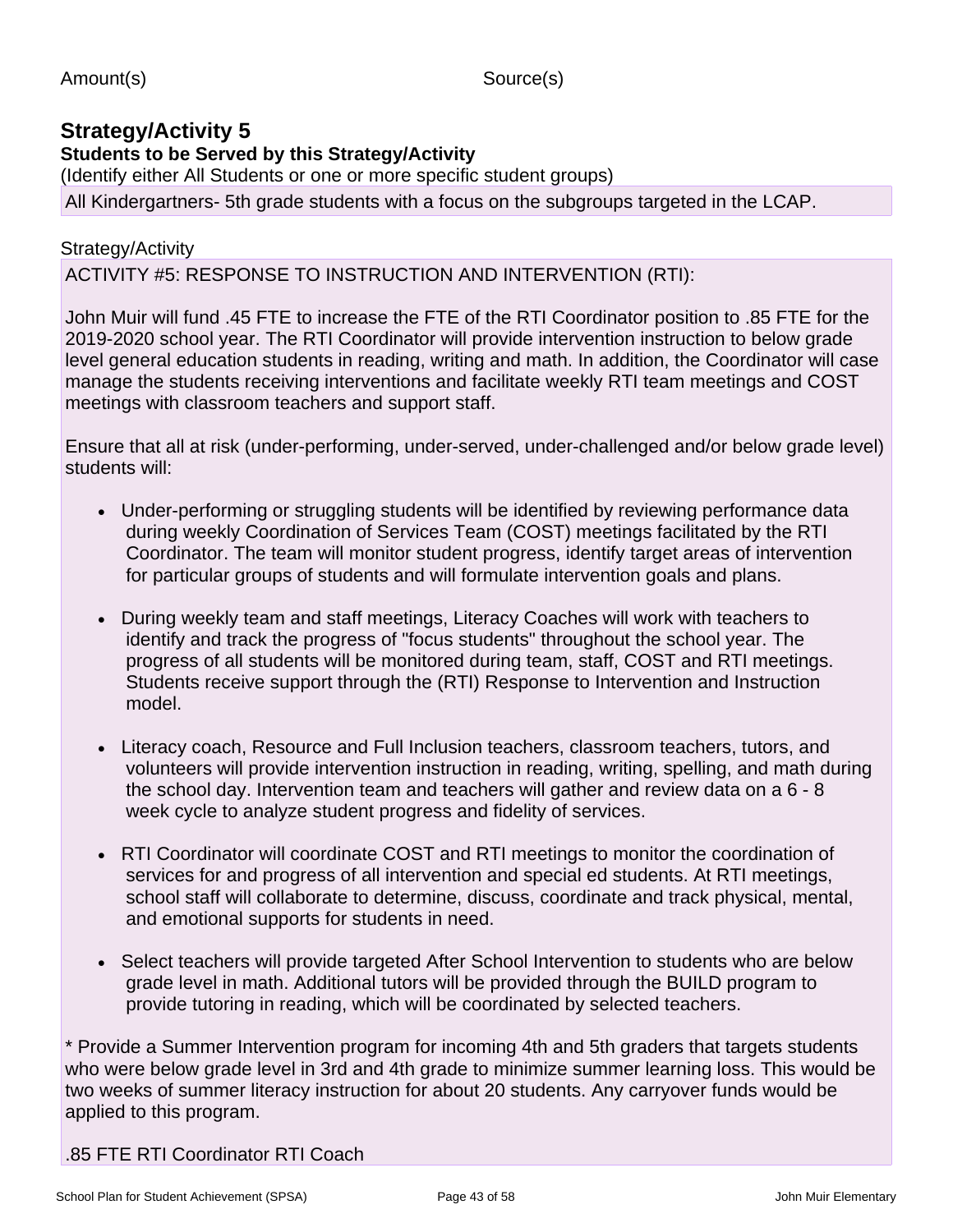Amount(s) Source(s)

## Strategy/Activity 5

**Students to be Served by this Strategy/Activity**

(Identify either All Students or one or more specific student groups)

All Kindergartners- 5th grade students with a focus on the subgroups targeted in the LCAP.

Strategy/Activity

ACTIVITY #5: RESPONSE TO INSTRUCTION AND INTERVENTION (RTI):

John Muir will fund .45 FTE to increase the FTE of the RTI Coordinator position to .85 FTE for the 2019-2020 school year. The RTI Coordinator will provide intervention instruction to below grade level general education students in reading, writing and math. In addition, the Coordinator will case manage the students receiving interventions and facilitate weekly RTI team meetings and COST meetings with classroom teachers and support staff.

Ensure that all at risk (under-performing, under-served, under-challenged and/or below grade level) students will:

- Under-performing or struggling students will be identified by reviewing performance data during weekly Coordination of Services Team (COST) meetings facilitated by the RTI Coordinator. The team will monitor student progress, identify target areas of intervention for particular groups of students and will formulate intervention goals and plans.
- During weekly team and staff meetings, Literacy Coaches will work with teachers to identify and track the progress of "focus students" throughout the school year. The progress of all students will be monitored during team, staff, COST and RTI meetings. Students receive support through the (RTI) Response to Intervention and Instruction model.
- Literacy coach, Resource and Full Inclusion teachers, classroom teachers, tutors, and volunteers will provide intervention instruction in reading, writing, spelling, and math during the school day. Intervention team and teachers will gather and review data on a 6 - 8 week cycle to analyze student progress and fidelity of services.
- RTI Coordinator will coordinate COST and RTI meetings to monitor the coordination of services for and progress of all intervention and special ed students. At RTI meetings, school staff will collaborate to determine, discuss, coordinate and track physical, mental, and emotional supports for students in need.
- Select teachers will provide targeted After School Intervention to students who are below grade level in math. Additional tutors will be provided through the BUILD program to provide tutoring in reading, which will be coordinated by selected teachers.

* Provide a Summer Intervention program for incoming 4th and 5th graders that targets students who were below grade level in 3rd and 4th grade to minimize summer learning loss. This would be two weeks of summer literacy instruction for about 20 students. Any carryover funds would be applied to this program.

.85 FTE RTI Coordinator RTI Coach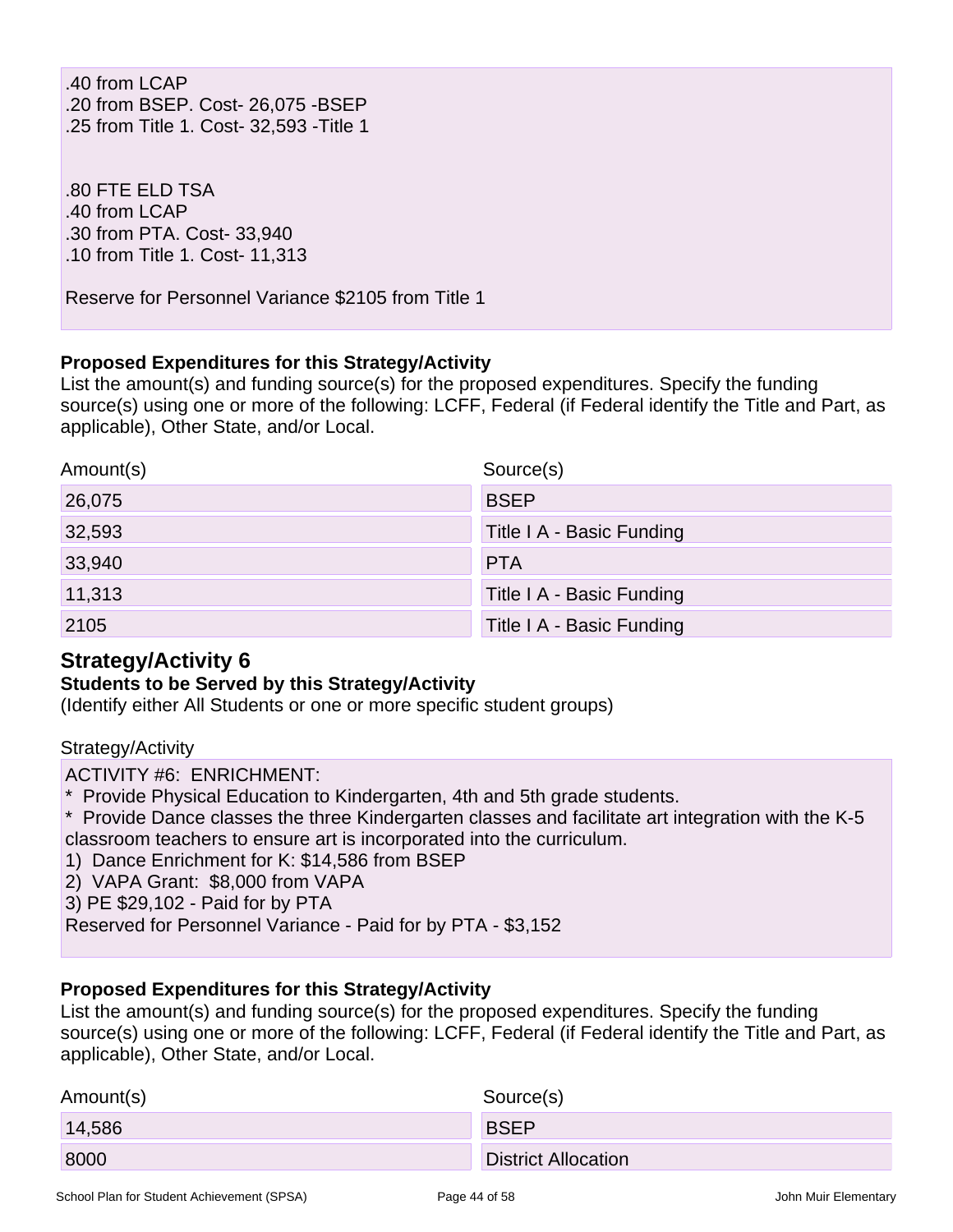.40 from LCAP
.20 from BSEP. Cost- 26,075 -BSEP
.25 from Title 1. Cost- 32,593 -Title 1

.80 FTE ELD TSA
.40 from LCAP
.30 from PTA. Cost- 33,940
.10 from Title 1. Cost- 11,313

Reserve for Personnel Variance $2105 from Title 1

**Proposed Expenditures for this Strategy/Activity**
List the amount(s) and funding source(s) for the proposed expenditures. Specify the funding source(s) using one or more of the following: LCFF, Federal (if Federal identify the Title and Part, as applicable), Other State, and/or Local.

| Amount(s) | Source(s) |
|---|---|
| 26,075 | BSEP |
| 32,593 | Title I A - Basic Funding |
| 33,940 | PTA |
| 11,313 | Title I A - Basic Funding |
| 2105 | Title I A - Basic Funding |

## Strategy/Activity 6

**Students to be Served by this Strategy/Activity**
(Identify either All Students or one or more specific student groups)

Strategy/Activity

ACTIVITY #6: ENRICHMENT:
* Provide Physical Education to Kindergarten, 4th and 5th grade students.
* Provide Dance classes the three Kindergarten classes and facilitate art integration with the K-5 classroom teachers to ensure art is incorporated into the curriculum.
1) Dance Enrichment for K: $14,586 from BSEP
2) VAPA Grant: $8,000 from VAPA
3) PE $29,102 - Paid for by PTA
Reserved for Personnel Variance - Paid for by PTA - $3,152

**Proposed Expenditures for this Strategy/Activity**
List the amount(s) and funding source(s) for the proposed expenditures. Specify the funding source(s) using one or more of the following: LCFF, Federal (if Federal identify the Title and Part, as applicable), Other State, and/or Local.

| Amount(s) | Source(s) |
|---|---|
| 14,586 | BSEP |
| 8000 | District Allocation |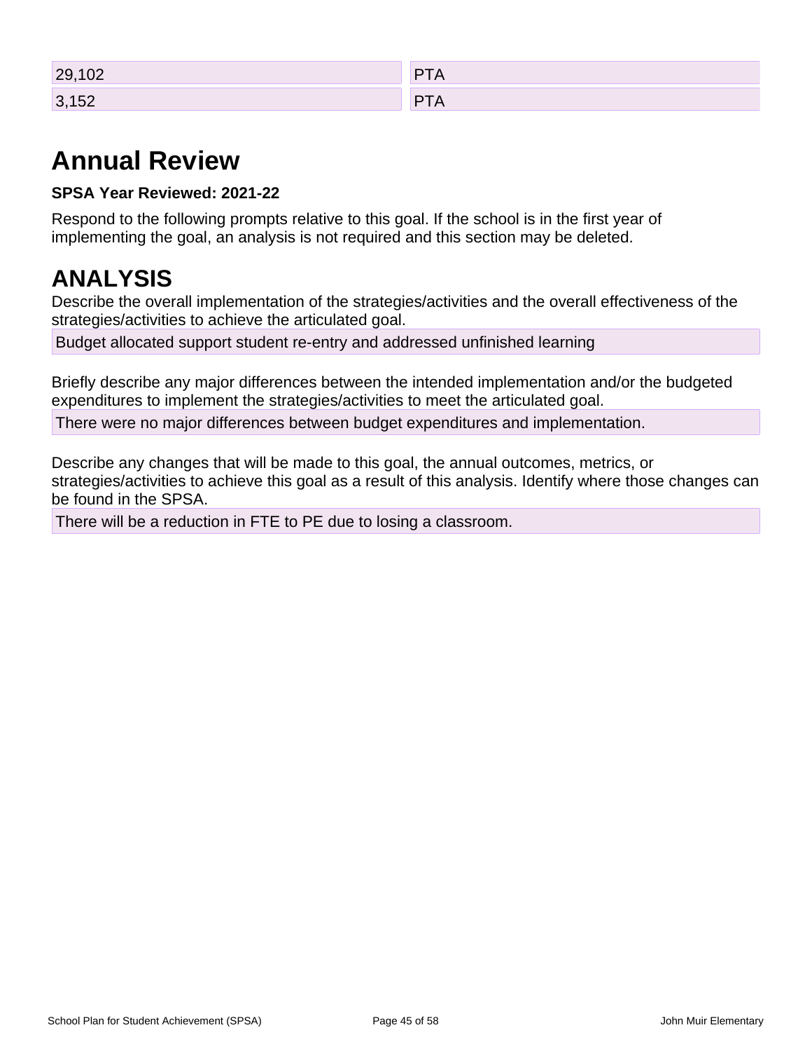| | |
|---|---|
| 29,102 | PTA |
| 3,152 | PTA |

# Annual Review

**SPSA Year Reviewed: 2021-22**

Respond to the following prompts relative to this goal. If the school is in the first year of implementing the goal, an analysis is not required and this section may be deleted.

# ANALYSIS

Describe the overall implementation of the strategies/activities and the overall effectiveness of the strategies/activities to achieve the articulated goal.

Budget allocated support student re-entry and addressed unfinished learning

Briefly describe any major differences between the intended implementation and/or the budgeted expenditures to implement the strategies/activities to meet the articulated goal.

There were no major differences between budget expenditures and implementation.

Describe any changes that will be made to this goal, the annual outcomes, metrics, or strategies/activities to achieve this goal as a result of this analysis. Identify where those changes can be found in the SPSA.

There will be a reduction in FTE to PE due to losing a classroom.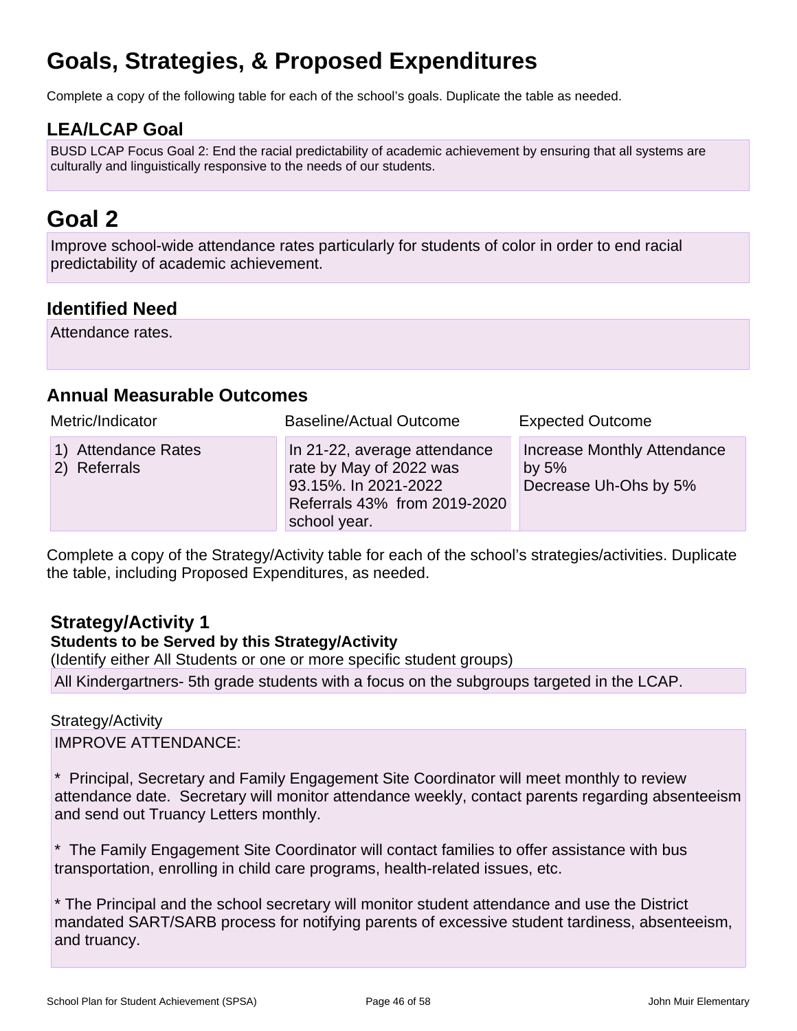# Goals, Strategies, & Proposed Expenditures

Complete a copy of the following table for each of the school's goals. Duplicate the table as needed.

## LEA/LCAP Goal

BUSD LCAP Focus Goal 2: End the racial predictability of academic achievement by ensuring that all systems are culturally and linguistically responsive to the needs of our students.

# Goal 2

Improve school-wide attendance rates particularly for students of color in order to end racial predictability of academic achievement.

## Identified Need

Attendance rates.

## Annual Measurable Outcomes

| Metric/Indicator | Baseline/Actual Outcome | Expected Outcome |
|---|---|---|
| 1) Attendance Rates<br>2) Referrals | In 21-22, average attendance rate by May of 2022 was 93.15%. In 2021-2022 Referrals 43% from 2019-2020 school year. | Increase Monthly Attendance by 5%<br>Decrease Uh-Ohs by 5% |

Complete a copy of the Strategy/Activity table for each of the school's strategies/activities. Duplicate the table, including Proposed Expenditures, as needed.

### Strategy/Activity 1

**Students to be Served by this Strategy/Activity**

(Identify either All Students or one or more specific student groups)

All Kindergartners- 5th grade students with a focus on the subgroups targeted in the LCAP.

Strategy/Activity

IMPROVE ATTENDANCE:

* Principal, Secretary and Family Engagement Site Coordinator will meet monthly to review attendance date. Secretary will monitor attendance weekly, contact parents regarding absenteeism and send out Truancy Letters monthly.

* The Family Engagement Site Coordinator will contact families to offer assistance with bus transportation, enrolling in child care programs, health-related issues, etc.

* The Principal and the school secretary will monitor student attendance and use the District mandated SART/SARB process for notifying parents of excessive student tardiness, absenteeism, and truancy.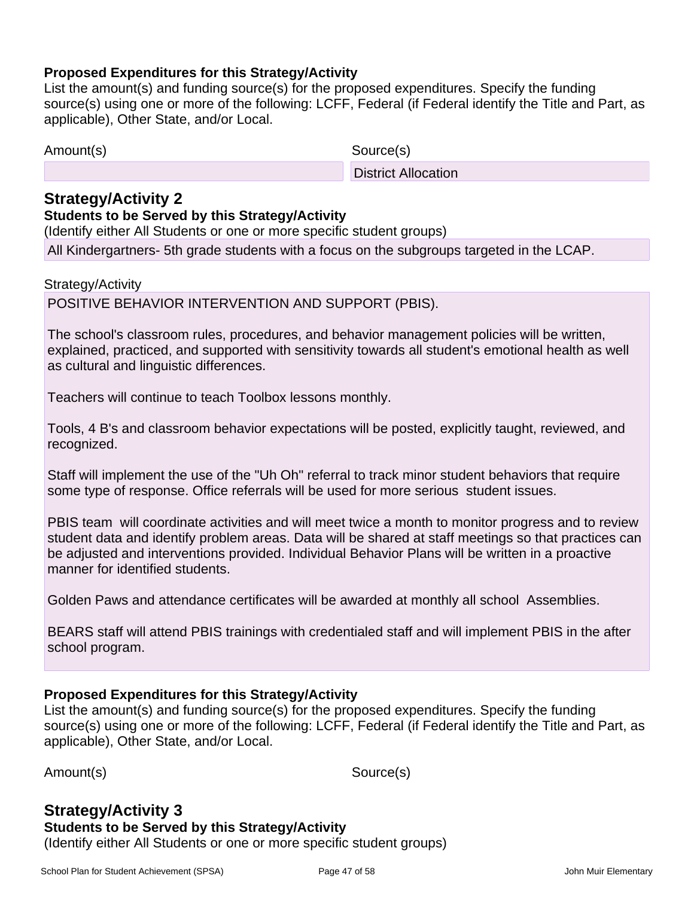**Proposed Expenditures for this Strategy/Activity**

List the amount(s) and funding source(s) for the proposed expenditures. Specify the funding source(s) using one or more of the following: LCFF, Federal (if Federal identify the Title and Part, as applicable), Other State, and/or Local.

| Amount(s) | Source(s) |
| --- | --- |
| | District Allocation |

## Strategy/Activity 2

**Students to be Served by this Strategy/Activity**

(Identify either All Students or one or more specific student groups)

All Kindergartners- 5th grade students with a focus on the subgroups targeted in the LCAP.

Strategy/Activity

POSITIVE BEHAVIOR INTERVENTION AND SUPPORT (PBIS).

The school's classroom rules, procedures, and behavior management policies will be written, explained, practiced, and supported with sensitivity towards all student's emotional health as well as cultural and linguistic differences.

Teachers will continue to teach Toolbox lessons monthly.

Tools, 4 B's and classroom behavior expectations will be posted, explicitly taught, reviewed, and recognized.

Staff will implement the use of the "Uh Oh" referral to track minor student behaviors that require some type of response. Office referrals will be used for more serious student issues.

PBIS team will coordinate activities and will meet twice a month to monitor progress and to review student data and identify problem areas. Data will be shared at staff meetings so that practices can be adjusted and interventions provided. Individual Behavior Plans will be written in a proactive manner for identified students.

Golden Paws and attendance certificates will be awarded at monthly all school Assemblies.

BEARS staff will attend PBIS trainings with credentialed staff and will implement PBIS in the after school program.

**Proposed Expenditures for this Strategy/Activity**

List the amount(s) and funding source(s) for the proposed expenditures. Specify the funding source(s) using one or more of the following: LCFF, Federal (if Federal identify the Title and Part, as applicable), Other State, and/or Local.

| Amount(s) | Source(s) |
| --- | --- |

## Strategy/Activity 3

**Students to be Served by this Strategy/Activity**

(Identify either All Students or one or more specific student groups)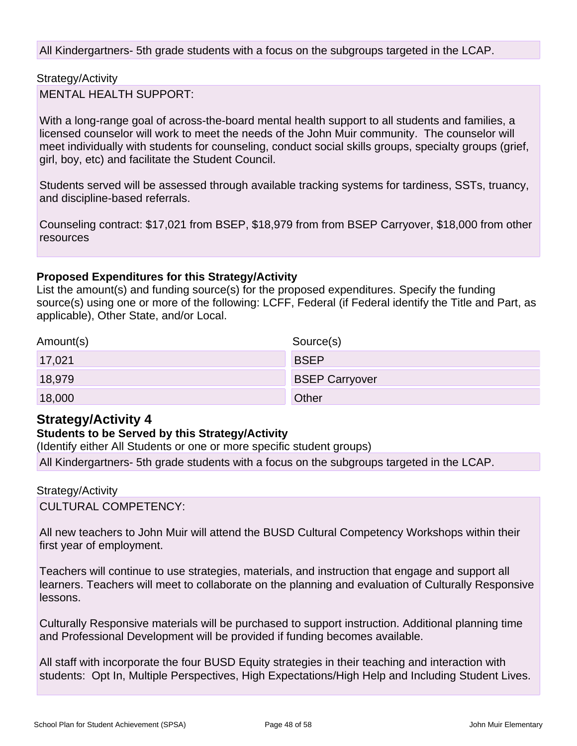All Kindergartners- 5th grade students with a focus on the subgroups targeted in the LCAP.

Strategy/Activity

MENTAL HEALTH SUPPORT:

With a long-range goal of across-the-board mental health support to all students and families, a licensed counselor will work to meet the needs of the John Muir community. The counselor will meet individually with students for counseling, conduct social skills groups, specialty groups (grief, girl, boy, etc) and facilitate the Student Council.

Students served will be assessed through available tracking systems for tardiness, SSTs, truancy, and discipline-based referrals.

Counseling contract: $17,021 from BSEP, $18,979 from from BSEP Carryover, $18,000 from other resources

**Proposed Expenditures for this Strategy/Activity**

List the amount(s) and funding source(s) for the proposed expenditures. Specify the funding source(s) using one or more of the following: LCFF, Federal (if Federal identify the Title and Part, as applicable), Other State, and/or Local.

| Amount(s) | Source(s) |
|---|---|
| 17,021 | BSEP |
| 18,979 | BSEP Carryover |
| 18,000 | Other |

## Strategy/Activity 4

**Students to be Served by this Strategy/Activity**

(Identify either All Students or one or more specific student groups)

All Kindergartners- 5th grade students with a focus on the subgroups targeted in the LCAP.

Strategy/Activity

CULTURAL COMPETENCY:

All new teachers to John Muir will attend the BUSD Cultural Competency Workshops within their first year of employment.

Teachers will continue to use strategies, materials, and instruction that engage and support all learners. Teachers will meet to collaborate on the planning and evaluation of Culturally Responsive lessons.

Culturally Responsive materials will be purchased to support instruction. Additional planning time and Professional Development will be provided if funding becomes available.

All staff with incorporate the four BUSD Equity strategies in their teaching and interaction with students: Opt In, Multiple Perspectives, High Expectations/High Help and Including Student Lives.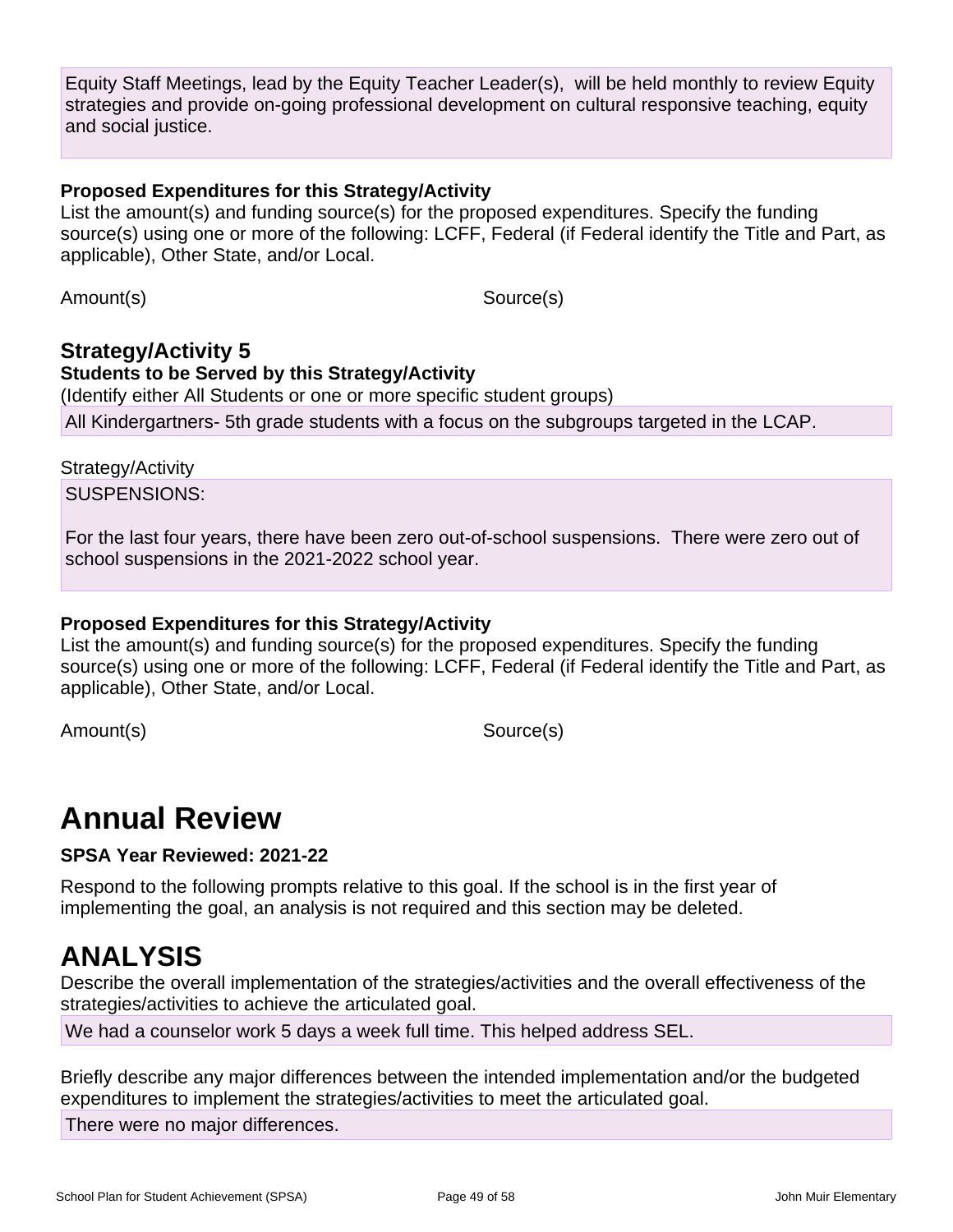Equity Staff Meetings, lead by the Equity Teacher Leader(s),  will be held monthly to review Equity strategies and provide on-going professional development on cultural responsive teaching, equity and social justice.

**Proposed Expenditures for this Strategy/Activity**

List the amount(s) and funding source(s) for the proposed expenditures. Specify the funding source(s) using one or more of the following: LCFF, Federal (if Federal identify the Title and Part, as applicable), Other State, and/or Local.

| Amount(s) | Source(s) |
|---|---|

### Strategy/Activity 5

**Students to be Served by this Strategy/Activity**

(Identify either All Students or one or more specific student groups)

All Kindergartners- 5th grade students with a focus on the subgroups targeted in the LCAP.

Strategy/Activity

SUSPENSIONS:

For the last four years, there have been zero out-of-school suspensions.  There were zero out of school suspensions in the 2021-2022 school year.

**Proposed Expenditures for this Strategy/Activity**

List the amount(s) and funding source(s) for the proposed expenditures. Specify the funding source(s) using one or more of the following: LCFF, Federal (if Federal identify the Title and Part, as applicable), Other State, and/or Local.

| Amount(s) | Source(s) |
|---|---|

# Annual Review

**SPSA Year Reviewed: 2021-22**

Respond to the following prompts relative to this goal. If the school is in the first year of implementing the goal, an analysis is not required and this section may be deleted.

## ANALYSIS

Describe the overall implementation of the strategies/activities and the overall effectiveness of the strategies/activities to achieve the articulated goal.

We had a counselor work 5 days a week full time. This helped address SEL.

Briefly describe any major differences between the intended implementation and/or the budgeted expenditures to implement the strategies/activities to meet the articulated goal.

There were no major differences.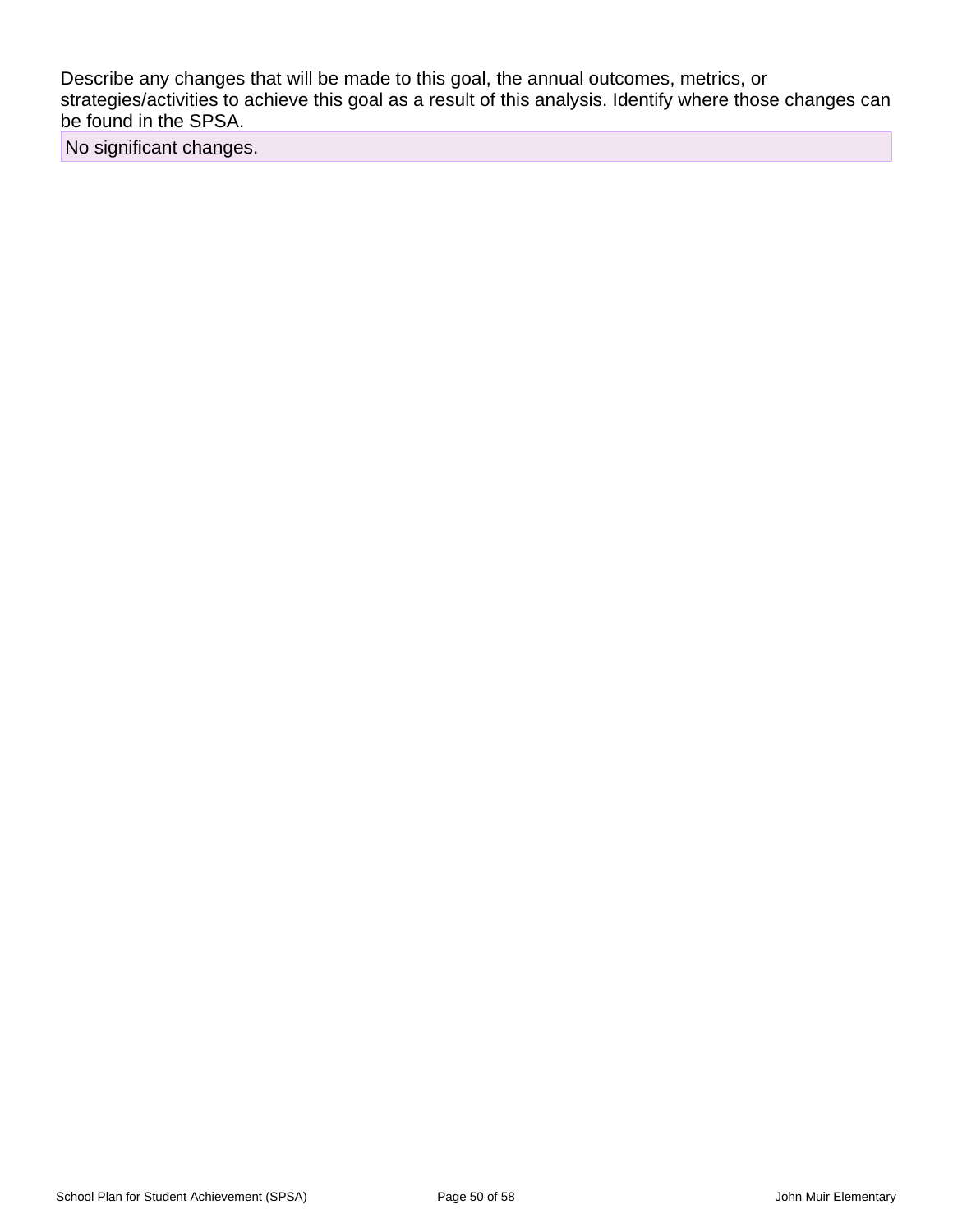Describe any changes that will be made to this goal, the annual outcomes, metrics, or strategies/activities to achieve this goal as a result of this analysis. Identify where those changes can be found in the SPSA.

No significant changes.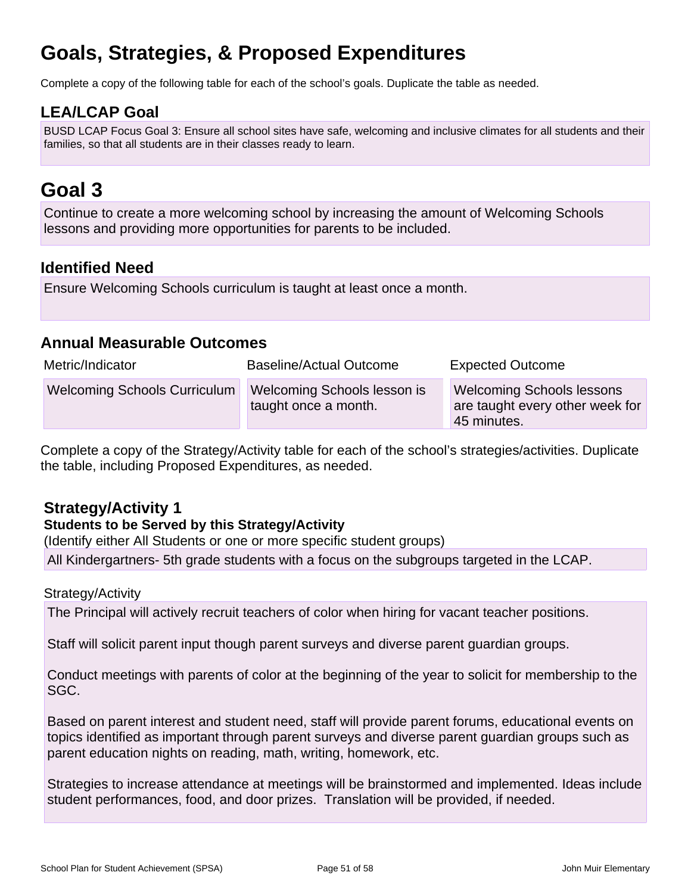# Goals, Strategies, & Proposed Expenditures

Complete a copy of the following table for each of the school's goals. Duplicate the table as needed.

## LEA/LCAP Goal

BUSD LCAP Focus Goal 3: Ensure all school sites have safe, welcoming and inclusive climates for all students and their families, so that all students are in their classes ready to learn.

# Goal 3

Continue to create a more welcoming school by increasing the amount of Welcoming Schools lessons and providing more opportunities for parents to be included.

## Identified Need

Ensure Welcoming Schools curriculum is taught at least once a month.

## Annual Measurable Outcomes

| Metric/Indicator | Baseline/Actual Outcome | Expected Outcome |
|---|---|---|
| Welcoming Schools Curriculum | Welcoming Schools lesson is taught once a month. | Welcoming Schools lessons are taught every other week for 45 minutes. |

Complete a copy of the Strategy/Activity table for each of the school's strategies/activities. Duplicate the table, including Proposed Expenditures, as needed.

### Strategy/Activity 1

**Students to be Served by this Strategy/Activity**

(Identify either All Students or one or more specific student groups)

All Kindergartners- 5th grade students with a focus on the subgroups targeted in the LCAP.

Strategy/Activity

The Principal will actively recruit teachers of color when hiring for vacant teacher positions.

Staff will solicit parent input though parent surveys and diverse parent guardian groups.

Conduct meetings with parents of color at the beginning of the year to solicit for membership to the SGC.

Based on parent interest and student need, staff will provide parent forums, educational events on topics identified as important through parent surveys and diverse parent guardian groups such as parent education nights on reading, math, writing, homework, etc.

Strategies to increase attendance at meetings will be brainstormed and implemented. Ideas include student performances, food, and door prizes. Translation will be provided, if needed.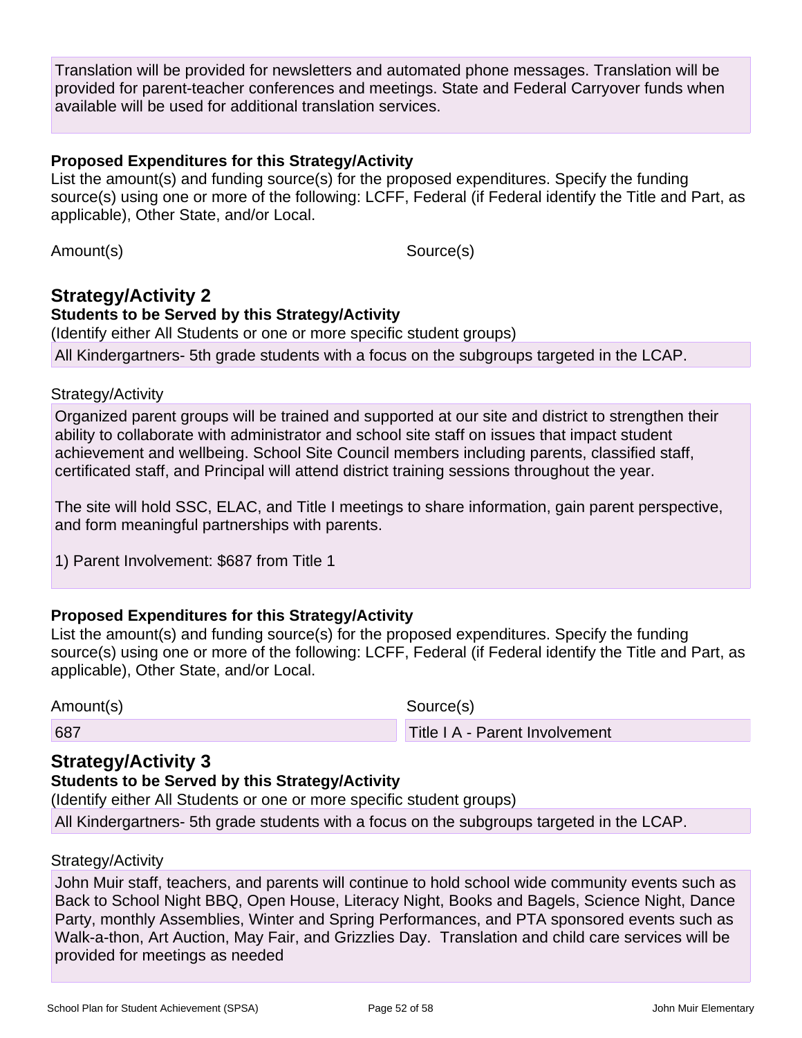Translation will be provided for newsletters and automated phone messages. Translation will be provided for parent-teacher conferences and meetings. State and Federal Carryover funds when available will be used for additional translation services.

**Proposed Expenditures for this Strategy/Activity**

List the amount(s) and funding source(s) for the proposed expenditures. Specify the funding source(s) using one or more of the following: LCFF, Federal (if Federal identify the Title and Part, as applicable), Other State, and/or Local.

| Amount(s) | Source(s) |
| --- | --- |

## Strategy/Activity 2

**Students to be Served by this Strategy/Activity**

(Identify either All Students or one or more specific student groups)

All Kindergartners- 5th grade students with a focus on the subgroups targeted in the LCAP.

Strategy/Activity

Organized parent groups will be trained and supported at our site and district to strengthen their ability to collaborate with administrator and school site staff on issues that impact student achievement and wellbeing. School Site Council members including parents, classified staff, certificated staff, and Principal will attend district training sessions throughout the year.

The site will hold SSC, ELAC, and Title I meetings to share information, gain parent perspective, and form meaningful partnerships with parents.

1) Parent Involvement: $687 from Title 1

**Proposed Expenditures for this Strategy/Activity**

List the amount(s) and funding source(s) for the proposed expenditures. Specify the funding source(s) using one or more of the following: LCFF, Federal (if Federal identify the Title and Part, as applicable), Other State, and/or Local.

| Amount(s) | Source(s) |
| --- | --- |
| 687 | Title I A - Parent Involvement |

## Strategy/Activity 3

**Students to be Served by this Strategy/Activity**

(Identify either All Students or one or more specific student groups)

All Kindergartners- 5th grade students with a focus on the subgroups targeted in the LCAP.

Strategy/Activity

John Muir staff, teachers, and parents will continue to hold school wide community events such as Back to School Night BBQ, Open House, Literacy Night, Books and Bagels, Science Night, Dance Party, monthly Assemblies, Winter and Spring Performances, and PTA sponsored events such as Walk-a-thon, Art Auction, May Fair, and Grizzlies Day. Translation and child care services will be provided for meetings as needed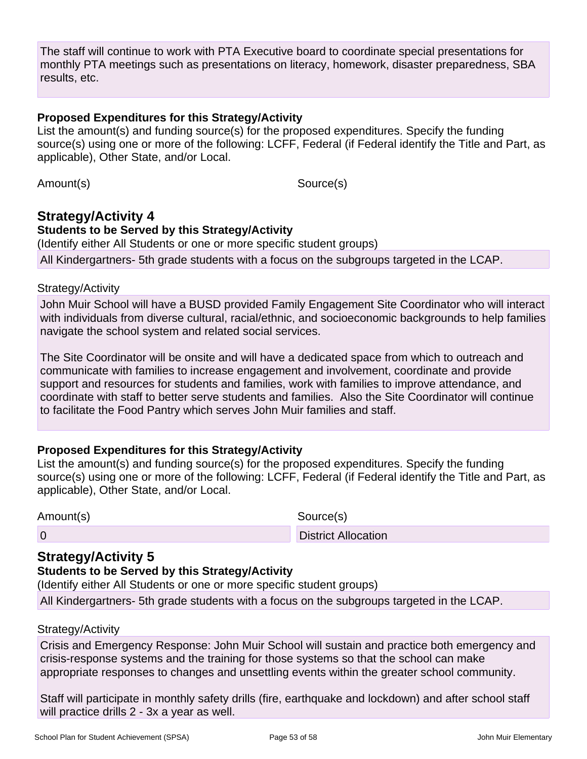The staff will continue to work with PTA Executive board to coordinate special presentations for monthly PTA meetings such as presentations on literacy, homework, disaster preparedness, SBA results, etc.

**Proposed Expenditures for this Strategy/Activity**

List the amount(s) and funding source(s) for the proposed expenditures. Specify the funding source(s) using one or more of the following: LCFF, Federal (if Federal identify the Title and Part, as applicable), Other State, and/or Local.

| Amount(s) | Source(s) |
| --- | --- |

## Strategy/Activity 4

**Students to be Served by this Strategy/Activity**

(Identify either All Students or one or more specific student groups)

All Kindergartners- 5th grade students with a focus on the subgroups targeted in the LCAP.

Strategy/Activity

John Muir School will have a BUSD provided Family Engagement Site Coordinator who will interact with individuals from diverse cultural, racial/ethnic, and socioeconomic backgrounds to help families navigate the school system and related social services.

The Site Coordinator will be onsite and will have a dedicated space from which to outreach and communicate with families to increase engagement and involvement, coordinate and provide support and resources for students and families, work with families to improve attendance, and coordinate with staff to better serve students and families. Also the Site Coordinator will continue to facilitate the Food Pantry which serves John Muir families and staff.

**Proposed Expenditures for this Strategy/Activity**

List the amount(s) and funding source(s) for the proposed expenditures. Specify the funding source(s) using one or more of the following: LCFF, Federal (if Federal identify the Title and Part, as applicable), Other State, and/or Local.

| Amount(s) | Source(s) |
| --- | --- |
| 0 | District Allocation |

## Strategy/Activity 5

**Students to be Served by this Strategy/Activity**

(Identify either All Students or one or more specific student groups)

All Kindergartners- 5th grade students with a focus on the subgroups targeted in the LCAP.

Strategy/Activity

Crisis and Emergency Response: John Muir School will sustain and practice both emergency and crisis-response systems and the training for those systems so that the school can make appropriate responses to changes and unsettling events within the greater school community.

Staff will participate in monthly safety drills (fire, earthquake and lockdown) and after school staff will practice drills 2 - 3x a year as well.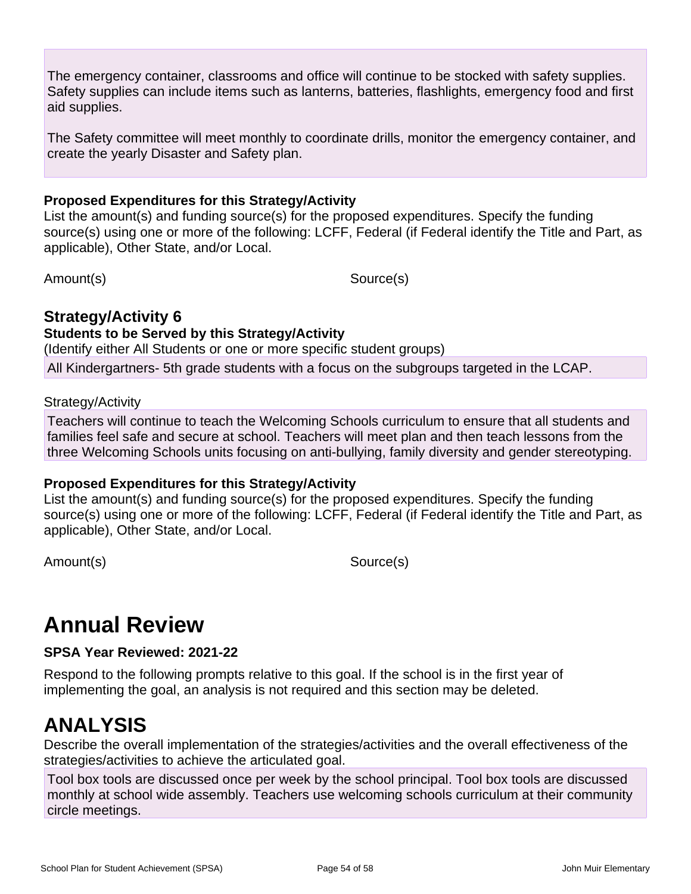The emergency container, classrooms and office will continue to be stocked with safety supplies. Safety supplies can include items such as lanterns, batteries, flashlights, emergency food and first aid supplies.

The Safety committee will meet monthly to coordinate drills, monitor the emergency container, and create the yearly Disaster and Safety plan.

**Proposed Expenditures for this Strategy/Activity**

List the amount(s) and funding source(s) for the proposed expenditures. Specify the funding source(s) using one or more of the following: LCFF, Federal (if Federal identify the Title and Part, as applicable), Other State, and/or Local.

| Amount(s) | Source(s) |
| --- | --- |

### Strategy/Activity 6

**Students to be Served by this Strategy/Activity**

(Identify either All Students or one or more specific student groups)

All Kindergartners- 5th grade students with a focus on the subgroups targeted in the LCAP.

Strategy/Activity

Teachers will continue to teach the Welcoming Schools curriculum to ensure that all students and families feel safe and secure at school. Teachers will meet plan and then teach lessons from the three Welcoming Schools units focusing on anti-bullying, family diversity and gender stereotyping.

**Proposed Expenditures for this Strategy/Activity**

List the amount(s) and funding source(s) for the proposed expenditures. Specify the funding source(s) using one or more of the following: LCFF, Federal (if Federal identify the Title and Part, as applicable), Other State, and/or Local.

| Amount(s) | Source(s) |
| --- | --- |

# Annual Review

**SPSA Year Reviewed: 2021-22**

Respond to the following prompts relative to this goal. If the school is in the first year of implementing the goal, an analysis is not required and this section may be deleted.

# ANALYSIS

Describe the overall implementation of the strategies/activities and the overall effectiveness of the strategies/activities to achieve the articulated goal.

Tool box tools are discussed once per week by the school principal. Tool box tools are discussed monthly at school wide assembly. Teachers use welcoming schools curriculum at their community circle meetings.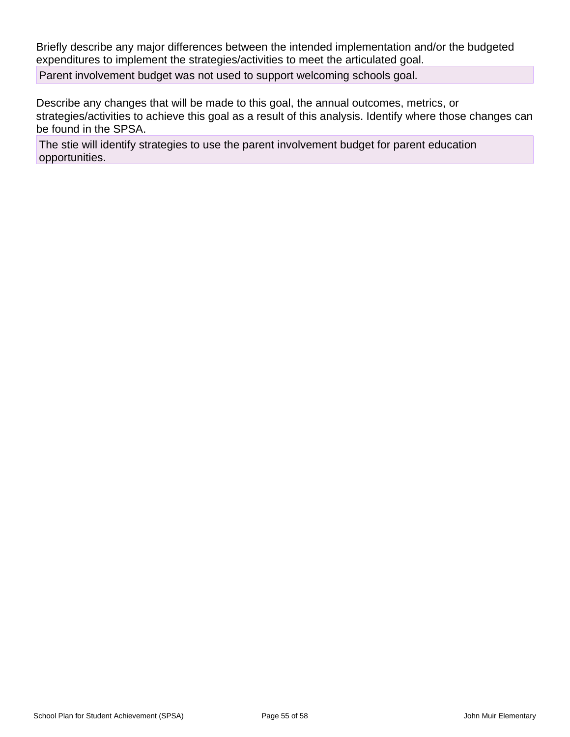Briefly describe any major differences between the intended implementation and/or the budgeted expenditures to implement the strategies/activities to meet the articulated goal.

Parent involvement budget was not used to support welcoming schools goal.

Describe any changes that will be made to this goal, the annual outcomes, metrics, or strategies/activities to achieve this goal as a result of this analysis. Identify where those changes can be found in the SPSA.

The stie will identify strategies to use the parent involvement budget for parent education opportunities.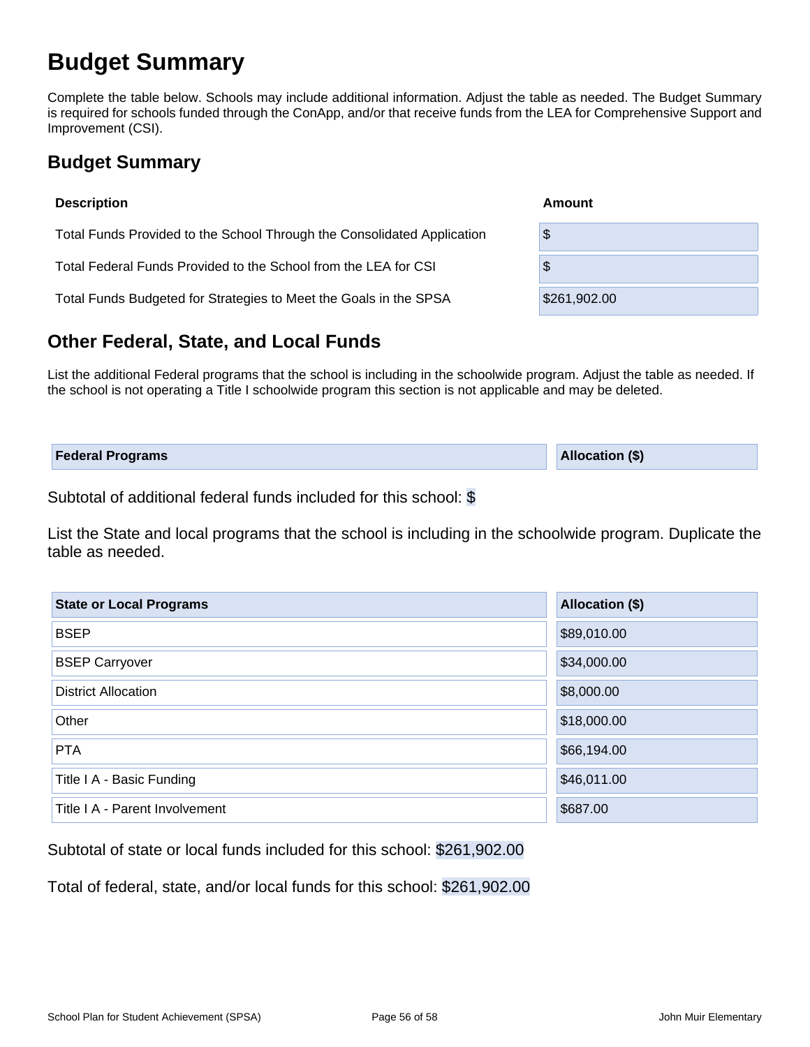# Budget Summary

Complete the table below. Schools may include additional information. Adjust the table as needed. The Budget Summary is required for schools funded through the ConApp, and/or that receive funds from the LEA for Comprehensive Support and Improvement (CSI).

## Budget Summary

| Description | Amount |
|---|---|
| Total Funds Provided to the School Through the Consolidated Application | $ |
| Total Federal Funds Provided to the School from the LEA for CSI | $ |
| Total Funds Budgeted for Strategies to Meet the Goals in the SPSA | $261,902.00 |

## Other Federal, State, and Local Funds

List the additional Federal programs that the school is including in the schoolwide program. Adjust the table as needed. If the school is not operating a Title I schoolwide program this section is not applicable and may be deleted.

| Federal Programs | Allocation ($) |
|---|---|

Subtotal of additional federal funds included for this school: $

List the State and local programs that the school is including in the schoolwide program. Duplicate the table as needed.

| State or Local Programs | Allocation ($) |
|---|---|
| BSEP | $89,010.00 |
| BSEP Carryover | $34,000.00 |
| District Allocation | $8,000.00 |
| Other | $18,000.00 |
| PTA | $66,194.00 |
| Title I A - Basic Funding | $46,011.00 |
| Title I A - Parent Involvement | $687.00 |

Subtotal of state or local funds included for this school: $261,902.00

Total of federal, state, and/or local funds for this school: $261,902.00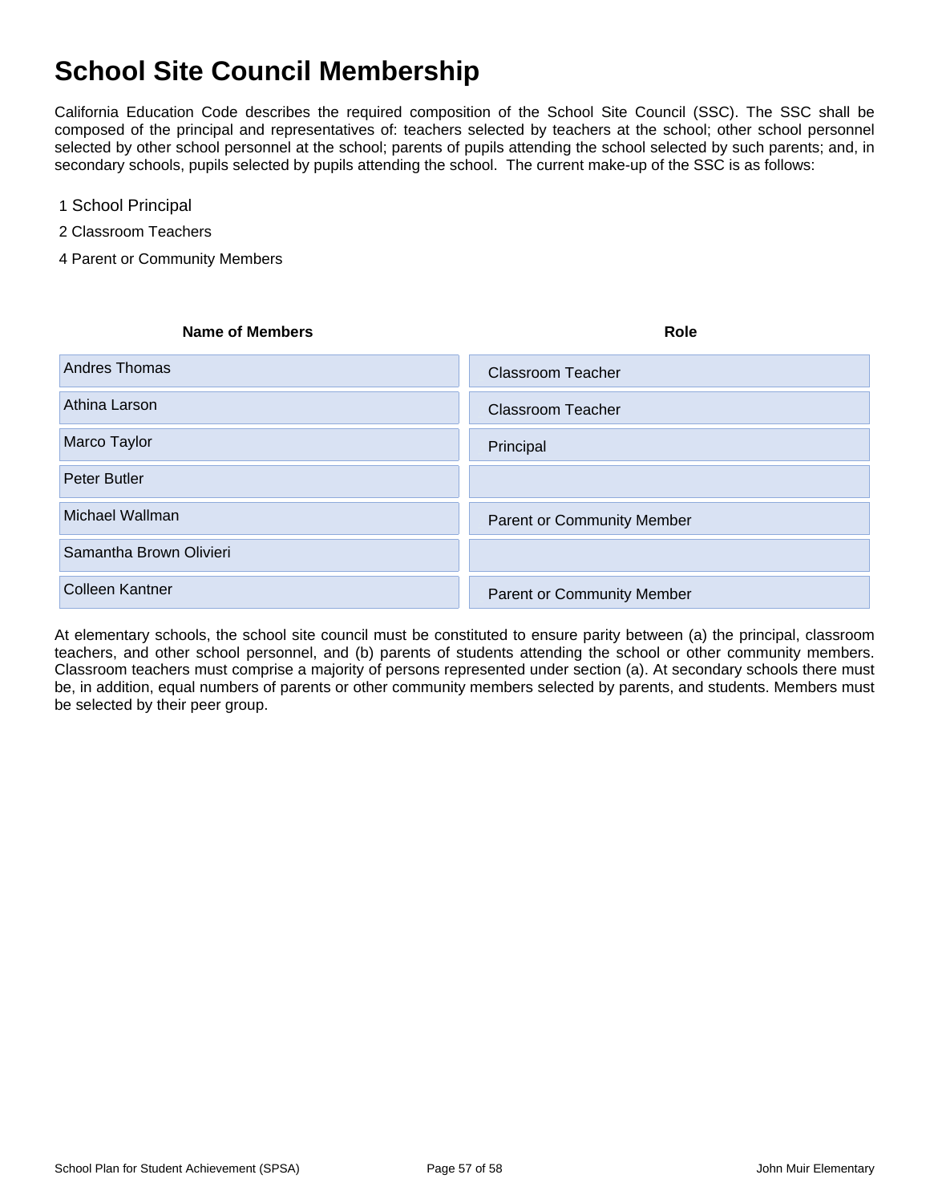# School Site Council Membership

California Education Code describes the required composition of the School Site Council (SSC). The SSC shall be composed of the principal and representatives of: teachers selected by teachers at the school; other school personnel selected by other school personnel at the school; parents of pupils attending the school selected by such parents; and, in secondary schools, pupils selected by pupils attending the school. The current make-up of the SSC is as follows:

1 School Principal

2 Classroom Teachers

4 Parent or Community Members

| Name of Members | Role |
| --- | --- |
| Andres Thomas | Classroom Teacher |
| Athina Larson | Classroom Teacher |
| Marco Taylor | Principal |
| Peter Butler | |
| Michael Wallman | Parent or Community Member |
| Samantha Brown Olivieri | |
| Colleen Kantner | Parent or Community Member |

At elementary schools, the school site council must be constituted to ensure parity between (a) the principal, classroom teachers, and other school personnel, and (b) parents of students attending the school or other community members. Classroom teachers must comprise a majority of persons represented under section (a). At secondary schools there must be, in addition, equal numbers of parents or other community members selected by parents, and students. Members must be selected by their peer group.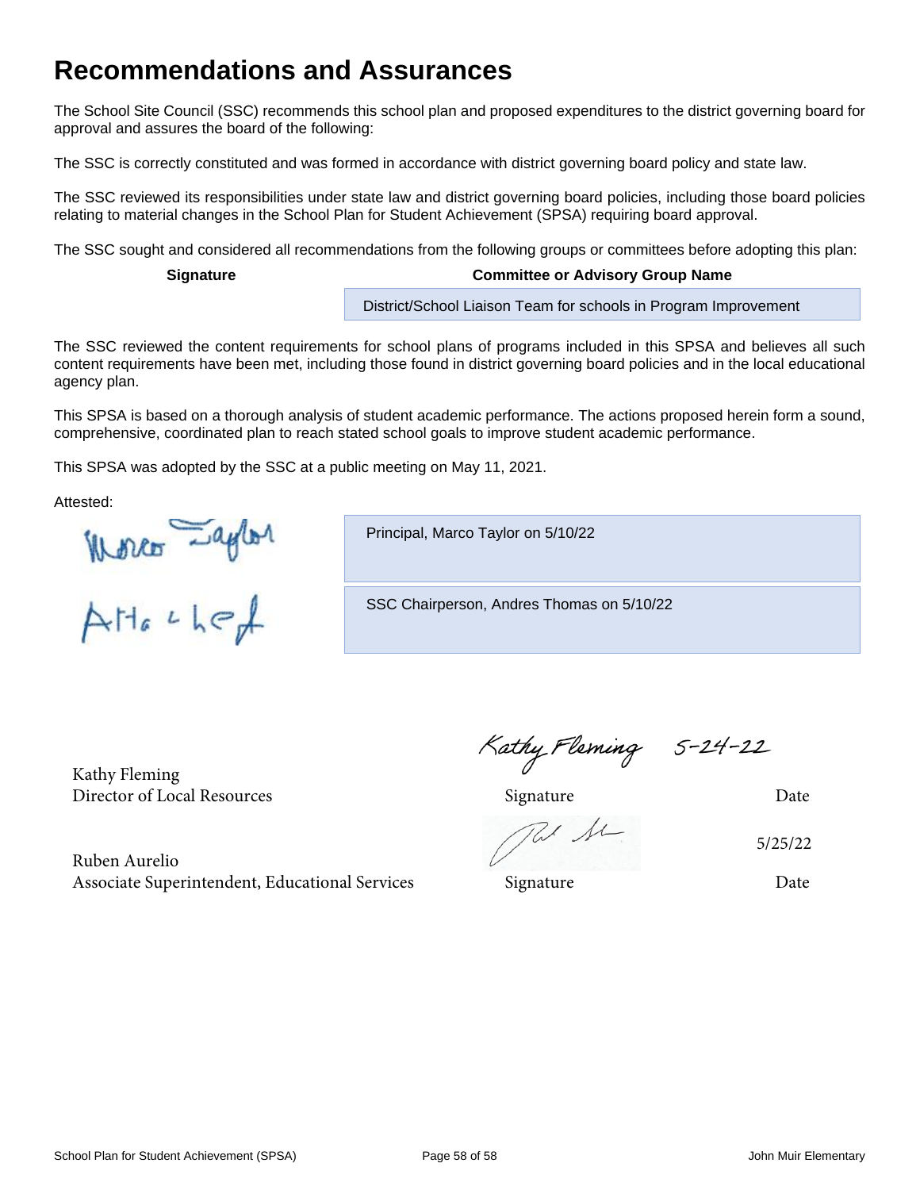# Recommendations and Assurances

The School Site Council (SSC) recommends this school plan and proposed expenditures to the district governing board for approval and assures the board of the following:

The SSC is correctly constituted and was formed in accordance with district governing board policy and state law.

The SSC reviewed its responsibilities under state law and district governing board policies, including those board policies relating to material changes in the School Plan for Student Achievement (SPSA) requiring board approval.

The SSC sought and considered all recommendations from the following groups or committees before adopting this plan:

| Signature | Committee or Advisory Group Name |
| --- | --- |
| | District/School Liaison Team for schools in Program Improvement |

The SSC reviewed the content requirements for school plans of programs included in this SPSA and believes all such content requirements have been met, including those found in district governing board policies and in the local educational agency plan.

This SPSA is based on a thorough analysis of student academic performance. The actions proposed herein form a sound, comprehensive, coordinated plan to reach stated school goals to improve student academic performance.

This SPSA was adopted by the SSC at a public meeting on May 11, 2021.

Attested:

| Signature | |
| --- | --- |
| Marco Taylor | Principal, Marco Taylor on 5/10/22 |
| Attached | SSC Chairperson, Andres Thomas on 5/10/22 |

| | Signature | Date |
| --- | --- | --- |
| Kathy Fleming<br>Director of Local Resources | Kathy Fleming | 5-24-22 |
| Ruben Aurelio<br>Associate Superintendent, Educational Services | [signature] | 5/25/22 |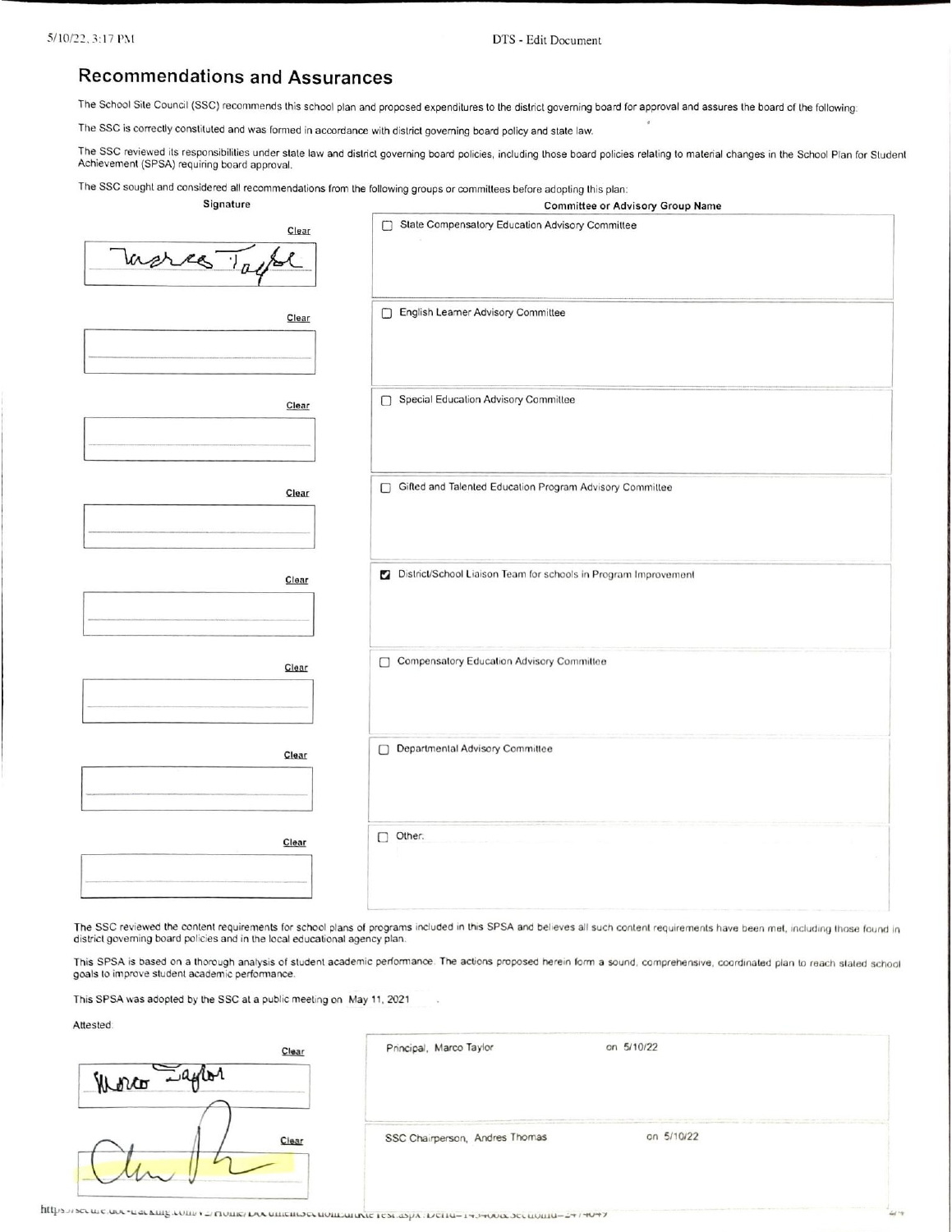## Recommendations and Assurances

The School Site Council (SSC) recommends this school plan and proposed expenditures to the district governing board for approval and assures the board of the following:

The SSC is correctly constituted and was formed in accordance with district governing board policy and state law.

The SSC reviewed its responsibilities under state law and district governing board policies, including those board policies relating to material changes in the School Plan for Student Achievement (SPSA) requiring board approval.

The SSC sought and considered all recommendations from the following groups or committees before adopting this plan:

| Signature | Committee or Advisory Group Name |
| --- | --- |
| [signature] | ☐ State Compensatory Education Advisory Committee |
| | ☐ English Learner Advisory Committee |
| | ☐ Special Education Advisory Committee |
| | ☐ Gifted and Talented Education Program Advisory Committee |
| | ☑ District/School Liaison Team for schools in Program Improvement |
| | ☐ Compensatory Education Advisory Committee |
| | ☐ Departmental Advisory Committee |
| | ☐ Other: |

The SSC reviewed the content requirements for school plans of programs included in this SPSA and believes all such content requirements have been met, including those found in district governing board policies and in the local educational agency plan.

This SPSA is based on a thorough analysis of student academic performance. The actions proposed herein form a sound, comprehensive, coordinated plan to reach stated school goals to improve student academic performance.

This SPSA was adopted by the SSC at a public meeting on May 11, 2021.

Attested:

| Signature | |
| --- | --- |
| [signature] | Principal, Marco Taylor on 5/10/22 |
| [signature] | SSC Chairperson, Andres Thomas on 5/10/22 |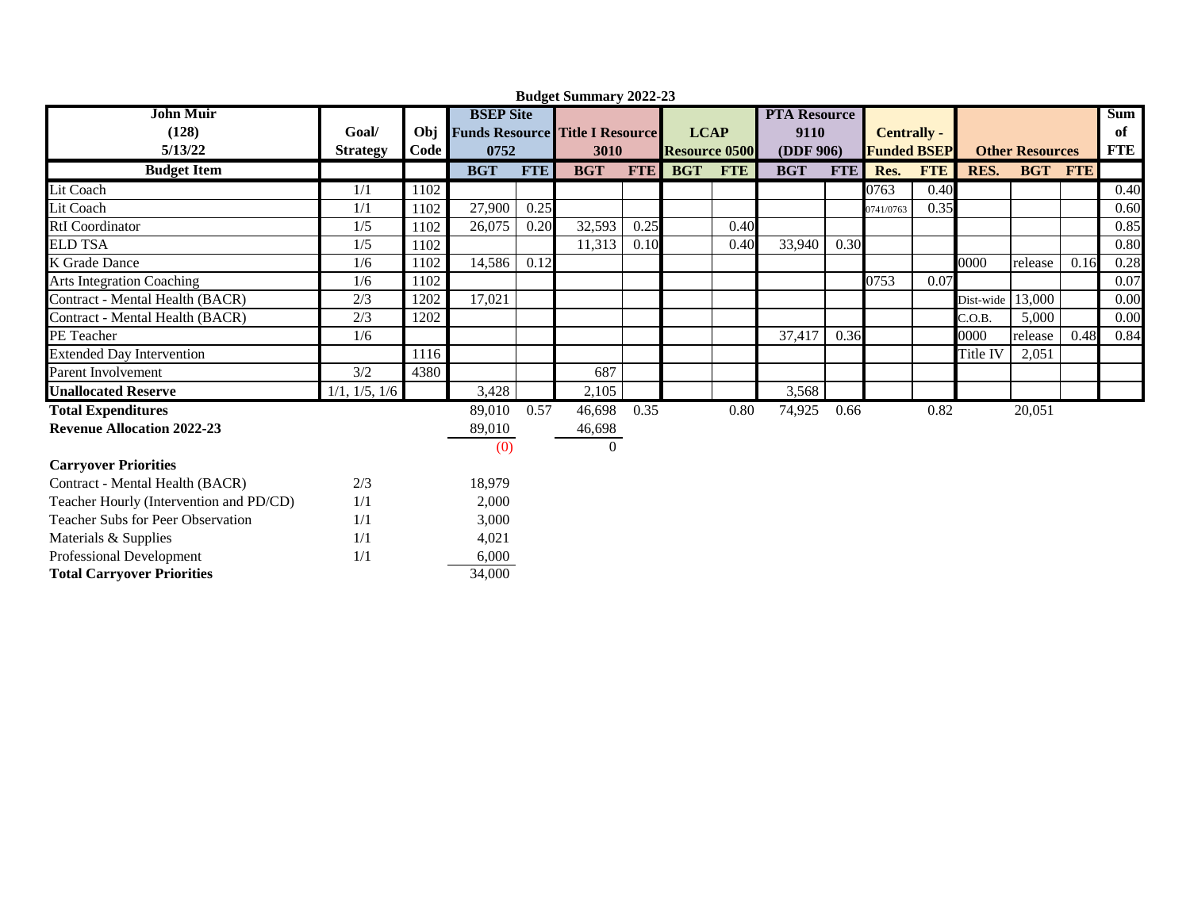**Budget Summary 2022-23**

| John Muir (128) 5/13/22 | Goal/ Strategy | Obj Code | BSEP Site Funds Resource 0752 | | Title I Resource 3010 | | LCAP Resource 0500 | | PTA Resource 9110 (DDF 906) | | Centrally - Funded BSEP | | Other Resources | | | Sum of FTE |
|---|---|---|---|---|---|---|---|---|---|---|---|---|---|---|---|---|
| **Budget Item** | | | **BGT** | **FTE** | **BGT** | **FTE** | **BGT** | **FTE** | **BGT** | **FTE** | **Res.** | **FTE** | **RES.** | **BGT** | **FTE** | |
| Lit Coach | 1/1 | 1102 | | | | | | | | | 0763 | 0.40 | | | | 0.40 |
| Lit Coach | 1/1 | 1102 | 27,900 | 0.25 | | | | | | | 0741/0763 | 0.35 | | | | 0.60 |
| RtI Coordinator | 1/5 | 1102 | 26,075 | 0.20 | 32,593 | 0.25 | | 0.40 | | | | | | | | 0.85 |
| ELD TSA | 1/5 | 1102 | | | 11,313 | 0.10 | | 0.40 | 33,940 | 0.30 | | | | | | 0.80 |
| K Grade Dance | 1/6 | 1102 | 14,586 | 0.12 | | | | | | | | | 0000 | release | 0.16 | 0.28 |
| Arts Integration Coaching | 1/6 | 1102 | | | | | | | | | 0753 | 0.07 | | | | 0.07 |
| Contract - Mental Health (BACR) | 2/3 | 1202 | 17,021 | | | | | | | | | | Dist-wide | 13,000 | | 0.00 |
| Contract - Mental Health (BACR) | 2/3 | 1202 | | | | | | | | | | | C.O.B. | 5,000 | | 0.00 |
| PE Teacher | 1/6 | | | | | | | | 37,417 | 0.36 | | | 0000 | release | 0.48 | 0.84 |
| Extended Day Intervention | | 1116 | | | | | | | | | | | Title IV | 2,051 | | |
| Parent Involvement | 3/2 | 4380 | | | 687 | | | | | | | | | | | |
| **Unallocated Reserve** | 1/1, 1/5, 1/6 | | 3,428 | | 2,105 | | | | 3,568 | | | | | | | |
| **Total Expenditures** | | | 89,010 | 0.57 | 46,698 | 0.35 | | 0.80 | 74,925 | 0.66 | | 0.82 | | 20,051 | | |
| **Revenue Allocation 2022-23** | | | 89,010 | | 46,698 | | | | | | | | | | | |
| | | | (0) | | 0 | | | | | | | | | | | |

**Carryover Priorities**

| | | |
|---|---|---|
| Contract - Mental Health (BACR) | 2/3 | 18,979 |
| Teacher Hourly (Intervention and PD/CD) | 1/1 | 2,000 |
| Teacher Subs for Peer Observation | 1/1 | 3,000 |
| Materials & Supplies | 1/1 | 4,021 |
| Professional Development | 1/1 | 6,000 |
| **Total Carryover Priorities** | | 34,000 |